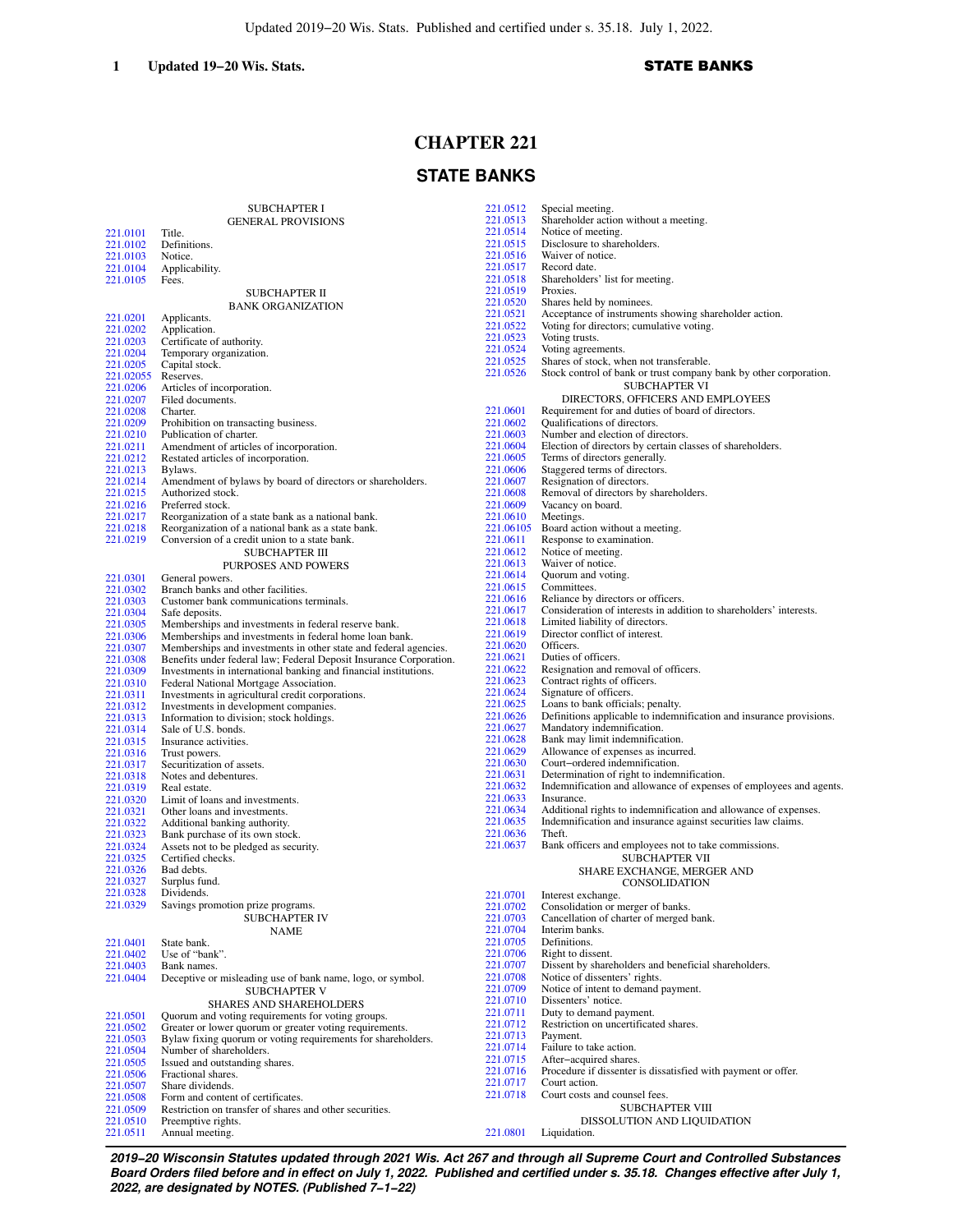# CHAPTER 221

## STATE BANKS

SUBCHAPTER I
GENERAL PROVISIONS

221.0101 Title.
221.0102 Definitions.
221.0103 Notice.
221.0104 Applicability.
221.0105 Fees.

SUBCHAPTER II
BANK ORGANIZATION

221.0201 Applicants.
221.0202 Application.
221.0203 Certificate of authority.
221.0204 Temporary organization.
221.0205 Capital stock.
221.02055 Reserves.
221.0206 Articles of incorporation.
221.0207 Filed documents.
221.0208 Charter.
221.0209 Prohibition on transacting business.
221.0210 Publication of charter.
221.0211 Amendment of articles of incorporation.
221.0212 Restated articles of incorporation.
221.0213 Bylaws.
221.0214 Amendment of bylaws by board of directors or shareholders.
221.0215 Authorized stock.
221.0216 Preferred stock.
221.0217 Reorganization of a state bank as a national bank.
221.0218 Reorganization of a national bank as a state bank.
221.0219 Conversion of a credit union to a state bank.

SUBCHAPTER III
PURPOSES AND POWERS

221.0301 General powers.
221.0302 Branch banks and other facilities.
221.0303 Customer bank communications terminals.
221.0304 Safe deposits.
221.0305 Memberships and investments in federal reserve bank.
221.0306 Memberships and investments in federal home loan bank.
221.0307 Memberships and investments in other state and federal agencies.
221.0308 Benefits under federal law; Federal Deposit Insurance Corporation.
221.0309 Investments in international banking and financial institutions.
221.0310 Federal National Mortgage Association.
221.0311 Investments in agricultural credit corporations.
221.0312 Investments in development companies.
221.0313 Information to division; stock holdings.
221.0314 Sale of U.S. bonds.
221.0315 Insurance activities.
221.0316 Trust powers.
221.0317 Securitization of assets.
221.0318 Notes and debentures.
221.0319 Real estate.
221.0320 Limit of loans and investments.
221.0321 Other loans and investments.
221.0322 Additional banking authority.
221.0323 Bank purchase of its own stock.
221.0324 Assets not to be pledged as security.
221.0325 Certified checks.
221.0326 Bad debts.
221.0327 Surplus fund.
221.0328 Dividends.
221.0329 Savings promotion prize programs.

SUBCHAPTER IV
NAME

221.0401 State bank.
221.0402 Use of "bank".
221.0403 Bank names.
221.0404 Deceptive or misleading use of bank name, logo, or symbol.

SUBCHAPTER V
SHARES AND SHAREHOLDERS

221.0501 Quorum and voting requirements for voting groups.
221.0502 Greater or lower quorum or greater voting requirements.
221.0503 Bylaw fixing quorum or voting requirements for shareholders.
221.0504 Number of shareholders.
221.0505 Issued and outstanding shares.
221.0506 Fractional shares.
221.0507 Share dividends.
221.0508 Form and content of certificates.
221.0509 Restriction on transfer of shares and other securities.
221.0510 Preemptive rights.
221.0511 Annual meeting.
221.0512 Special meeting.
221.0513 Shareholder action without a meeting.
221.0514 Notice of meeting.
221.0515 Disclosure to shareholders.
221.0516 Waiver of notice.
221.0517 Record date.
221.0518 Shareholders' list for meeting.
221.0519 Proxies.
221.0520 Shares held by nominees.
221.0521 Acceptance of instruments showing shareholder action.
221.0522 Voting for directors; cumulative voting.
221.0523 Voting trusts.
221.0524 Voting agreements.
221.0525 Shares of stock, when not transferable.
221.0526 Stock control of bank or trust company bank by other corporation.

SUBCHAPTER VI
DIRECTORS, OFFICERS AND EMPLOYEES

221.0601 Requirement for and duties of board of directors.
221.0602 Qualifications of directors.
221.0603 Number and election of directors.
221.0604 Election of directors by certain classes of shareholders.
221.0605 Terms of directors generally.
221.0606 Staggered terms of directors.
221.0607 Resignation of directors.
221.0608 Removal of directors by shareholders.
221.0609 Vacancy on board.
221.0610 Meetings.
221.06105 Board action without a meeting.
221.0611 Response to examination.
221.0612 Notice of meeting.
221.0613 Waiver of notice.
221.0614 Quorum and voting.
221.0615 Committees.
221.0616 Reliance by directors or officers.
221.0617 Consideration of interests in addition to shareholders' interests.
221.0618 Limited liability of directors.
221.0619 Director conflict of interest.
221.0620 Officers.
221.0621 Duties of officers.
221.0622 Resignation and removal of officers.
221.0623 Contract rights of officers.
221.0624 Signature of officers.
221.0625 Loans to bank officials; penalty.
221.0626 Definitions applicable to indemnification and insurance provisions.
221.0627 Mandatory indemnification.
221.0628 Bank may limit indemnification.
221.0629 Allowance of expenses as incurred.
221.0630 Court–ordered indemnification.
221.0631 Determination of right to indemnification.
221.0632 Indemnification and allowance of expenses of employees and agents.
221.0633 Insurance.
221.0634 Additional rights to indemnification and allowance of expenses.
221.0635 Indemnification and insurance against securities law claims.
221.0636 Theft.
221.0637 Bank officers and employees not to take commissions.

SUBCHAPTER VII
SHARE EXCHANGE, MERGER AND CONSOLIDATION

221.0701 Interest exchange.
221.0702 Consolidation or merger of banks.
221.0703 Cancellation of charter of merged bank.
221.0704 Interim banks.
221.0705 Definitions.
221.0706 Right to dissent.
221.0707 Dissent by shareholders and beneficial shareholders.
221.0708 Notice of dissenters' rights.
221.0709 Notice of intent to demand payment.
221.0710 Dissenters' notice.
221.0711 Duty to demand payment.
221.0712 Restriction on uncertificated shares.
221.0713 Payment.
221.0714 Failure to take action.
221.0715 After–acquired shares.
221.0716 Procedure if dissenter is dissatisfied with payment or offer.
221.0717 Court action.
221.0718 Court costs and counsel fees.

SUBCHAPTER VIII
DISSOLUTION AND LIQUIDATION

221.0801 Liquidation.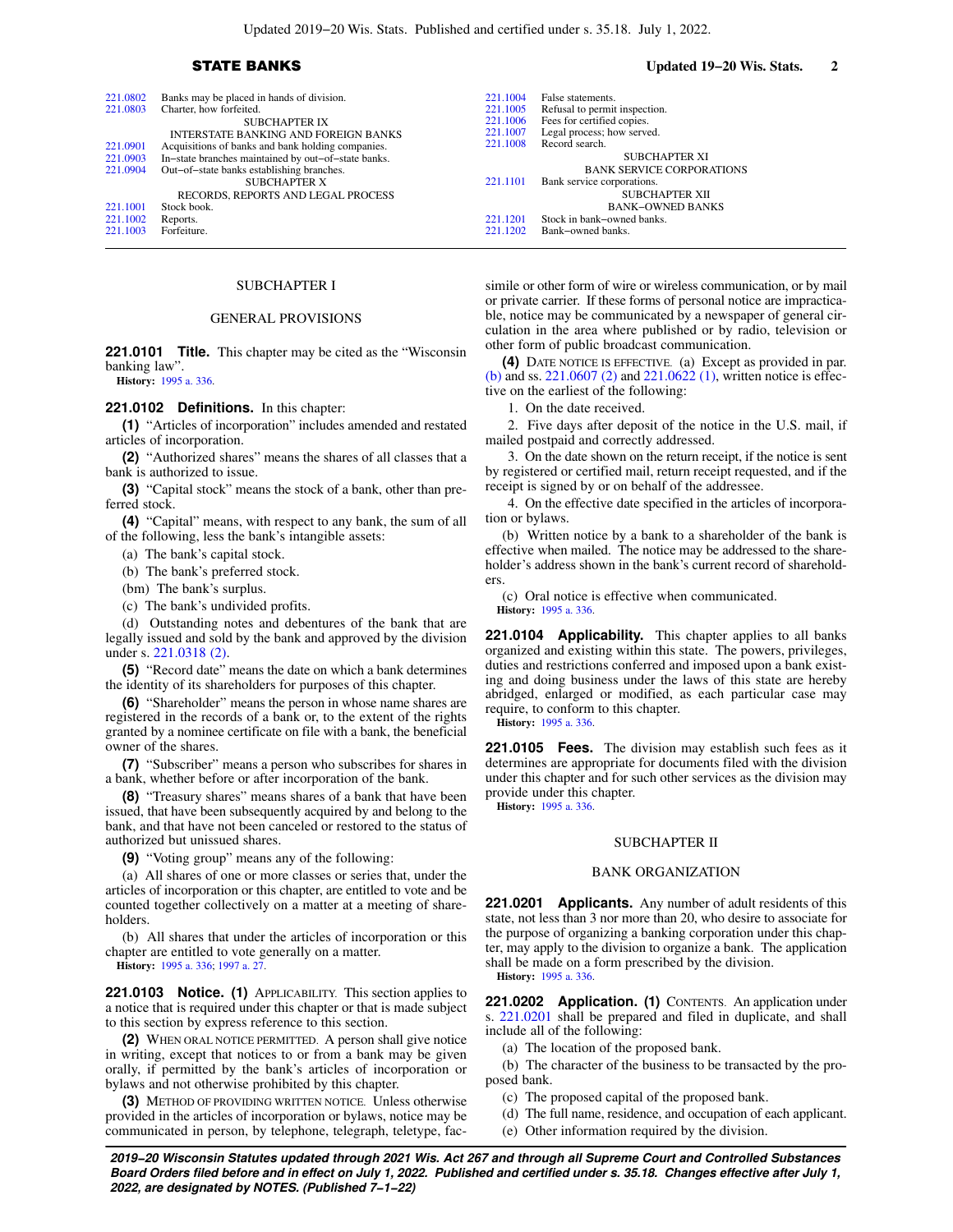| | |
|---|---|
| 221.0802 | Banks may be placed in hands of division. |
| 221.0803 | Charter, how forfeited. |
| | SUBCHAPTER IX |
| | INTERSTATE BANKING AND FOREIGN BANKS |
| 221.0901 | Acquisitions of banks and bank holding companies. |
| 221.0903 | In−state branches maintained by out−of−state banks. |
| 221.0904 | Out−of−state banks establishing branches. |
| | SUBCHAPTER X |
| | RECORDS, REPORTS AND LEGAL PROCESS |
| 221.1001 | Stock book. |
| 221.1002 | Reports. |
| 221.1003 | Forfeiture. |
| 221.1004 | False statements. |
| 221.1005 | Refusal to permit inspection. |
| 221.1006 | Fees for certified copies. |
| 221.1007 | Legal process; how served. |
| 221.1008 | Record search. |
| | SUBCHAPTER XI |
| | BANK SERVICE CORPORATIONS |
| 221.1101 | Bank service corporations. |
| | SUBCHAPTER XII |
| | BANK−OWNED BANKS |
| 221.1201 | Stock in bank−owned banks. |
| 221.1202 | Bank−owned banks. |

## SUBCHAPTER I

## GENERAL PROVISIONS

**221.0101 Title.** This chapter may be cited as the "Wisconsin banking law".

**History:** 1995 a. 336.

**221.0102 Definitions.** In this chapter:

**(1)** "Articles of incorporation" includes amended and restated articles of incorporation.

**(2)** "Authorized shares" means the shares of all classes that a bank is authorized to issue.

**(3)** "Capital stock" means the stock of a bank, other than preferred stock.

**(4)** "Capital" means, with respect to any bank, the sum of all of the following, less the bank's intangible assets:

(a) The bank's capital stock.

(b) The bank's preferred stock.

(bm) The bank's surplus.

(c) The bank's undivided profits.

(d) Outstanding notes and debentures of the bank that are legally issued and sold by the bank and approved by the division under s. 221.0318 (2).

**(5)** "Record date" means the date on which a bank determines the identity of its shareholders for purposes of this chapter.

**(6)** "Shareholder" means the person in whose name shares are registered in the records of a bank or, to the extent of the rights granted by a nominee certificate on file with a bank, the beneficial owner of the shares.

**(7)** "Subscriber" means a person who subscribes for shares in a bank, whether before or after incorporation of the bank.

**(8)** "Treasury shares" means shares of a bank that have been issued, that have been subsequently acquired by and belong to the bank, and that have not been canceled or restored to the status of authorized but unissued shares.

**(9)** "Voting group" means any of the following:

(a) All shares of one or more classes or series that, under the articles of incorporation or this chapter, are entitled to vote and be counted together collectively on a matter at a meeting of shareholders.

(b) All shares that under the articles of incorporation or this chapter are entitled to vote generally on a matter.

**History:** 1995 a. 336; 1997 a. 27.

**221.0103 Notice. (1)** APPLICABILITY. This section applies to a notice that is required under this chapter or that is made subject to this section by express reference to this section.

**(2)** WHEN ORAL NOTICE PERMITTED. A person shall give notice in writing, except that notices to or from a bank may be given orally, if permitted by the bank's articles of incorporation or bylaws and not otherwise prohibited by this chapter.

**(3)** METHOD OF PROVIDING WRITTEN NOTICE. Unless otherwise provided in the articles of incorporation or bylaws, notice may be communicated in person, by telephone, telegraph, teletype, facsimile or other form of wire or wireless communication, or by mail or private carrier. If these forms of personal notice are impracticable, notice may be communicated by a newspaper of general circulation in the area where published or by radio, television or other form of public broadcast communication.

**(4)** DATE NOTICE IS EFFECTIVE. (a) Except as provided in par. (b) and ss. 221.0607 (2) and 221.0622 (1), written notice is effective on the earliest of the following:

1. On the date received.

2. Five days after deposit of the notice in the U.S. mail, if mailed postpaid and correctly addressed.

3. On the date shown on the return receipt, if the notice is sent by registered or certified mail, return receipt requested, and if the receipt is signed by or on behalf of the addressee.

4. On the effective date specified in the articles of incorporation or bylaws.

(b) Written notice by a bank to a shareholder of the bank is effective when mailed. The notice may be addressed to the shareholder's address shown in the bank's current record of shareholders.

(c) Oral notice is effective when communicated.

**History:** 1995 a. 336.

**221.0104 Applicability.** This chapter applies to all banks organized and existing within this state. The powers, privileges, duties and restrictions conferred and imposed upon a bank existing and doing business under the laws of this state are hereby abridged, enlarged or modified, as each particular case may require, to conform to this chapter.

**History:** 1995 a. 336.

**221.0105 Fees.** The division may establish such fees as it determines are appropriate for documents filed with the division under this chapter and for such other services as the division may provide under this chapter.

**History:** 1995 a. 336.

## SUBCHAPTER II

## BANK ORGANIZATION

**221.0201 Applicants.** Any number of adult residents of this state, not less than 3 nor more than 20, who desire to associate for the purpose of organizing a banking corporation under this chapter, may apply to the division to organize a bank. The application shall be made on a form prescribed by the division.

**History:** 1995 a. 336.

**221.0202 Application. (1)** CONTENTS. An application under s. 221.0201 shall be prepared and filed in duplicate, and shall include all of the following:

(a) The location of the proposed bank.

(b) The character of the business to be transacted by the proposed bank.

(c) The proposed capital of the proposed bank.

(d) The full name, residence, and occupation of each applicant.

(e) Other information required by the division.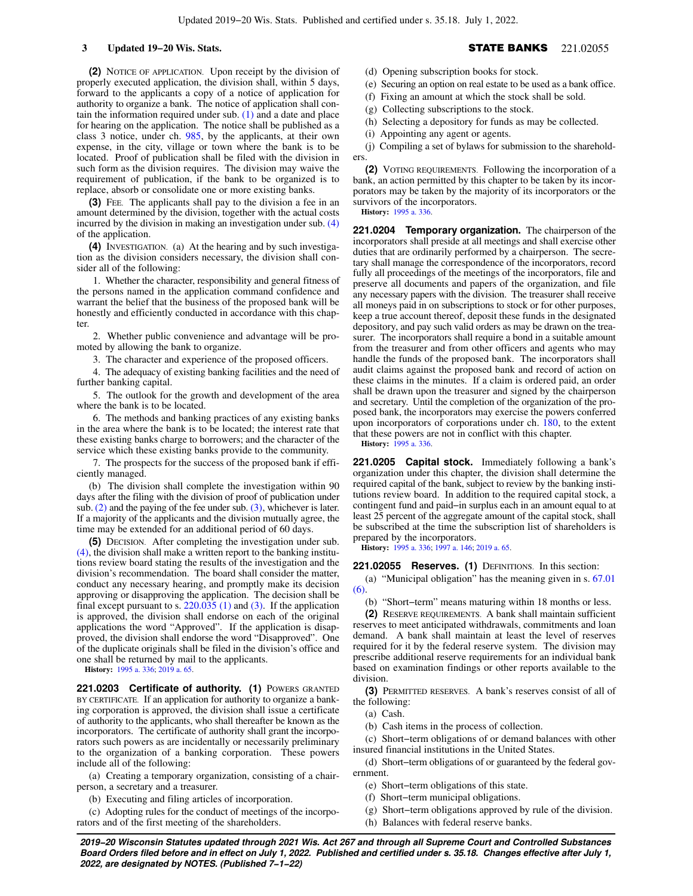**(2)** NOTICE OF APPLICATION. Upon receipt by the division of properly executed application, the division shall, within 5 days, forward to the applicants a copy of a notice of application for authority to organize a bank. The notice of application shall contain the information required under sub. (1) and a date and place for hearing on the application. The notice shall be published as a class 3 notice, under ch. 985, by the applicants, at their own expense, in the city, village or town where the bank is to be located. Proof of publication shall be filed with the division in such form as the division requires. The division may waive the requirement of publication, if the bank to be organized is to replace, absorb or consolidate one or more existing banks.

**(3)** FEE. The applicants shall pay to the division a fee in an amount determined by the division, together with the actual costs incurred by the division in making an investigation under sub. (4) of the application.

**(4)** INVESTIGATION. (a) At the hearing and by such investigation as the division considers necessary, the division shall consider all of the following:

1. Whether the character, responsibility and general fitness of the persons named in the application command confidence and warrant the belief that the business of the proposed bank will be honestly and efficiently conducted in accordance with this chapter.

2. Whether public convenience and advantage will be promoted by allowing the bank to organize.

3. The character and experience of the proposed officers.

4. The adequacy of existing banking facilities and the need of further banking capital.

5. The outlook for the growth and development of the area where the bank is to be located.

6. The methods and banking practices of any existing banks in the area where the bank is to be located; the interest rate that these existing banks charge to borrowers; and the character of the service which these existing banks provide to the community.

7. The prospects for the success of the proposed bank if efficiently managed.

(b) The division shall complete the investigation within 90 days after the filing with the division of proof of publication under sub. (2) and the paying of the fee under sub. (3), whichever is later. If a majority of the applicants and the division mutually agree, the time may be extended for an additional period of 60 days.

**(5)** DECISION. After completing the investigation under sub. (4), the division shall make a written report to the banking institutions review board stating the results of the investigation and the division's recommendation. The board shall consider the matter, conduct any necessary hearing, and promptly make its decision approving or disapproving the application. The decision shall be final except pursuant to s. 220.035 (1) and (3). If the application is approved, the division shall endorse on each of the original applications the word "Approved". If the application is disapproved, the division shall endorse the word "Disapproved". One of the duplicate originals shall be filed in the division's office and one shall be returned by mail to the applicants.

**History:** 1995 a. 336; 2019 a. 65.

**221.0203 Certificate of authority. (1)** POWERS GRANTED BY CERTIFICATE. If an application for authority to organize a banking corporation is approved, the division shall issue a certificate of authority to the applicants, who shall thereafter be known as the incorporators. The certificate of authority shall grant the incorporators such powers as are incidentally or necessarily preliminary to the organization of a banking corporation. These powers include all of the following:

(a) Creating a temporary organization, consisting of a chairperson, a secretary and a treasurer.

(b) Executing and filing articles of incorporation.

(c) Adopting rules for the conduct of meetings of the incorporators and of the first meeting of the shareholders.

(d) Opening subscription books for stock.

(e) Securing an option on real estate to be used as a bank office.

(f) Fixing an amount at which the stock shall be sold.

(g) Collecting subscriptions to the stock.

(h) Selecting a depository for funds as may be collected.

(i) Appointing any agent or agents.

(j) Compiling a set of bylaws for submission to the shareholders.

**(2)** VOTING REQUIREMENTS. Following the incorporation of a bank, an action permitted by this chapter to be taken by its incorporators may be taken by the majority of its incorporators or the survivors of the incorporators.

**History:** 1995 a. 336.

**221.0204 Temporary organization.** The chairperson of the incorporators shall preside at all meetings and shall exercise other duties that are ordinarily performed by a chairperson. The secretary shall manage the correspondence of the incorporators, record fully all proceedings of the meetings of the incorporators, file and preserve all documents and papers of the organization, and file any necessary papers with the division. The treasurer shall receive all moneys paid in on subscriptions to stock or for other purposes, keep a true account thereof, deposit these funds in the designated depository, and pay such valid orders as may be drawn on the treasurer. The incorporators shall require a bond in a suitable amount from the treasurer and from other officers and agents who may handle the funds of the proposed bank. The incorporators shall audit claims against the proposed bank and record of action on these claims in the minutes. If a claim is ordered paid, an order shall be drawn upon the treasurer and signed by the chairperson and secretary. Until the completion of the organization of the proposed bank, the incorporators may exercise the powers conferred upon incorporators of corporations under ch. 180, to the extent that these powers are not in conflict with this chapter.

**History:** 1995 a. 336.

**221.0205 Capital stock.** Immediately following a bank's organization under this chapter, the division shall determine the required capital of the bank, subject to review by the banking institutions review board. In addition to the required capital stock, a contingent fund and paid−in surplus each in an amount equal to at least 25 percent of the aggregate amount of the capital stock, shall be subscribed at the time the subscription list of shareholders is prepared by the incorporators.

**History:** 1995 a. 336; 1997 a. 146; 2019 a. 65.

**221.02055 Reserves. (1)** DEFINITIONS. In this section:

(a) "Municipal obligation" has the meaning given in s. 67.01 (6).

(b) "Short−term" means maturing within 18 months or less.

**(2)** RESERVE REQUIREMENTS. A bank shall maintain sufficient reserves to meet anticipated withdrawals, commitments and loan demand. A bank shall maintain at least the level of reserves required for it by the federal reserve system. The division may prescribe additional reserve requirements for an individual bank based on examination findings or other reports available to the division.

**(3)** PERMITTED RESERVES. A bank's reserves consist of all of the following:

(a) Cash.

(b) Cash items in the process of collection.

(c) Short−term obligations of or demand balances with other insured financial institutions in the United States.

(d) Short−term obligations of or guaranteed by the federal government.

(e) Short−term obligations of this state.

(f) Short−term municipal obligations.

(g) Short−term obligations approved by rule of the division.

(h) Balances with federal reserve banks.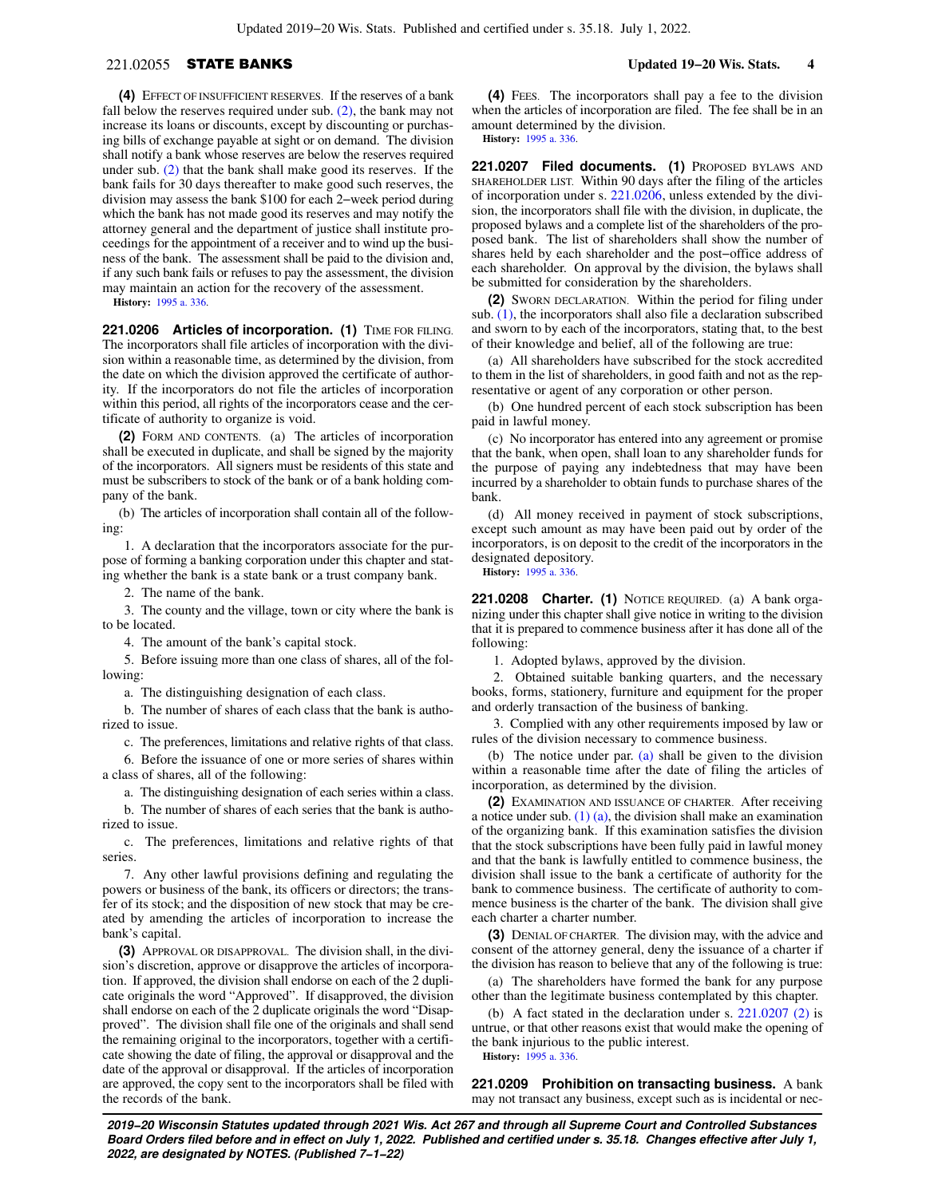**(4)** EFFECT OF INSUFFICIENT RESERVES. If the reserves of a bank fall below the reserves required under sub. (2), the bank may not increase its loans or discounts, except by discounting or purchasing bills of exchange payable at sight or on demand. The division shall notify a bank whose reserves are below the reserves required under sub. (2) that the bank shall make good its reserves. If the bank fails for 30 days thereafter to make good such reserves, the division may assess the bank $100 for each 2−week period during which the bank has not made good its reserves and may notify the attorney general and the department of justice shall institute proceedings for the appointment of a receiver and to wind up the business of the bank. The assessment shall be paid to the division and, if any such bank fails or refuses to pay the assessment, the division may maintain an action for the recovery of the assessment.

**History:** 1995 a. 336.

**221.0206 Articles of incorporation. (1)** TIME FOR FILING. The incorporators shall file articles of incorporation with the division within a reasonable time, as determined by the division, from the date on which the division approved the certificate of authority. If the incorporators do not file the articles of incorporation within this period, all rights of the incorporators cease and the certificate of authority to organize is void.

**(2)** FORM AND CONTENTS. (a) The articles of incorporation shall be executed in duplicate, and shall be signed by the majority of the incorporators. All signers must be residents of this state and must be subscribers to stock of the bank or of a bank holding company of the bank.

(b) The articles of incorporation shall contain all of the following:

1. A declaration that the incorporators associate for the purpose of forming a banking corporation under this chapter and stating whether the bank is a state bank or a trust company bank.

2. The name of the bank.

3. The county and the village, town or city where the bank is to be located.

4. The amount of the bank's capital stock.

5. Before issuing more than one class of shares, all of the following:

a. The distinguishing designation of each class.

b. The number of shares of each class that the bank is authorized to issue.

c. The preferences, limitations and relative rights of that class.

6. Before the issuance of one or more series of shares within a class of shares, all of the following:

a. The distinguishing designation of each series within a class.

b. The number of shares of each series that the bank is authorized to issue.

c. The preferences, limitations and relative rights of that series.

7. Any other lawful provisions defining and regulating the powers or business of the bank, its officers or directors; the transfer of its stock; and the disposition of new stock that may be created by amending the articles of incorporation to increase the bank's capital.

**(3)** APPROVAL OR DISAPPROVAL. The division shall, in the division's discretion, approve or disapprove the articles of incorporation. If approved, the division shall endorse on each of the 2 duplicate originals the word "Approved". If disapproved, the division shall endorse on each of the 2 duplicate originals the word "Disapproved". The division shall file one of the originals and shall send the remaining original to the incorporators, together with a certificate showing the date of filing, the approval or disapproval and the date of the approval or disapproval. If the articles of incorporation are approved, the copy sent to the incorporators shall be filed with the records of the bank.

**(4)** FEES. The incorporators shall pay a fee to the division when the articles of incorporation are filed. The fee shall be in an amount determined by the division.

**History:** 1995 a. 336.

**221.0207 Filed documents. (1)** PROPOSED BYLAWS AND SHAREHOLDER LIST. Within 90 days after the filing of the articles of incorporation under s. 221.0206, unless extended by the division, the incorporators shall file with the division, in duplicate, the proposed bylaws and a complete list of the shareholders of the proposed bank. The list of shareholders shall show the number of shares held by each shareholder and the post−office address of each shareholder. On approval by the division, the bylaws shall be submitted for consideration by the shareholders.

**(2)** SWORN DECLARATION. Within the period for filing under sub. (1), the incorporators shall also file a declaration subscribed and sworn to by each of the incorporators, stating that, to the best of their knowledge and belief, all of the following are true:

(a) All shareholders have subscribed for the stock accredited to them in the list of shareholders, in good faith and not as the representative or agent of any corporation or other person.

(b) One hundred percent of each stock subscription has been paid in lawful money.

(c) No incorporator has entered into any agreement or promise that the bank, when open, shall loan to any shareholder funds for the purpose of paying any indebtedness that may have been incurred by a shareholder to obtain funds to purchase shares of the bank.

(d) All money received in payment of stock subscriptions, except such amount as may have been paid out by order of the incorporators, is on deposit to the credit of the incorporators in the designated depository.

**History:** 1995 a. 336.

**221.0208 Charter. (1)** NOTICE REQUIRED. (a) A bank organizing under this chapter shall give notice in writing to the division that it is prepared to commence business after it has done all of the following:

1. Adopted bylaws, approved by the division.

2. Obtained suitable banking quarters, and the necessary books, forms, stationery, furniture and equipment for the proper and orderly transaction of the business of banking.

3. Complied with any other requirements imposed by law or rules of the division necessary to commence business.

(b) The notice under par. (a) shall be given to the division within a reasonable time after the date of filing the articles of incorporation, as determined by the division.

**(2)** EXAMINATION AND ISSUANCE OF CHARTER. After receiving a notice under sub. (1) (a), the division shall make an examination of the organizing bank. If this examination satisfies the division that the stock subscriptions have been fully paid in lawful money and that the bank is lawfully entitled to commence business, the division shall issue to the bank a certificate of authority for the bank to commence business. The certificate of authority to commence business is the charter of the bank. The division shall give each charter a charter number.

**(3)** DENIAL OF CHARTER. The division may, with the advice and consent of the attorney general, deny the issuance of a charter if the division has reason to believe that any of the following is true:

(a) The shareholders have formed the bank for any purpose other than the legitimate business contemplated by this chapter.

(b) A fact stated in the declaration under s. 221.0207 (2) is untrue, or that other reasons exist that would make the opening of the bank injurious to the public interest.

**History:** 1995 a. 336.

**221.0209 Prohibition on transacting business.** A bank may not transact any business, except such as is incidental or nec-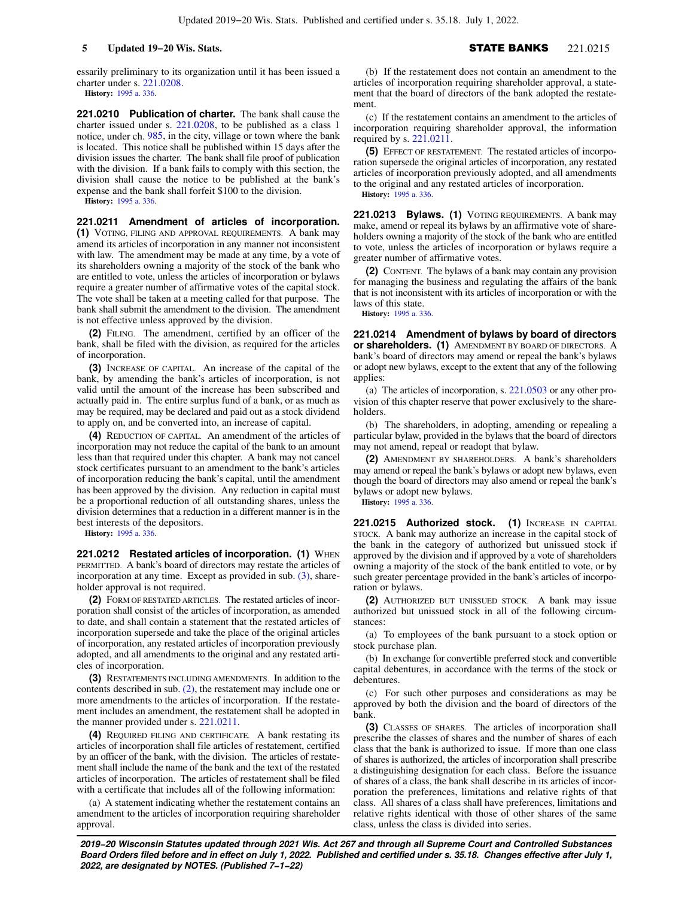essarily preliminary to its organization until it has been issued a charter under s. 221.0208.

**History:** 1995 a. 336.

**221.0210 Publication of charter.** The bank shall cause the charter issued under s. 221.0208, to be published as a class 1 notice, under ch. 985, in the city, village or town where the bank is located. This notice shall be published within 15 days after the division issues the charter. The bank shall file proof of publication with the division. If a bank fails to comply with this section, the division shall cause the notice to be published at the bank's expense and the bank shall forfeit $100 to the division.

**History:** 1995 a. 336.

**221.0211 Amendment of articles of incorporation.** **(1)** VOTING, FILING AND APPROVAL REQUIREMENTS. A bank may amend its articles of incorporation in any manner not inconsistent with law. The amendment may be made at any time, by a vote of its shareholders owning a majority of the stock of the bank who are entitled to vote, unless the articles of incorporation or bylaws require a greater number of affirmative votes of the capital stock. The vote shall be taken at a meeting called for that purpose. The bank shall submit the amendment to the division. The amendment is not effective unless approved by the division.

**(2)** FILING. The amendment, certified by an officer of the bank, shall be filed with the division, as required for the articles of incorporation.

**(3)** INCREASE OF CAPITAL. An increase of the capital of the bank, by amending the bank's articles of incorporation, is not valid until the amount of the increase has been subscribed and actually paid in. The entire surplus fund of a bank, or as much as may be required, may be declared and paid out as a stock dividend to apply on, and be converted into, an increase of capital.

**(4)** REDUCTION OF CAPITAL. An amendment of the articles of incorporation may not reduce the capital of the bank to an amount less than that required under this chapter. A bank may not cancel stock certificates pursuant to an amendment to the bank's articles of incorporation reducing the bank's capital, until the amendment has been approved by the division. Any reduction in capital must be a proportional reduction of all outstanding shares, unless the division determines that a reduction in a different manner is in the best interests of the depositors.

**History:** 1995 a. 336.

**221.0212 Restated articles of incorporation.** **(1)** WHEN PERMITTED. A bank's board of directors may restate the articles of incorporation at any time. Except as provided in sub. (3), shareholder approval is not required.

**(2)** FORM OF RESTATED ARTICLES. The restated articles of incorporation shall consist of the articles of incorporation, as amended to date, and shall contain a statement that the restated articles of incorporation supersede and take the place of the original articles of incorporation, any restated articles of incorporation previously adopted, and all amendments to the original and any restated articles of incorporation.

**(3)** RESTATEMENTS INCLUDING AMENDMENTS. In addition to the contents described in sub. (2), the restatement may include one or more amendments to the articles of incorporation. If the restatement includes an amendment, the restatement shall be adopted in the manner provided under s. 221.0211.

**(4)** REQUIRED FILING AND CERTIFICATE. A bank restating its articles of incorporation shall file articles of restatement, certified by an officer of the bank, with the division. The articles of restatement shall include the name of the bank and the text of the restated articles of incorporation. The articles of restatement shall be filed with a certificate that includes all of the following information:

(a) A statement indicating whether the restatement contains an amendment to the articles of incorporation requiring shareholder approval.

(b) If the restatement does not contain an amendment to the articles of incorporation requiring shareholder approval, a statement that the board of directors of the bank adopted the restatement.

(c) If the restatement contains an amendment to the articles of incorporation requiring shareholder approval, the information required by s. 221.0211.

**(5)** EFFECT OF RESTATEMENT. The restated articles of incorporation supersede the original articles of incorporation, any restated articles of incorporation previously adopted, and all amendments to the original and any restated articles of incorporation.

**History:** 1995 a. 336.

**221.0213 Bylaws.** **(1)** VOTING REQUIREMENTS. A bank may make, amend or repeal its bylaws by an affirmative vote of shareholders owning a majority of the stock of the bank who are entitled to vote, unless the articles of incorporation or bylaws require a greater number of affirmative votes.

**(2)** CONTENT. The bylaws of a bank may contain any provision for managing the business and regulating the affairs of the bank that is not inconsistent with its articles of incorporation or with the laws of this state.

**History:** 1995 a. 336.

**221.0214 Amendment of bylaws by board of directors or shareholders.** **(1)** AMENDMENT BY BOARD OF DIRECTORS. A bank's board of directors may amend or repeal the bank's bylaws or adopt new bylaws, except to the extent that any of the following applies:

(a) The articles of incorporation, s. 221.0503 or any other provision of this chapter reserve that power exclusively to the shareholders.

(b) The shareholders, in adopting, amending or repealing a particular bylaw, provided in the bylaws that the board of directors may not amend, repeal or readopt that bylaw.

**(2)** AMENDMENT BY SHAREHOLDERS. A bank's shareholders may amend or repeal the bank's bylaws or adopt new bylaws, even though the board of directors may also amend or repeal the bank's bylaws or adopt new bylaws.

**History:** 1995 a. 336.

**221.0215 Authorized stock.** **(1)** INCREASE IN CAPITAL STOCK. A bank may authorize an increase in the capital stock of the bank in the category of authorized but unissued stock if approved by the division and if approved by a vote of shareholders owning a majority of the stock of the bank entitled to vote, or by such greater percentage provided in the bank's articles of incorporation or bylaws.

**(2)** AUTHORIZED BUT UNISSUED STOCK. A bank may issue authorized but unissued stock in all of the following circumstances:

(a) To employees of the bank pursuant to a stock option or stock purchase plan.

(b) In exchange for convertible preferred stock and convertible capital debentures, in accordance with the terms of the stock or debentures.

(c) For such other purposes and considerations as may be approved by both the division and the board of directors of the bank.

**(3)** CLASSES OF SHARES. The articles of incorporation shall prescribe the classes of shares and the number of shares of each class that the bank is authorized to issue. If more than one class of shares is authorized, the articles of incorporation shall prescribe a distinguishing designation for each class. Before the issuance of shares of a class, the bank shall describe in its articles of incorporation the preferences, limitations and relative rights of that class. All shares of a class shall have preferences, limitations and relative rights identical with those of other shares of the same class, unless the class is divided into series.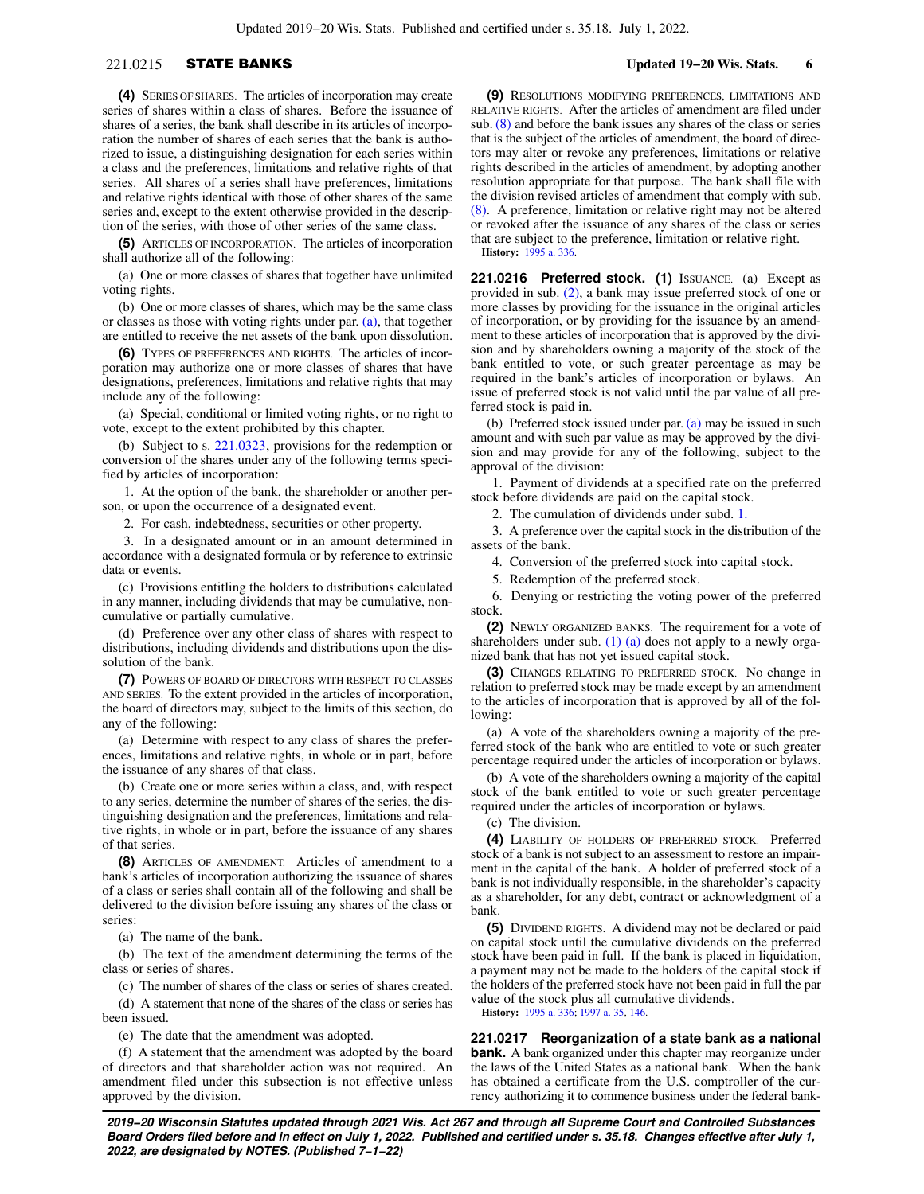**(4)** SERIES OF SHARES. The articles of incorporation may create series of shares within a class of shares. Before the issuance of shares of a series, the bank shall describe in its articles of incorporation the number of shares of each series that the bank is authorized to issue, a distinguishing designation for each series within a class and the preferences, limitations and relative rights of that series. All shares of a series shall have preferences, limitations and relative rights identical with those of other shares of the same series and, except to the extent otherwise provided in the description of the series, with those of other series of the same class.

**(5)** ARTICLES OF INCORPORATION. The articles of incorporation shall authorize all of the following:

(a) One or more classes of shares that together have unlimited voting rights.

(b) One or more classes of shares, which may be the same class or classes as those with voting rights under par. (a), that together are entitled to receive the net assets of the bank upon dissolution.

**(6)** TYPES OF PREFERENCES AND RIGHTS. The articles of incorporation may authorize one or more classes of shares that have designations, preferences, limitations and relative rights that may include any of the following:

(a) Special, conditional or limited voting rights, or no right to vote, except to the extent prohibited by this chapter.

(b) Subject to s. 221.0323, provisions for the redemption or conversion of the shares under any of the following terms specified by articles of incorporation:

1. At the option of the bank, the shareholder or another person, or upon the occurrence of a designated event.

2. For cash, indebtedness, securities or other property.

3. In a designated amount or in an amount determined in accordance with a designated formula or by reference to extrinsic data or events.

(c) Provisions entitling the holders to distributions calculated in any manner, including dividends that may be cumulative, noncumulative or partially cumulative.

(d) Preference over any other class of shares with respect to distributions, including dividends and distributions upon the dissolution of the bank.

**(7)** POWERS OF BOARD OF DIRECTORS WITH RESPECT TO CLASSES AND SERIES. To the extent provided in the articles of incorporation, the board of directors may, subject to the limits of this section, do any of the following:

(a) Determine with respect to any class of shares the preferences, limitations and relative rights, in whole or in part, before the issuance of any shares of that class.

(b) Create one or more series within a class, and, with respect to any series, determine the number of shares of the series, the distinguishing designation and the preferences, limitations and relative rights, in whole or in part, before the issuance of any shares of that series.

**(8)** ARTICLES OF AMENDMENT. Articles of amendment to a bank's articles of incorporation authorizing the issuance of shares of a class or series shall contain all of the following and shall be delivered to the division before issuing any shares of the class or series:

(a) The name of the bank.

(b) The text of the amendment determining the terms of the class or series of shares.

(c) The number of shares of the class or series of shares created.

(d) A statement that none of the shares of the class or series has been issued.

(e) The date that the amendment was adopted.

(f) A statement that the amendment was adopted by the board of directors and that shareholder action was not required. An amendment filed under this subsection is not effective unless approved by the division.

**(9)** RESOLUTIONS MODIFYING PREFERENCES, LIMITATIONS AND RELATIVE RIGHTS. After the articles of amendment are filed under sub. (8) and before the bank issues any shares of the class or series that is the subject of the articles of amendment, the board of directors may alter or revoke any preferences, limitations or relative rights described in the articles of amendment, by adopting another resolution appropriate for that purpose. The bank shall file with the division revised articles of amendment that comply with sub. (8). A preference, limitation or relative right may not be altered or revoked after the issuance of any shares of the class or series that are subject to the preference, limitation or relative right.

**History:** 1995 a. 336.

**221.0216 Preferred stock. (1)** ISSUANCE. (a) Except as provided in sub. (2), a bank may issue preferred stock of one or more classes by providing for the issuance in the original articles of incorporation, or by providing for the issuance by an amendment to these articles of incorporation that is approved by the division and by shareholders owning a majority of the stock of the bank entitled to vote, or such greater percentage as may be required in the bank's articles of incorporation or bylaws. An issue of preferred stock is not valid until the par value of all preferred stock is paid in.

(b) Preferred stock issued under par. (a) may be issued in such amount and with such par value as may be approved by the division and may provide for any of the following, subject to the approval of the division:

1. Payment of dividends at a specified rate on the preferred stock before dividends are paid on the capital stock.

2. The cumulation of dividends under subd. 1.

3. A preference over the capital stock in the distribution of the assets of the bank.

4. Conversion of the preferred stock into capital stock.

5. Redemption of the preferred stock.

6. Denying or restricting the voting power of the preferred stock.

**(2)** NEWLY ORGANIZED BANKS. The requirement for a vote of shareholders under sub. (1) (a) does not apply to a newly organized bank that has not yet issued capital stock.

**(3)** CHANGES RELATING TO PREFERRED STOCK. No change in relation to preferred stock may be made except by an amendment to the articles of incorporation that is approved by all of the following:

(a) A vote of the shareholders owning a majority of the preferred stock of the bank who are entitled to vote or such greater percentage required under the articles of incorporation or bylaws.

(b) A vote of the shareholders owning a majority of the capital stock of the bank entitled to vote or such greater percentage required under the articles of incorporation or bylaws.

(c) The division.

**(4)** LIABILITY OF HOLDERS OF PREFERRED STOCK. Preferred stock of a bank is not subject to an assessment to restore an impairment in the capital of the bank. A holder of preferred stock of a bank is not individually responsible, in the shareholder's capacity as a shareholder, for any debt, contract or acknowledgment of a bank.

**(5)** DIVIDEND RIGHTS. A dividend may not be declared or paid on capital stock until the cumulative dividends on the preferred stock have been paid in full. If the bank is placed in liquidation, a payment may not be made to the holders of the capital stock if the holders of the preferred stock have not been paid in full the par value of the stock plus all cumulative dividends.

**History:** 1995 a. 336; 1997 a. 35, 146.

**221.0217 Reorganization of a state bank as a national bank.** A bank organized under this chapter may reorganize under the laws of the United States as a national bank. When the bank has obtained a certificate from the U.S. comptroller of the currency authorizing it to commence business under the federal bank-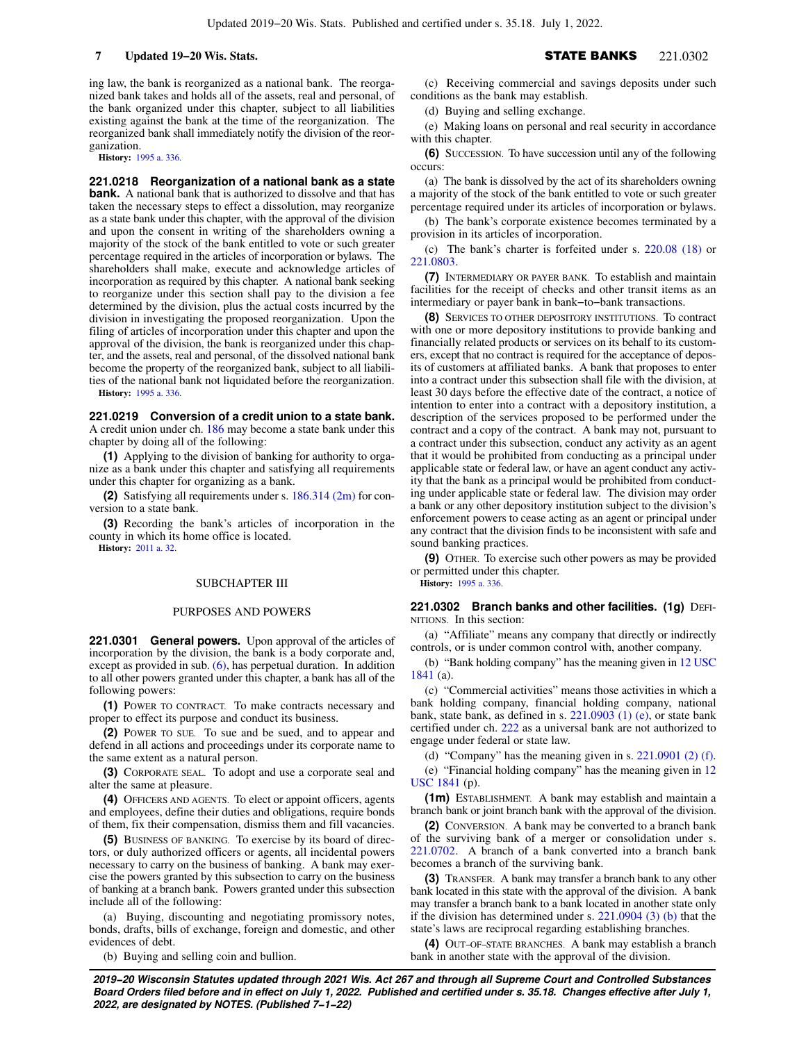ing law, the bank is reorganized as a national bank. The reorganized bank takes and holds all of the assets, real and personal, of the bank organized under this chapter, subject to all liabilities existing against the bank at the time of the reorganization. The reorganized bank shall immediately notify the division of the reorganization.

**History:** 1995 a. 336.

**221.0218 Reorganization of a national bank as a state bank.** A national bank that is authorized to dissolve and that has taken the necessary steps to effect a dissolution, may reorganize as a state bank under this chapter, with the approval of the division and upon the consent in writing of the shareholders owning a majority of the stock of the bank entitled to vote or such greater percentage required in the articles of incorporation or bylaws. The shareholders shall make, execute and acknowledge articles of incorporation as required by this chapter. A national bank seeking to reorganize under this section shall pay to the division a fee determined by the division, plus the actual costs incurred by the division in investigating the proposed reorganization. Upon the filing of articles of incorporation under this chapter and upon the approval of the division, the bank is reorganized under this chapter, and the assets, real and personal, of the dissolved national bank become the property of the reorganized bank, subject to all liabilities of the national bank not liquidated before the reorganization.

**History:** 1995 a. 336.

**221.0219 Conversion of a credit union to a state bank.** A credit union under ch. 186 may become a state bank under this chapter by doing all of the following:

**(1)** Applying to the division of banking for authority to organize as a bank under this chapter and satisfying all requirements under this chapter for organizing as a bank.

**(2)** Satisfying all requirements under s. 186.314 (2m) for conversion to a state bank.

**(3)** Recording the bank's articles of incorporation in the county in which its home office is located.

**History:** 2011 a. 32.

## SUBCHAPTER III

## PURPOSES AND POWERS

**221.0301 General powers.** Upon approval of the articles of incorporation by the division, the bank is a body corporate and, except as provided in sub. (6), has perpetual duration. In addition to all other powers granted under this chapter, a bank has all of the following powers:

**(1)** POWER TO CONTRACT. To make contracts necessary and proper to effect its purpose and conduct its business.

**(2)** POWER TO SUE. To sue and be sued, and to appear and defend in all actions and proceedings under its corporate name to the same extent as a natural person.

**(3)** CORPORATE SEAL. To adopt and use a corporate seal and alter the same at pleasure.

**(4)** OFFICERS AND AGENTS. To elect or appoint officers, agents and employees, define their duties and obligations, require bonds of them, fix their compensation, dismiss them and fill vacancies.

**(5)** BUSINESS OF BANKING. To exercise by its board of directors, or duly authorized officers or agents, all incidental powers necessary to carry on the business of banking. A bank may exercise the powers granted by this subsection to carry on the business of banking at a branch bank. Powers granted under this subsection include all of the following:

(a) Buying, discounting and negotiating promissory notes, bonds, drafts, bills of exchange, foreign and domestic, and other evidences of debt.

(b) Buying and selling coin and bullion.

(c) Receiving commercial and savings deposits under such conditions as the bank may establish.

(d) Buying and selling exchange.

(e) Making loans on personal and real security in accordance with this chapter.

**(6)** SUCCESSION. To have succession until any of the following occurs:

(a) The bank is dissolved by the act of its shareholders owning a majority of the stock of the bank entitled to vote or such greater percentage required under its articles of incorporation or bylaws.

(b) The bank's corporate existence becomes terminated by a provision in its articles of incorporation.

(c) The bank's charter is forfeited under s. 220.08 (18) or 221.0803.

**(7)** INTERMEDIARY OR PAYER BANK. To establish and maintain facilities for the receipt of checks and other transit items as an intermediary or payer bank in bank−to−bank transactions.

**(8)** SERVICES TO OTHER DEPOSITORY INSTITUTIONS. To contract with one or more depository institutions to provide banking and financially related products or services on its behalf to its customers, except that no contract is required for the acceptance of deposits of customers at affiliated banks. A bank that proposes to enter into a contract under this subsection shall file with the division, at least 30 days before the effective date of the contract, a notice of intention to enter into a contract with a depository institution, a description of the services proposed to be performed under the contract and a copy of the contract. A bank may not, pursuant to a contract under this subsection, conduct any activity as an agent that it would be prohibited from conducting as a principal under applicable state or federal law, or have an agent conduct any activity that the bank as a principal would be prohibited from conducting under applicable state or federal law. The division may order a bank or any other depository institution subject to the division's enforcement powers to cease acting as an agent or principal under any contract that the division finds to be inconsistent with safe and sound banking practices.

**(9)** OTHER. To exercise such other powers as may be provided or permitted under this chapter.

**History:** 1995 a. 336.

**221.0302 Branch banks and other facilities. (1g)** DEFINITIONS. In this section:

(a) "Affiliate" means any company that directly or indirectly controls, or is under common control with, another company.

(b) "Bank holding company" has the meaning given in 12 USC 1841 (a).

(c) "Commercial activities" means those activities in which a bank holding company, financial holding company, national bank, state bank, as defined in s. 221.0903 (1) (e), or state bank certified under ch. 222 as a universal bank are not authorized to engage under federal or state law.

(d) "Company" has the meaning given in s. 221.0901 (2) (f).

(e) "Financial holding company" has the meaning given in 12 USC 1841 (p).

**(1m)** ESTABLISHMENT. A bank may establish and maintain a branch bank or joint branch bank with the approval of the division.

**(2)** CONVERSION. A bank may be converted to a branch bank of the surviving bank of a merger or consolidation under s. 221.0702. A branch of a bank converted into a branch bank becomes a branch of the surviving bank.

**(3)** TRANSFER. A bank may transfer a branch bank to any other bank located in this state with the approval of the division. A bank may transfer a branch bank to a bank located in another state only if the division has determined under s. 221.0904 (3) (b) that the state's laws are reciprocal regarding establishing branches.

**(4)** OUT−OF−STATE BRANCHES. A bank may establish a branch bank in another state with the approval of the division.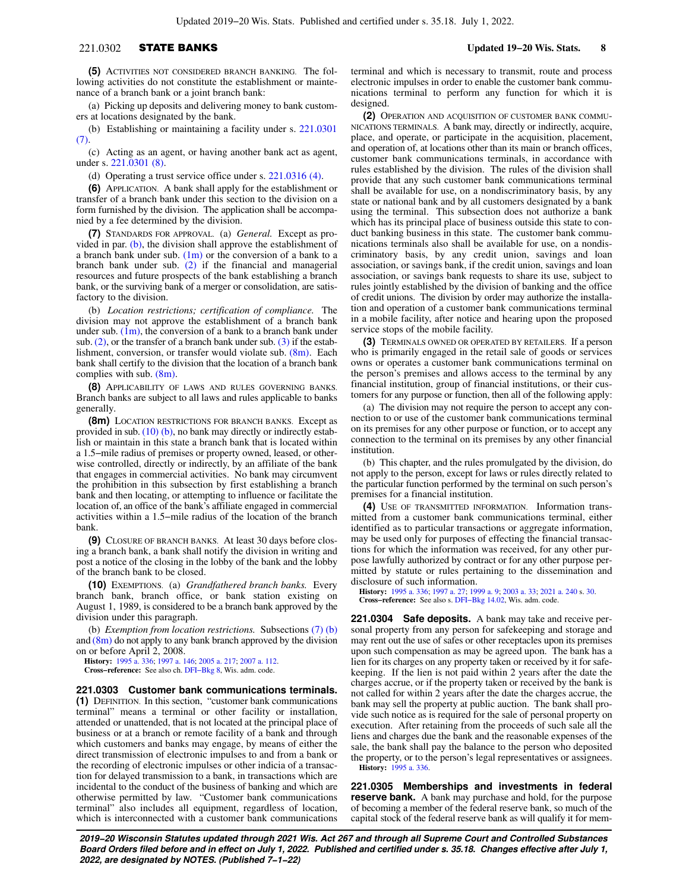**(5)** ACTIVITIES NOT CONSIDERED BRANCH BANKING. The following activities do not constitute the establishment or maintenance of a branch bank or a joint branch bank:

(a) Picking up deposits and delivering money to bank customers at locations designated by the bank.

(b) Establishing or maintaining a facility under s. 221.0301 (7).

(c) Acting as an agent, or having another bank act as agent, under s. 221.0301 (8).

(d) Operating a trust service office under s. 221.0316 (4).

**(6)** APPLICATION. A bank shall apply for the establishment or transfer of a branch bank under this section to the division on a form furnished by the division. The application shall be accompanied by a fee determined by the division.

**(7)** STANDARDS FOR APPROVAL. (a) *General.* Except as provided in par. (b), the division shall approve the establishment of a branch bank under sub. (1m) or the conversion of a bank to a branch bank under sub. (2) if the financial and managerial resources and future prospects of the bank establishing a branch bank, or the surviving bank of a merger or consolidation, are satisfactory to the division.

(b) *Location restrictions; certification of compliance.* The division may not approve the establishment of a branch bank under sub. (1m), the conversion of a bank to a branch bank under sub. (2), or the transfer of a branch bank under sub. (3) if the establishment, conversion, or transfer would violate sub. (8m). Each bank shall certify to the division that the location of a branch bank complies with sub. (8m).

**(8)** APPLICABILITY OF LAWS AND RULES GOVERNING BANKS. Branch banks are subject to all laws and rules applicable to banks generally.

**(8m)** LOCATION RESTRICTIONS FOR BRANCH BANKS. Except as provided in sub. (10) (b), no bank may directly or indirectly establish or maintain in this state a branch bank that is located within a 1.5−mile radius of premises or property owned, leased, or otherwise controlled, directly or indirectly, by an affiliate of the bank that engages in commercial activities. No bank may circumvent the prohibition in this subsection by first establishing a branch bank and then locating, or attempting to influence or facilitate the location of, an office of the bank's affiliate engaged in commercial activities within a 1.5−mile radius of the location of the branch bank.

**(9)** CLOSURE OF BRANCH BANKS. At least 30 days before closing a branch bank, a bank shall notify the division in writing and post a notice of the closing in the lobby of the bank and the lobby of the branch bank to be closed.

**(10)** EXEMPTIONS. (a) *Grandfathered branch banks.* Every branch bank, branch office, or bank station existing on August 1, 1989, is considered to be a branch bank approved by the division under this paragraph.

(b) *Exemption from location restrictions.* Subsections (7) (b) and (8m) do not apply to any bank branch approved by the division on or before April 2, 2008.

**History:** 1995 a. 336; 1997 a. 146; 2005 a. 217; 2007 a. 112.

**Cross−reference:** See also ch. DFI−Bkg 8, Wis. adm. code.

**221.0303 Customer bank communications terminals.** **(1)** DEFINITION. In this section, "customer bank communications terminal" means a terminal or other facility or installation, attended or unattended, that is not located at the principal place of business or at a branch or remote facility of a bank and through which customers and banks may engage, by means of either the direct transmission of electronic impulses to and from a bank or the recording of electronic impulses or other indicia of a transaction for delayed transmission to a bank, in transactions which are incidental to the conduct of the business of banking and which are otherwise permitted by law. "Customer bank communications terminal" also includes all equipment, regardless of location, which is interconnected with a customer bank communications terminal and which is necessary to transmit, route and process electronic impulses in order to enable the customer bank communications terminal to perform any function for which it is designed.

**(2)** OPERATION AND ACQUISITION OF CUSTOMER BANK COMMUNICATIONS TERMINALS. A bank may, directly or indirectly, acquire, place, and operate, or participate in the acquisition, placement, and operation of, at locations other than its main or branch offices, customer bank communications terminals, in accordance with rules established by the division. The rules of the division shall provide that any such customer bank communications terminal shall be available for use, on a nondiscriminatory basis, by any state or national bank and by all customers designated by a bank using the terminal. This subsection does not authorize a bank which has its principal place of business outside this state to conduct banking business in this state. The customer bank communications terminals also shall be available for use, on a nondiscriminatory basis, by any credit union, savings and loan association, or savings bank, if the credit union, savings and loan association, or savings bank requests to share its use, subject to rules jointly established by the division of banking and the office of credit unions. The division by order may authorize the installation and operation of a customer bank communications terminal in a mobile facility, after notice and hearing upon the proposed service stops of the mobile facility.

**(3)** TERMINALS OWNED OR OPERATED BY RETAILERS. If a person who is primarily engaged in the retail sale of goods or services owns or operates a customer bank communications terminal on the person's premises and allows access to the terminal by any financial institution, group of financial institutions, or their customers for any purpose or function, then all of the following apply:

(a) The division may not require the person to accept any connection to or use of the customer bank communications terminal on its premises for any other purpose or function, or to accept any connection to the terminal on its premises by any other financial institution.

(b) This chapter, and the rules promulgated by the division, do not apply to the person, except for laws or rules directly related to the particular function performed by the terminal on such person's premises for a financial institution.

**(4)** USE OF TRANSMITTED INFORMATION. Information transmitted from a customer bank communications terminal, either identified as to particular transactions or aggregate information, may be used only for purposes of effecting the financial transactions for which the information was received, for any other purpose lawfully authorized by contract or for any other purpose permitted by statute or rules pertaining to the dissemination and disclosure of such information.

**History:** 1995 a. 336; 1997 a. 27; 1999 a. 9; 2003 a. 33; 2021 a. 240 s. 30.

**Cross−reference:** See also s. DFI−Bkg 14.02, Wis. adm. code.

**221.0304 Safe deposits.** A bank may take and receive personal property from any person for safekeeping and storage and may rent out the use of safes or other receptacles upon its premises upon such compensation as may be agreed upon. The bank has a lien for its charges on any property taken or received by it for safekeeping. If the lien is not paid within 2 years after the date the charges accrue, or if the property taken or received by the bank is not called for within 2 years after the date the charges accrue, the bank may sell the property at public auction. The bank shall provide such notice as is required for the sale of personal property on execution. After retaining from the proceeds of such sale all the liens and charges due the bank and the reasonable expenses of the sale, the bank shall pay the balance to the person who deposited the property, or to the person's legal representatives or assignees.

**History:** 1995 a. 336.

**221.0305 Memberships and investments in federal reserve bank.** A bank may purchase and hold, for the purpose of becoming a member of the federal reserve bank, so much of the capital stock of the federal reserve bank as will qualify it for mem-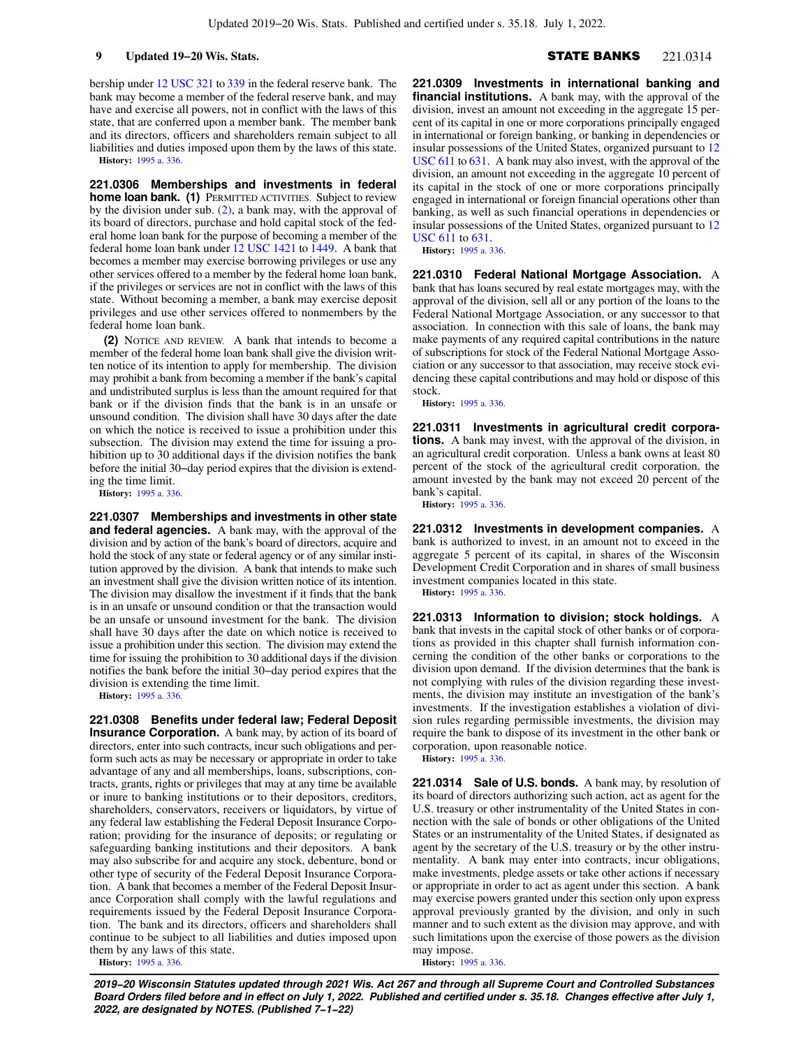bership under 12 USC 321 to 339 in the federal reserve bank. The bank may become a member of the federal reserve bank, and may have and exercise all powers, not in conflict with the laws of this state, that are conferred upon a member bank. The member bank and its directors, officers and shareholders remain subject to all liabilities and duties imposed upon them by the laws of this state.

**History:** 1995 a. 336.

**221.0306 Memberships and investments in federal home loan bank.** **(1)** PERMITTED ACTIVITIES. Subject to review by the division under sub. (2), a bank may, with the approval of its board of directors, purchase and hold capital stock of the federal home loan bank for the purpose of becoming a member of the federal home loan bank under 12 USC 1421 to 1449. A bank that becomes a member may exercise borrowing privileges or use any other services offered to a member by the federal home loan bank, if the privileges or services are not in conflict with the laws of this state. Without becoming a member, a bank may exercise deposit privileges and use other services offered to nonmembers by the federal home loan bank.

**(2)** NOTICE AND REVIEW. A bank that intends to become a member of the federal home loan bank shall give the division written notice of its intention to apply for membership. The division may prohibit a bank from becoming a member if the bank's capital and undistributed surplus is less than the amount required for that bank or if the division finds that the bank is in an unsafe or unsound condition. The division shall have 30 days after the date on which the notice is received to issue a prohibition under this subsection. The division may extend the time for issuing a prohibition up to 30 additional days if the division notifies the bank before the initial 30−day period expires that the division is extending the time limit.

**History:** 1995 a. 336.

**221.0307 Memberships and investments in other state and federal agencies.** A bank may, with the approval of the division and by action of the bank's board of directors, acquire and hold the stock of any state or federal agency or of any similar institution approved by the division. A bank that intends to make such an investment shall give the division written notice of its intention. The division may disallow the investment if it finds that the bank is in an unsafe or unsound condition or that the transaction would be an unsafe or unsound investment for the bank. The division shall have 30 days after the date on which notice is received to issue a prohibition under this section. The division may extend the time for issuing the prohibition to 30 additional days if the division notifies the bank before the initial 30−day period expires that the division is extending the time limit.

**History:** 1995 a. 336.

**221.0308 Benefits under federal law; Federal Deposit Insurance Corporation.** A bank may, by action of its board of directors, enter into such contracts, incur such obligations and perform such acts as may be necessary or appropriate in order to take advantage of any and all memberships, loans, subscriptions, contracts, grants, rights or privileges that may at any time be available or inure to banking institutions or to their depositors, creditors, shareholders, conservators, receivers or liquidators, by virtue of any federal law establishing the Federal Deposit Insurance Corporation; providing for the insurance of deposits; or regulating or safeguarding banking institutions and their depositors. A bank may also subscribe for and acquire any stock, debenture, bond or other type of security of the Federal Deposit Insurance Corporation. A bank that becomes a member of the Federal Deposit Insurance Corporation shall comply with the lawful regulations and requirements issued by the Federal Deposit Insurance Corporation. The bank and its directors, officers and shareholders shall continue to be subject to all liabilities and duties imposed upon them by any laws of this state.

**History:** 1995 a. 336.

**221.0309 Investments in international banking and financial institutions.** A bank may, with the approval of the division, invest an amount not exceeding in the aggregate 15 percent of its capital in one or more corporations principally engaged in international or foreign banking, or banking in dependencies or insular possessions of the United States, organized pursuant to 12 USC 611 to 631. A bank may also invest, with the approval of the division, an amount not exceeding in the aggregate 10 percent of its capital in the stock of one or more corporations principally engaged in international or foreign financial operations other than banking, as well as such financial operations in dependencies or insular possessions of the United States, organized pursuant to 12 USC 611 to 631.

**History:** 1995 a. 336.

**221.0310 Federal National Mortgage Association.** A bank that has loans secured by real estate mortgages may, with the approval of the division, sell all or any portion of the loans to the Federal National Mortgage Association, or any successor to that association. In connection with this sale of loans, the bank may make payments of any required capital contributions in the nature of subscriptions for stock of the Federal National Mortgage Association or any successor to that association, may receive stock evidencing these capital contributions and may hold or dispose of this stock.

**History:** 1995 a. 336.

**221.0311 Investments in agricultural credit corporations.** A bank may invest, with the approval of the division, in an agricultural credit corporation. Unless a bank owns at least 80 percent of the stock of the agricultural credit corporation, the amount invested by the bank may not exceed 20 percent of the bank's capital.

**History:** 1995 a. 336.

**221.0312 Investments in development companies.** A bank is authorized to invest, in an amount not to exceed in the aggregate 5 percent of its capital, in shares of the Wisconsin Development Credit Corporation and in shares of small business investment companies located in this state.

**History:** 1995 a. 336.

**221.0313 Information to division; stock holdings.** A bank that invests in the capital stock of other banks or of corporations as provided in this chapter shall furnish information concerning the condition of the other banks or corporations to the division upon demand. If the division determines that the bank is not complying with rules of the division regarding these investments, the division may institute an investigation of the bank's investments. If the investigation establishes a violation of division rules regarding permissible investments, the division may require the bank to dispose of its investment in the other bank or corporation, upon reasonable notice.

**History:** 1995 a. 336.

**221.0314 Sale of U.S. bonds.** A bank may, by resolution of its board of directors authorizing such action, act as agent for the U.S. treasury or other instrumentality of the United States in connection with the sale of bonds or other obligations of the United States or an instrumentality of the United States, if designated as agent by the secretary of the U.S. treasury or by the other instrumentality. A bank may enter into contracts, incur obligations, make investments, pledge assets or take other actions if necessary or appropriate in order to act as agent under this section. A bank may exercise powers granted under this section only upon express approval previously granted by the division, and only in such manner and to such extent as the division may approve, and with such limitations upon the exercise of those powers as the division may impose.

**History:** 1995 a. 336.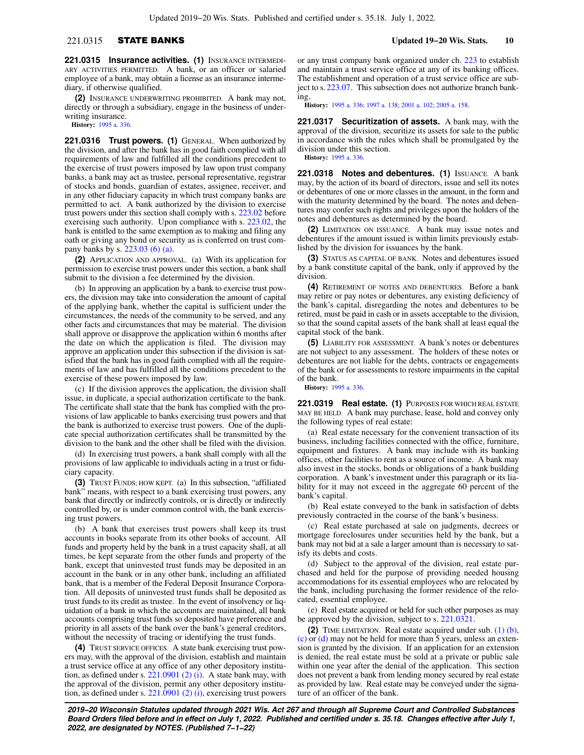**221.0315 Insurance activities. (1)** INSURANCE INTERMEDIARY ACTIVITIES PERMITTED. A bank, or an officer or salaried employee of a bank, may obtain a license as an insurance intermediary, if otherwise qualified.

**(2)** INSURANCE UNDERWRITING PROHIBITED. A bank may not, directly or through a subsidiary, engage in the business of underwriting insurance.

**History:** 1995 a. 336.

**221.0316 Trust powers. (1)** GENERAL. When authorized by the division, and after the bank has in good faith complied with all requirements of law and fulfilled all the conditions precedent to the exercise of trust powers imposed by law upon trust company banks, a bank may act as trustee, personal representative, registrar of stocks and bonds, guardian of estates, assignee, receiver, and in any other fiduciary capacity in which trust company banks are permitted to act. A bank authorized by the division to exercise trust powers under this section shall comply with s. 223.02 before exercising such authority. Upon compliance with s. 223.02, the bank is entitled to the same exemption as to making and filing any oath or giving any bond or security as is conferred on trust company banks by s. 223.03 (6) (a).

**(2)** APPLICATION AND APPROVAL. (a) With its application for permission to exercise trust powers under this section, a bank shall submit to the division a fee determined by the division.

(b) In approving an application by a bank to exercise trust powers, the division may take into consideration the amount of capital of the applying bank, whether the capital is sufficient under the circumstances, the needs of the community to be served, and any other facts and circumstances that may be material. The division shall approve or disapprove the application within 6 months after the date on which the application is filed. The division may approve an application under this subsection if the division is satisfied that the bank has in good faith complied with all the requirements of law and has fulfilled all the conditions precedent to the exercise of these powers imposed by law.

(c) If the division approves the application, the division shall issue, in duplicate, a special authorization certificate to the bank. The certificate shall state that the bank has complied with the provisions of law applicable to banks exercising trust powers and that the bank is authorized to exercise trust powers. One of the duplicate special authorization certificates shall be transmitted by the division to the bank and the other shall be filed with the division.

(d) In exercising trust powers, a bank shall comply with all the provisions of law applicable to individuals acting in a trust or fiduciary capacity.

**(3)** TRUST FUNDS; HOW KEPT. (a) In this subsection, "affiliated bank" means, with respect to a bank exercising trust powers, any bank that directly or indirectly controls, or is directly or indirectly controlled by, or is under common control with, the bank exercising trust powers.

(b) A bank that exercises trust powers shall keep its trust accounts in books separate from its other books of account. All funds and property held by the bank in a trust capacity shall, at all times, be kept separate from the other funds and property of the bank, except that uninvested trust funds may be deposited in an account in the bank or in any other bank, including an affiliated bank, that is a member of the Federal Deposit Insurance Corporation. All deposits of uninvested trust funds shall be deposited as trust funds to its credit as trustee. In the event of insolvency or liquidation of a bank in which the accounts are maintained, all bank accounts comprising trust funds so deposited have preference and priority in all assets of the bank over the bank's general creditors, without the necessity of tracing or identifying the trust funds.

**(4)** TRUST SERVICE OFFICES. A state bank exercising trust powers may, with the approval of the division, establish and maintain a trust service office at any office of any other depository institution, as defined under s. 221.0901 (2) (i). A state bank may, with the approval of the division, permit any other depository institution, as defined under s. 221.0901 (2) (i), exercising trust powers or any trust company bank organized under ch. 223 to establish and maintain a trust service office at any of its banking offices. The establishment and operation of a trust service office are subject to s. 223.07. This subsection does not authorize branch banking.

**History:** 1995 a. 336; 1997 a. 138; 2001 a. 102; 2005 a. 158.

**221.0317 Securitization of assets.** A bank may, with the approval of the division, securitize its assets for sale to the public in accordance with the rules which shall be promulgated by the division under this section.

**History:** 1995 a. 336.

**221.0318 Notes and debentures. (1)** ISSUANCE. A bank may, by the action of its board of directors, issue and sell its notes or debentures of one or more classes in the amount, in the form and with the maturity determined by the board. The notes and debentures may confer such rights and privileges upon the holders of the notes and debentures as determined by the board.

**(2)** LIMITATION ON ISSUANCE. A bank may issue notes and debentures if the amount issued is within limits previously established by the division for issuances by the bank.

**(3)** STATUS AS CAPITAL OF BANK. Notes and debentures issued by a bank constitute capital of the bank, only if approved by the division.

**(4)** RETIREMENT OF NOTES AND DEBENTURES. Before a bank may retire or pay notes or debentures, any existing deficiency of the bank's capital, disregarding the notes and debentures to be retired, must be paid in cash or in assets acceptable to the division, so that the sound capital assets of the bank shall at least equal the capital stock of the bank.

**(5)** LIABILITY FOR ASSESSMENT. A bank's notes or debentures are not subject to any assessment. The holders of these notes or debentures are not liable for the debts, contracts or engagements of the bank or for assessments to restore impairments in the capital of the bank.

**History:** 1995 a. 336.

**221.0319 Real estate. (1)** PURPOSES FOR WHICH REAL ESTATE MAY BE HELD. A bank may purchase, lease, hold and convey only the following types of real estate:

(a) Real estate necessary for the convenient transaction of its business, including facilities connected with the office, furniture, equipment and fixtures. A bank may include with its banking offices, other facilities to rent as a source of income. A bank may also invest in the stocks, bonds or obligations of a bank building corporation. A bank's investment under this paragraph or its liability for it may not exceed in the aggregate 60 percent of the bank's capital.

(b) Real estate conveyed to the bank in satisfaction of debts previously contracted in the course of the bank's business.

(c) Real estate purchased at sale on judgments, decrees or mortgage foreclosures under securities held by the bank, but a bank may not bid at a sale a larger amount than is necessary to satisfy its debts and costs.

(d) Subject to the approval of the division, real estate purchased and held for the purpose of providing needed housing accommodations for its essential employees who are relocated by the bank, including purchasing the former residence of the relocated, essential employee.

(e) Real estate acquired or held for such other purposes as may be approved by the division, subject to s. 221.0321.

**(2)** TIME LIMITATION. Real estate acquired under sub. (1) (b), (c) or (d) may not be held for more than 5 years, unless an extension is granted by the division. If an application for an extension is denied, the real estate must be sold at a private or public sale within one year after the denial of the application. This section does not prevent a bank from lending money secured by real estate as provided by law. Real estate may be conveyed under the signature of an officer of the bank.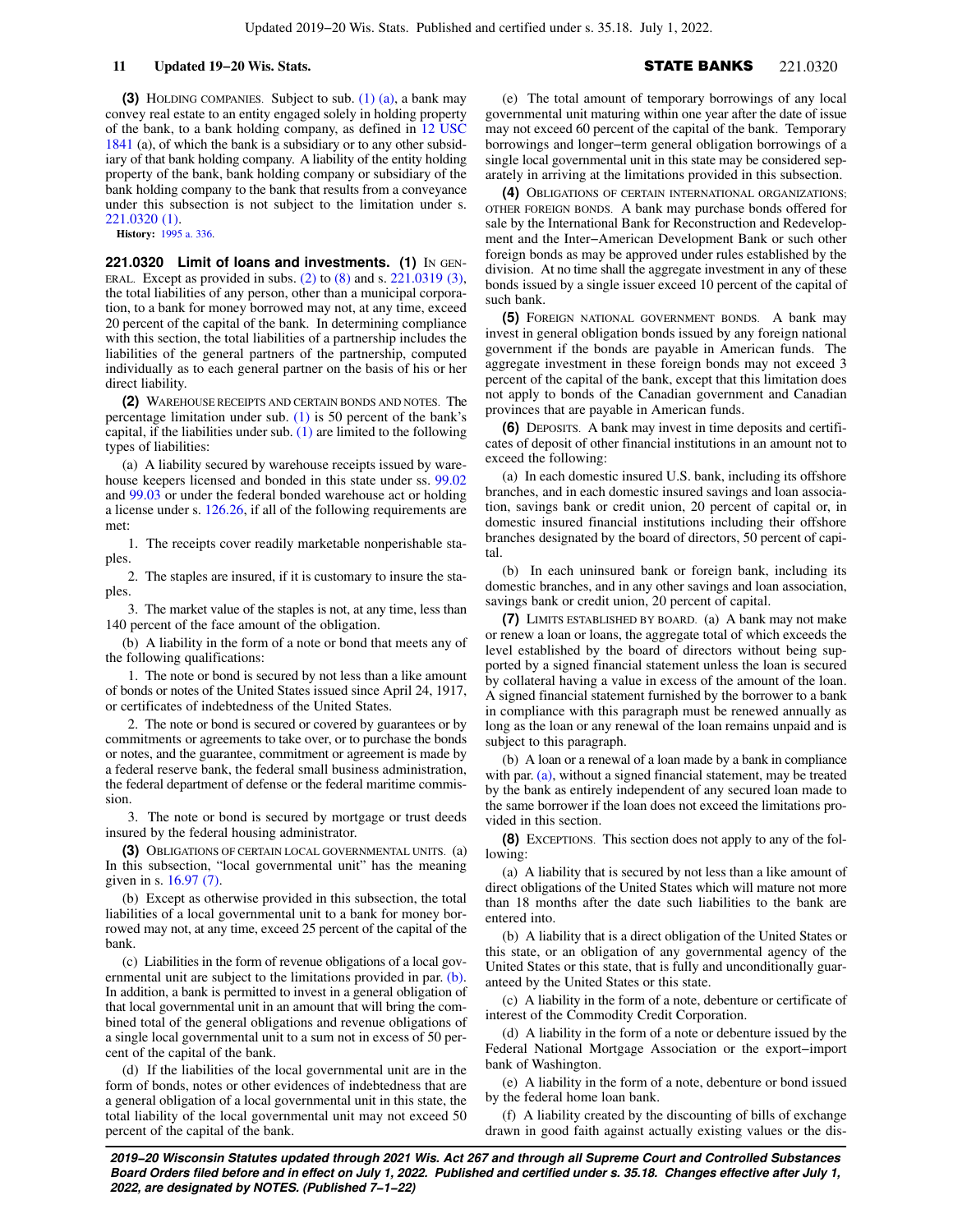**(3)** HOLDING COMPANIES. Subject to sub. (1) (a), a bank may convey real estate to an entity engaged solely in holding property of the bank, to a bank holding company, as defined in 12 USC 1841 (a), of which the bank is a subsidiary or to any other subsidiary of that bank holding company. A liability of the entity holding property of the bank, bank holding company or subsidiary of the bank holding company to the bank that results from a conveyance under this subsection is not subject to the limitation under s. 221.0320 (1).

**History:** 1995 a. 336.

**221.0320 Limit of loans and investments.** **(1)** IN GENERAL. Except as provided in subs. (2) to (8) and s. 221.0319 (3), the total liabilities of any person, other than a municipal corporation, to a bank for money borrowed may not, at any time, exceed 20 percent of the capital of the bank. In determining compliance with this section, the total liabilities of a partnership includes the liabilities of the general partners of the partnership, computed individually as to each general partner on the basis of his or her direct liability.

**(2)** WAREHOUSE RECEIPTS AND CERTAIN BONDS AND NOTES. The percentage limitation under sub. (1) is 50 percent of the bank's capital, if the liabilities under sub. (1) are limited to the following types of liabilities:

(a) A liability secured by warehouse receipts issued by warehouse keepers licensed and bonded in this state under ss. 99.02 and 99.03 or under the federal bonded warehouse act or holding a license under s. 126.26, if all of the following requirements are met:

1. The receipts cover readily marketable nonperishable staples.

2. The staples are insured, if it is customary to insure the staples.

3. The market value of the staples is not, at any time, less than 140 percent of the face amount of the obligation.

(b) A liability in the form of a note or bond that meets any of the following qualifications:

1. The note or bond is secured by not less than a like amount of bonds or notes of the United States issued since April 24, 1917, or certificates of indebtedness of the United States.

2. The note or bond is secured or covered by guarantees or by commitments or agreements to take over, or to purchase the bonds or notes, and the guarantee, commitment or agreement is made by a federal reserve bank, the federal small business administration, the federal department of defense or the federal maritime commission.

3. The note or bond is secured by mortgage or trust deeds insured by the federal housing administrator.

**(3)** OBLIGATIONS OF CERTAIN LOCAL GOVERNMENTAL UNITS. (a) In this subsection, "local governmental unit" has the meaning given in s. 16.97 (7).

(b) Except as otherwise provided in this subsection, the total liabilities of a local governmental unit to a bank for money borrowed may not, at any time, exceed 25 percent of the capital of the bank.

(c) Liabilities in the form of revenue obligations of a local governmental unit are subject to the limitations provided in par. (b). In addition, a bank is permitted to invest in a general obligation of that local governmental unit in an amount that will bring the combined total of the general obligations and revenue obligations of a single local governmental unit to a sum not in excess of 50 percent of the capital of the bank.

(d) If the liabilities of the local governmental unit are in the form of bonds, notes or other evidences of indebtedness that are a general obligation of a local governmental unit in this state, the total liability of the local governmental unit may not exceed 50 percent of the capital of the bank.

(e) The total amount of temporary borrowings of any local governmental unit maturing within one year after the date of issue may not exceed 60 percent of the capital of the bank. Temporary borrowings and longer−term general obligation borrowings of a single local governmental unit in this state may be considered separately in arriving at the limitations provided in this subsection.

**(4)** OBLIGATIONS OF CERTAIN INTERNATIONAL ORGANIZATIONS; OTHER FOREIGN BONDS. A bank may purchase bonds offered for sale by the International Bank for Reconstruction and Redevelopment and the Inter−American Development Bank or such other foreign bonds as may be approved under rules established by the division. At no time shall the aggregate investment in any of these bonds issued by a single issuer exceed 10 percent of the capital of such bank.

**(5)** FOREIGN NATIONAL GOVERNMENT BONDS. A bank may invest in general obligation bonds issued by any foreign national government if the bonds are payable in American funds. The aggregate investment in these foreign bonds may not exceed 3 percent of the capital of the bank, except that this limitation does not apply to bonds of the Canadian government and Canadian provinces that are payable in American funds.

**(6)** DEPOSITS. A bank may invest in time deposits and certificates of deposit of other financial institutions in an amount not to exceed the following:

(a) In each domestic insured U.S. bank, including its offshore branches, and in each domestic insured savings and loan association, savings bank or credit union, 20 percent of capital or, in domestic insured financial institutions including their offshore branches designated by the board of directors, 50 percent of capital.

(b) In each uninsured bank or foreign bank, including its domestic branches, and in any other savings and loan association, savings bank or credit union, 20 percent of capital.

**(7)** LIMITS ESTABLISHED BY BOARD. (a) A bank may not make or renew a loan or loans, the aggregate total of which exceeds the level established by the board of directors without being supported by a signed financial statement unless the loan is secured by collateral having a value in excess of the amount of the loan. A signed financial statement furnished by the borrower to a bank in compliance with this paragraph must be renewed annually as long as the loan or any renewal of the loan remains unpaid and is subject to this paragraph.

(b) A loan or a renewal of a loan made by a bank in compliance with par. (a), without a signed financial statement, may be treated by the bank as entirely independent of any secured loan made to the same borrower if the loan does not exceed the limitations provided in this section.

**(8)** EXCEPTIONS. This section does not apply to any of the following:

(a) A liability that is secured by not less than a like amount of direct obligations of the United States which will mature not more than 18 months after the date such liabilities to the bank are entered into.

(b) A liability that is a direct obligation of the United States or this state, or an obligation of any governmental agency of the United States or this state, that is fully and unconditionally guaranteed by the United States or this state.

(c) A liability in the form of a note, debenture or certificate of interest of the Commodity Credit Corporation.

(d) A liability in the form of a note or debenture issued by the Federal National Mortgage Association or the export−import bank of Washington.

(e) A liability in the form of a note, debenture or bond issued by the federal home loan bank.

(f) A liability created by the discounting of bills of exchange drawn in good faith against actually existing values or the dis-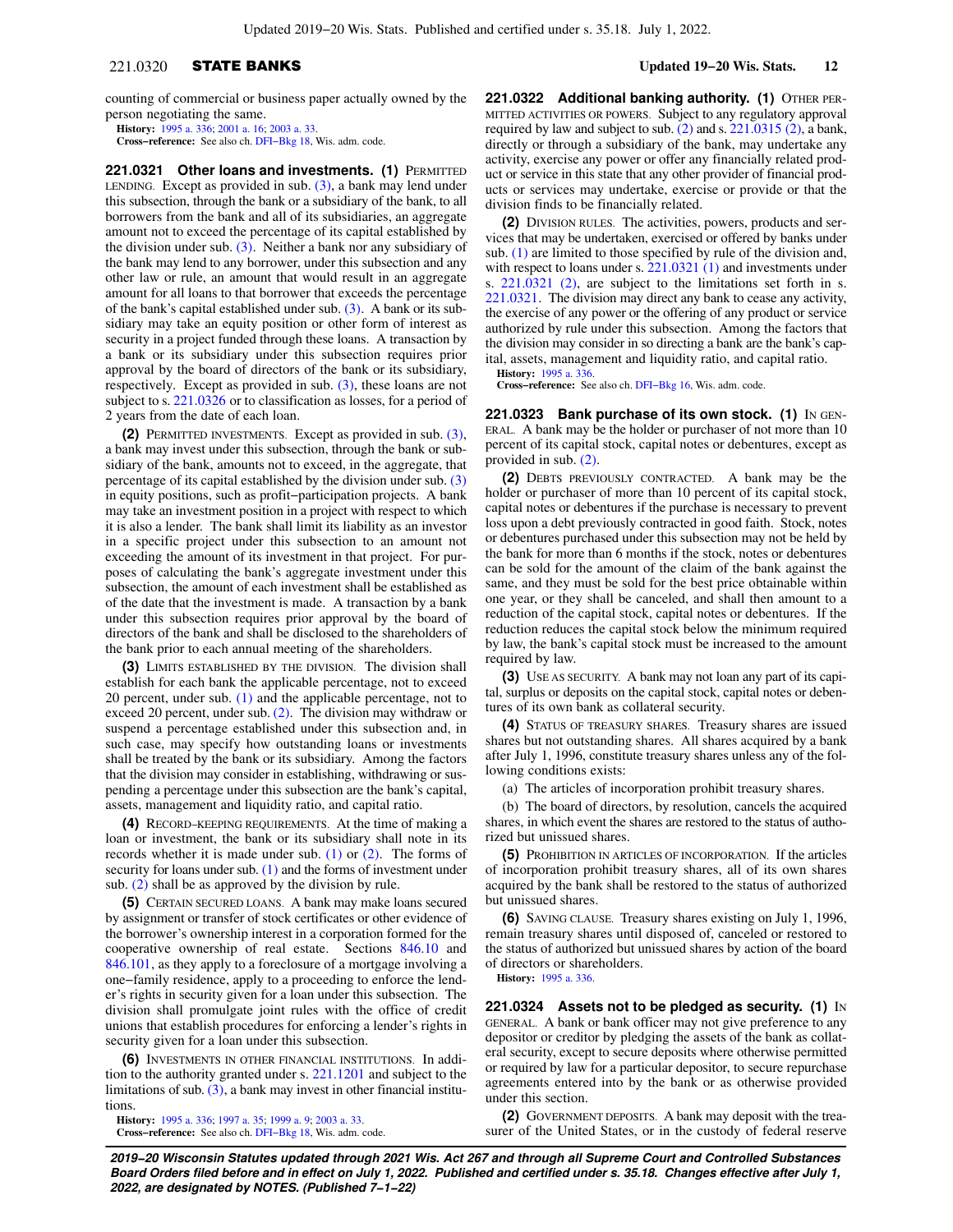counting of commercial or business paper actually owned by the person negotiating the same.

**History:** 1995 a. 336; 2001 a. 16; 2003 a. 33.

**Cross−reference:** See also ch. DFI−Bkg 18, Wis. adm. code.

**221.0321 Other loans and investments. (1)** PERMITTED LENDING. Except as provided in sub. (3), a bank may lend under this subsection, through the bank or a subsidiary of the bank, to all borrowers from the bank and all of its subsidiaries, an aggregate amount not to exceed the percentage of its capital established by the division under sub. (3). Neither a bank nor any subsidiary of the bank may lend to any borrower, under this subsection and any other law or rule, an amount that would result in an aggregate amount for all loans to that borrower that exceeds the percentage of the bank's capital established under sub. (3). A bank or its subsidiary may take an equity position or other form of interest as security in a project funded through these loans. A transaction by a bank or its subsidiary under this subsection requires prior approval by the board of directors of the bank or its subsidiary, respectively. Except as provided in sub. (3), these loans are not subject to s. 221.0326 or to classification as losses, for a period of 2 years from the date of each loan.

**(2)** PERMITTED INVESTMENTS. Except as provided in sub. (3), a bank may invest under this subsection, through the bank or subsidiary of the bank, amounts not to exceed, in the aggregate, that percentage of its capital established by the division under sub. (3) in equity positions, such as profit−participation projects. A bank may take an investment position in a project with respect to which it is also a lender. The bank shall limit its liability as an investor in a specific project under this subsection to an amount not exceeding the amount of its investment in that project. For purposes of calculating the bank's aggregate investment under this subsection, the amount of each investment shall be established as of the date that the investment is made. A transaction by a bank under this subsection requires prior approval by the board of directors of the bank and shall be disclosed to the shareholders of the bank prior to each annual meeting of the shareholders.

**(3)** LIMITS ESTABLISHED BY THE DIVISION. The division shall establish for each bank the applicable percentage, not to exceed 20 percent, under sub. (1) and the applicable percentage, not to exceed 20 percent, under sub. (2). The division may withdraw or suspend a percentage established under this subsection and, in such case, may specify how outstanding loans or investments shall be treated by the bank or its subsidiary. Among the factors that the division may consider in establishing, withdrawing or suspending a percentage under this subsection are the bank's capital, assets, management and liquidity ratio, and capital ratio.

**(4)** RECORD−KEEPING REQUIREMENTS. At the time of making a loan or investment, the bank or its subsidiary shall note in its records whether it is made under sub. (1) or (2). The forms of security for loans under sub. (1) and the forms of investment under sub. (2) shall be as approved by the division by rule.

**(5)** CERTAIN SECURED LOANS. A bank may make loans secured by assignment or transfer of stock certificates or other evidence of the borrower's ownership interest in a corporation formed for the cooperative ownership of real estate. Sections 846.10 and 846.101, as they apply to a foreclosure of a mortgage involving a one−family residence, apply to a proceeding to enforce the lender's rights in security given for a loan under this subsection. The division shall promulgate joint rules with the office of credit unions that establish procedures for enforcing a lender's rights in security given for a loan under this subsection.

**(6)** INVESTMENTS IN OTHER FINANCIAL INSTITUTIONS. In addition to the authority granted under s. 221.1201 and subject to the limitations of sub. (3), a bank may invest in other financial institutions.

**History:** 1995 a. 336; 1997 a. 35; 1999 a. 9; 2003 a. 33.

**Cross−reference:** See also ch. DFI−Bkg 18, Wis. adm. code.

**221.0322 Additional banking authority. (1)** OTHER PERMITTED ACTIVITIES OR POWERS. Subject to any regulatory approval required by law and subject to sub. (2) and s. 221.0315 (2), a bank, directly or through a subsidiary of the bank, may undertake any activity, exercise any power or offer any financially related product or service in this state that any other provider of financial products or services may undertake, exercise or provide or that the division finds to be financially related.

**(2)** DIVISION RULES. The activities, powers, products and services that may be undertaken, exercised or offered by banks under sub. (1) are limited to those specified by rule of the division and, with respect to loans under s. 221.0321 (1) and investments under s. 221.0321 (2), are subject to the limitations set forth in s. 221.0321. The division may direct any bank to cease any activity, the exercise of any power or the offering of any product or service authorized by rule under this subsection. Among the factors that the division may consider in so directing a bank are the bank's capital, assets, management and liquidity ratio, and capital ratio.

**History:** 1995 a. 336.

**Cross−reference:** See also ch. DFI−Bkg 16, Wis. adm. code.

**221.0323 Bank purchase of its own stock. (1)** IN GENERAL. A bank may be the holder or purchaser of not more than 10 percent of its capital stock, capital notes or debentures, except as provided in sub. (2).

**(2)** DEBTS PREVIOUSLY CONTRACTED. A bank may be the holder or purchaser of more than 10 percent of its capital stock, capital notes or debentures if the purchase is necessary to prevent loss upon a debt previously contracted in good faith. Stock, notes or debentures purchased under this subsection may not be held by the bank for more than 6 months if the stock, notes or debentures can be sold for the amount of the claim of the bank against the same, and they must be sold for the best price obtainable within one year, or they shall be canceled, and shall then amount to a reduction of the capital stock, capital notes or debentures. If the reduction reduces the capital stock below the minimum required by law, the bank's capital stock must be increased to the amount required by law.

**(3)** USE AS SECURITY. A bank may not loan any part of its capital, surplus or deposits on the capital stock, capital notes or debentures of its own bank as collateral security.

**(4)** STATUS OF TREASURY SHARES. Treasury shares are issued shares but not outstanding shares. All shares acquired by a bank after July 1, 1996, constitute treasury shares unless any of the following conditions exists:

(a) The articles of incorporation prohibit treasury shares.

(b) The board of directors, by resolution, cancels the acquired shares, in which event the shares are restored to the status of authorized but unissued shares.

**(5)** PROHIBITION IN ARTICLES OF INCORPORATION. If the articles of incorporation prohibit treasury shares, all of its own shares acquired by the bank shall be restored to the status of authorized but unissued shares.

**(6)** SAVING CLAUSE. Treasury shares existing on July 1, 1996, remain treasury shares until disposed of, canceled or restored to the status of authorized but unissued shares by action of the board of directors or shareholders.

**History:** 1995 a. 336.

**221.0324 Assets not to be pledged as security. (1)** IN GENERAL. A bank or bank officer may not give preference to any depositor or creditor by pledging the assets of the bank as collateral security, except to secure deposits where otherwise permitted or required by law for a particular depositor, to secure repurchase agreements entered into by the bank or as otherwise provided under this section.

**(2)** GOVERNMENT DEPOSITS. A bank may deposit with the treasurer of the United States, or in the custody of federal reserve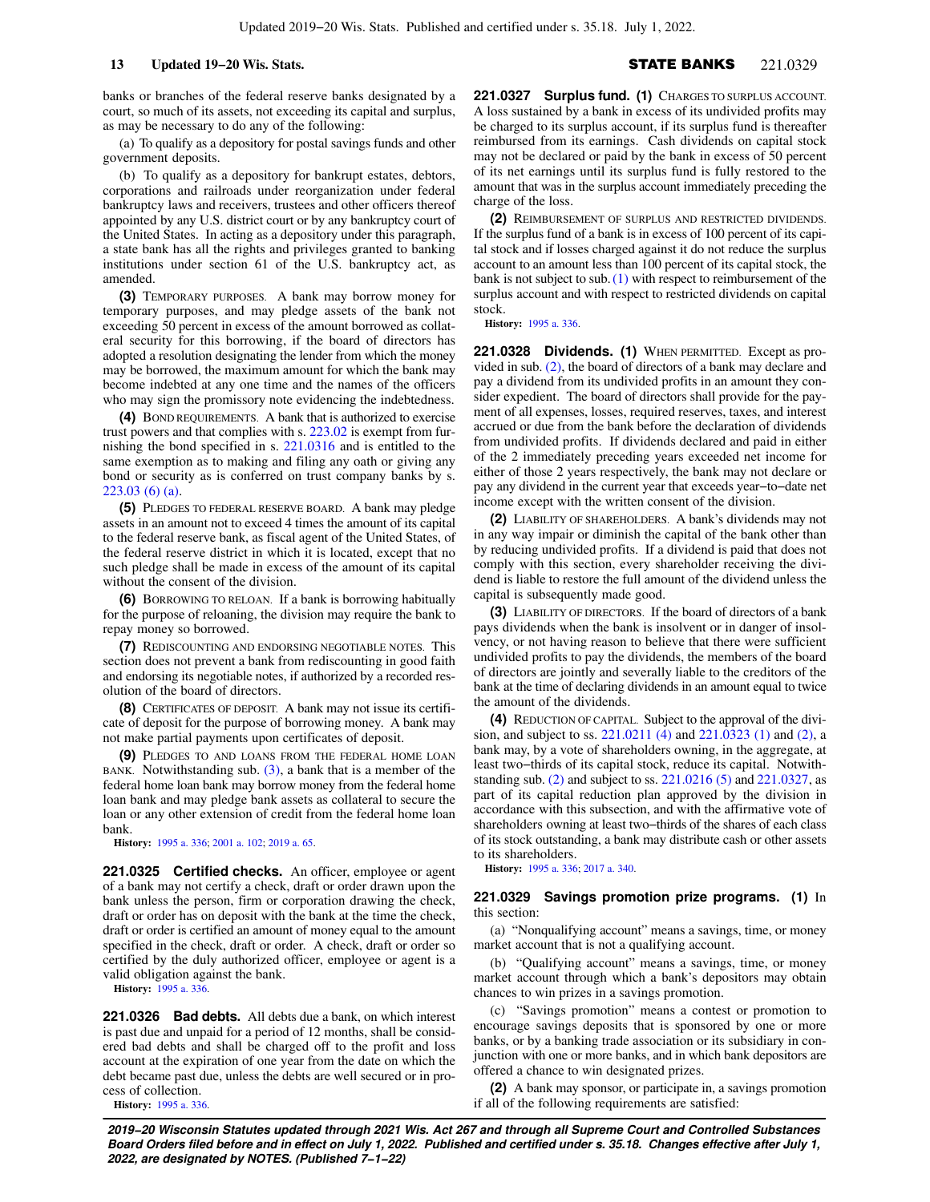banks or branches of the federal reserve banks designated by a court, so much of its assets, not exceeding its capital and surplus, as may be necessary to do any of the following:

(a) To qualify as a depository for postal savings funds and other government deposits.

(b) To qualify as a depository for bankrupt estates, debtors, corporations and railroads under reorganization under federal bankruptcy laws and receivers, trustees and other officers thereof appointed by any U.S. district court or by any bankruptcy court of the United States. In acting as a depository under this paragraph, a state bank has all the rights and privileges granted to banking institutions under section 61 of the U.S. bankruptcy act, as amended.

**(3)** TEMPORARY PURPOSES. A bank may borrow money for temporary purposes, and may pledge assets of the bank not exceeding 50 percent in excess of the amount borrowed as collateral security for this borrowing, if the board of directors has adopted a resolution designating the lender from which the money may be borrowed, the maximum amount for which the bank may become indebted at any one time and the names of the officers who may sign the promissory note evidencing the indebtedness.

**(4)** BOND REQUIREMENTS. A bank that is authorized to exercise trust powers and that complies with s. 223.02 is exempt from furnishing the bond specified in s. 221.0316 and is entitled to the same exemption as to making and filing any oath or giving any bond or security as is conferred on trust company banks by s. 223.03 (6) (a).

**(5)** PLEDGES TO FEDERAL RESERVE BOARD. A bank may pledge assets in an amount not to exceed 4 times the amount of its capital to the federal reserve bank, as fiscal agent of the United States, of the federal reserve district in which it is located, except that no such pledge shall be made in excess of the amount of its capital without the consent of the division.

**(6)** BORROWING TO RELOAN. If a bank is borrowing habitually for the purpose of reloaning, the division may require the bank to repay money so borrowed.

**(7)** REDISCOUNTING AND ENDORSING NEGOTIABLE NOTES. This section does not prevent a bank from rediscounting in good faith and endorsing its negotiable notes, if authorized by a recorded resolution of the board of directors.

**(8)** CERTIFICATES OF DEPOSIT. A bank may not issue its certificate of deposit for the purpose of borrowing money. A bank may not make partial payments upon certificates of deposit.

**(9)** PLEDGES TO AND LOANS FROM THE FEDERAL HOME LOAN BANK. Notwithstanding sub. (3), a bank that is a member of the federal home loan bank may borrow money from the federal home loan bank and may pledge bank assets as collateral to secure the loan or any other extension of credit from the federal home loan bank.

**History:** 1995 a. 336; 2001 a. 102; 2019 a. 65.

**221.0325 Certified checks.** An officer, employee or agent of a bank may not certify a check, draft or order drawn upon the bank unless the person, firm or corporation drawing the check, draft or order has on deposit with the bank at the time the check, draft or order is certified an amount of money equal to the amount specified in the check, draft or order. A check, draft or order so certified by the duly authorized officer, employee or agent is a valid obligation against the bank.

**History:** 1995 a. 336.

**221.0326 Bad debts.** All debts due a bank, on which interest is past due and unpaid for a period of 12 months, shall be considered bad debts and shall be charged off to the profit and loss account at the expiration of one year from the date on which the debt became past due, unless the debts are well secured or in process of collection.

**History:** 1995 a. 336.

**221.0327 Surplus fund. (1)** CHARGES TO SURPLUS ACCOUNT. A loss sustained by a bank in excess of its undivided profits may be charged to its surplus account, if its surplus fund is thereafter reimbursed from its earnings. Cash dividends on capital stock may not be declared or paid by the bank in excess of 50 percent of its net earnings until its surplus fund is fully restored to the amount that was in the surplus account immediately preceding the charge of the loss.

**(2)** REIMBURSEMENT OF SURPLUS AND RESTRICTED DIVIDENDS. If the surplus fund of a bank is in excess of 100 percent of its capital stock and if losses charged against it do not reduce the surplus account to an amount less than 100 percent of its capital stock, the bank is not subject to sub. (1) with respect to reimbursement of the surplus account and with respect to restricted dividends on capital stock.

**History:** 1995 a. 336.

**221.0328 Dividends. (1)** WHEN PERMITTED. Except as provided in sub. (2), the board of directors of a bank may declare and pay a dividend from its undivided profits in an amount they consider expedient. The board of directors shall provide for the payment of all expenses, losses, required reserves, taxes, and interest accrued or due from the bank before the declaration of dividends from undivided profits. If dividends declared and paid in either of the 2 immediately preceding years exceeded net income for either of those 2 years respectively, the bank may not declare or pay any dividend in the current year that exceeds year−to−date net income except with the written consent of the division.

**(2)** LIABILITY OF SHAREHOLDERS. A bank's dividends may not in any way impair or diminish the capital of the bank other than by reducing undivided profits. If a dividend is paid that does not comply with this section, every shareholder receiving the dividend is liable to restore the full amount of the dividend unless the capital is subsequently made good.

**(3)** LIABILITY OF DIRECTORS. If the board of directors of a bank pays dividends when the bank is insolvent or in danger of insolvency, or not having reason to believe that there were sufficient undivided profits to pay the dividends, the members of the board of directors are jointly and severally liable to the creditors of the bank at the time of declaring dividends in an amount equal to twice the amount of the dividends.

**(4)** REDUCTION OF CAPITAL. Subject to the approval of the division, and subject to ss. 221.0211 (4) and 221.0323 (1) and (2), a bank may, by a vote of shareholders owning, in the aggregate, at least two−thirds of its capital stock, reduce its capital. Notwithstanding sub. (2) and subject to ss. 221.0216 (5) and 221.0327, as part of its capital reduction plan approved by the division in accordance with this subsection, and with the affirmative vote of shareholders owning at least two−thirds of the shares of each class of its stock outstanding, a bank may distribute cash or other assets to its shareholders.

**History:** 1995 a. 336; 2017 a. 340.

**221.0329 Savings promotion prize programs. (1)** In this section:

(a) "Nonqualifying account" means a savings, time, or money market account that is not a qualifying account.

(b) "Qualifying account" means a savings, time, or money market account through which a bank's depositors may obtain chances to win prizes in a savings promotion.

(c) "Savings promotion" means a contest or promotion to encourage savings deposits that is sponsored by one or more banks, or by a banking trade association or its subsidiary in conjunction with one or more banks, and in which bank depositors are offered a chance to win designated prizes.

**(2)** A bank may sponsor, or participate in, a savings promotion if all of the following requirements are satisfied: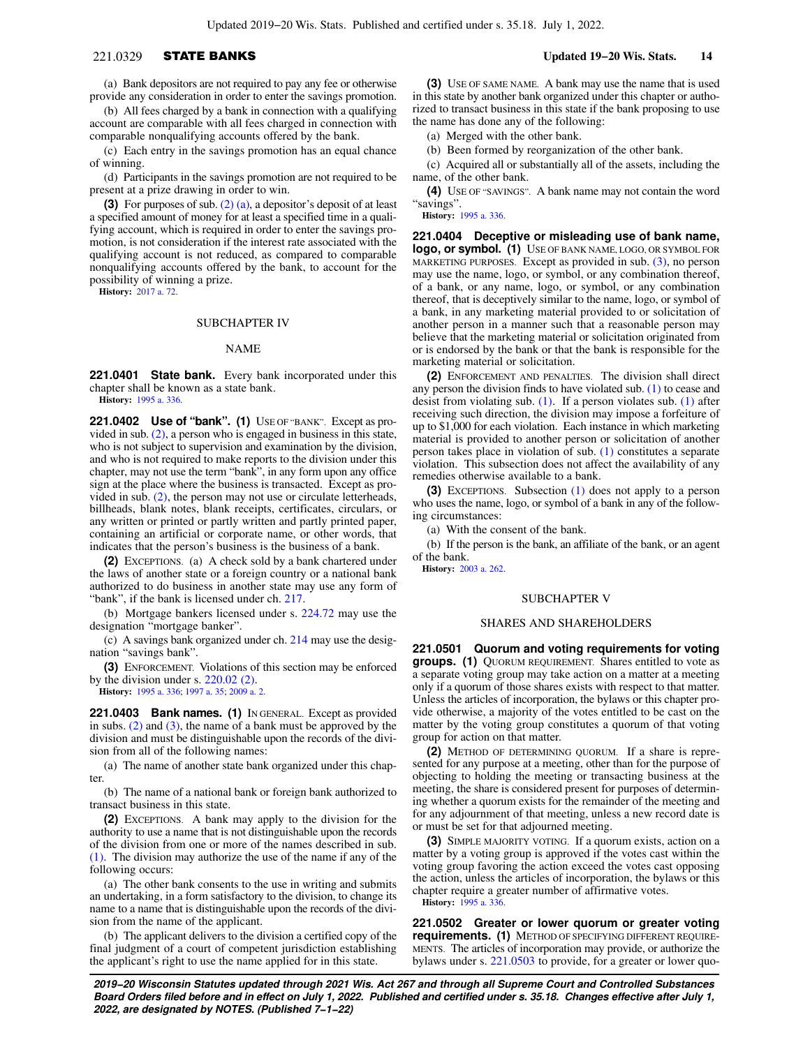(a) Bank depositors are not required to pay any fee or otherwise provide any consideration in order to enter the savings promotion.

(b) All fees charged by a bank in connection with a qualifying account are comparable with all fees charged in connection with comparable nonqualifying accounts offered by the bank.

(c) Each entry in the savings promotion has an equal chance of winning.

(d) Participants in the savings promotion are not required to be present at a prize drawing in order to win.

**(3)** For purposes of sub. (2) (a), a depositor's deposit of at least a specified amount of money for at least a specified time in a qualifying account, which is required in order to enter the savings promotion, is not consideration if the interest rate associated with the qualifying account is not reduced, as compared to comparable nonqualifying accounts offered by the bank, to account for the possibility of winning a prize.

**History:** 2017 a. 72.

## SUBCHAPTER IV

## NAME

**221.0401 State bank.** Every bank incorporated under this chapter shall be known as a state bank.

**History:** 1995 a. 336.

**221.0402 Use of "bank". (1)** USE OF "BANK". Except as provided in sub. (2), a person who is engaged in business in this state, who is not subject to supervision and examination by the division, and who is not required to make reports to the division under this chapter, may not use the term "bank", in any form upon any office sign at the place where the business is transacted. Except as provided in sub. (2), the person may not use or circulate letterheads, billheads, blank notes, blank receipts, certificates, circulars, or any written or printed or partly written and partly printed paper, containing an artificial or corporate name, or other words, that indicates that the person's business is the business of a bank.

**(2)** EXCEPTIONS. (a) A check sold by a bank chartered under the laws of another state or a foreign country or a national bank authorized to do business in another state may use any form of "bank", if the bank is licensed under ch. 217.

(b) Mortgage bankers licensed under s. 224.72 may use the designation "mortgage banker".

(c) A savings bank organized under ch. 214 may use the designation "savings bank".

**(3)** ENFORCEMENT. Violations of this section may be enforced by the division under s. 220.02 (2).

**History:** 1995 a. 336; 1997 a. 35; 2009 a. 2.

**221.0403 Bank names. (1)** IN GENERAL. Except as provided in subs. (2) and (3), the name of a bank must be approved by the division and must be distinguishable upon the records of the division from all of the following names:

(a) The name of another state bank organized under this chapter.

(b) The name of a national bank or foreign bank authorized to transact business in this state.

**(2)** EXCEPTIONS. A bank may apply to the division for the authority to use a name that is not distinguishable upon the records of the division from one or more of the names described in sub. (1). The division may authorize the use of the name if any of the following occurs:

(a) The other bank consents to the use in writing and submits an undertaking, in a form satisfactory to the division, to change its name to a name that is distinguishable upon the records of the division from the name of the applicant.

(b) The applicant delivers to the division a certified copy of the final judgment of a court of competent jurisdiction establishing the applicant's right to use the name applied for in this state.

**(3)** USE OF SAME NAME. A bank may use the name that is used in this state by another bank organized under this chapter or authorized to transact business in this state if the bank proposing to use the name has done any of the following:

(a) Merged with the other bank.

(b) Been formed by reorganization of the other bank.

(c) Acquired all or substantially all of the assets, including the name, of the other bank.

**(4)** USE OF "SAVINGS". A bank name may not contain the word "savings".

**History:** 1995 a. 336.

**221.0404 Deceptive or misleading use of bank name, logo, or symbol. (1)** USE OF BANK NAME, LOGO, OR SYMBOL FOR MARKETING PURPOSES. Except as provided in sub. (3), no person may use the name, logo, or symbol, or any combination thereof, of a bank, or any name, logo, or symbol, or any combination thereof, that is deceptively similar to the name, logo, or symbol of a bank, in any marketing material provided to or solicitation of another person in a manner such that a reasonable person may believe that the marketing material or solicitation originated from or is endorsed by the bank or that the bank is responsible for the marketing material or solicitation.

**(2)** ENFORCEMENT AND PENALTIES. The division shall direct any person the division finds to have violated sub. (1) to cease and desist from violating sub. (1). If a person violates sub. (1) after receiving such direction, the division may impose a forfeiture of up to $1,000 for each violation. Each instance in which marketing material is provided to another person or solicitation of another person takes place in violation of sub. (1) constitutes a separate violation. This subsection does not affect the availability of any remedies otherwise available to a bank.

**(3)** EXCEPTIONS. Subsection (1) does not apply to a person who uses the name, logo, or symbol of a bank in any of the following circumstances:

(a) With the consent of the bank.

(b) If the person is the bank, an affiliate of the bank, or an agent of the bank.

**History:** 2003 a. 262.

## SUBCHAPTER V

## SHARES AND SHAREHOLDERS

**221.0501 Quorum and voting requirements for voting groups. (1)** QUORUM REQUIREMENT. Shares entitled to vote as a separate voting group may take action on a matter at a meeting only if a quorum of those shares exists with respect to that matter. Unless the articles of incorporation, the bylaws or this chapter provide otherwise, a majority of the votes entitled to be cast on the matter by the voting group constitutes a quorum of that voting group for action on that matter.

**(2)** METHOD OF DETERMINING QUORUM. If a share is represented for any purpose at a meeting, other than for the purpose of objecting to holding the meeting or transacting business at the meeting, the share is considered present for purposes of determining whether a quorum exists for the remainder of the meeting and for any adjournment of that meeting, unless a new record date is or must be set for that adjourned meeting.

**(3)** SIMPLE MAJORITY VOTING. If a quorum exists, action on a matter by a voting group is approved if the votes cast within the voting group favoring the action exceed the votes cast opposing the action, unless the articles of incorporation, the bylaws or this chapter require a greater number of affirmative votes.

**History:** 1995 a. 336.

**221.0502 Greater or lower quorum or greater voting requirements. (1)** METHOD OF SPECIFYING DIFFERENT REQUIREMENTS. The articles of incorporation may provide, or authorize the bylaws under s. 221.0503 to provide, for a greater or lower quo-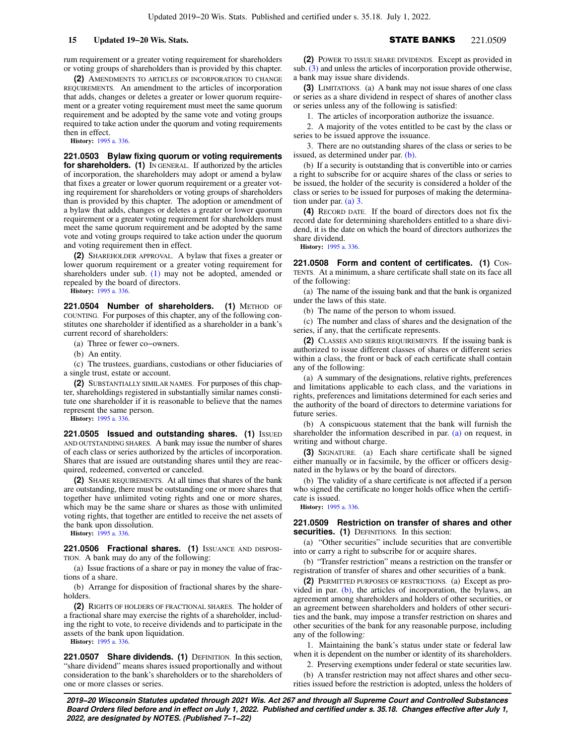rum requirement or a greater voting requirement for shareholders or voting groups of shareholders than is provided by this chapter.

**(2)** AMENDMENTS TO ARTICLES OF INCORPORATION TO CHANGE REQUIREMENTS. An amendment to the articles of incorporation that adds, changes or deletes a greater or lower quorum requirement or a greater voting requirement must meet the same quorum requirement and be adopted by the same vote and voting groups required to take action under the quorum and voting requirements then in effect.

**History:** 1995 a. 336.

**221.0503 Bylaw fixing quorum or voting requirements for shareholders. (1)** IN GENERAL. If authorized by the articles of incorporation, the shareholders may adopt or amend a bylaw that fixes a greater or lower quorum requirement or a greater voting requirement for shareholders or voting groups of shareholders than is provided by this chapter. The adoption or amendment of a bylaw that adds, changes or deletes a greater or lower quorum requirement or a greater voting requirement for shareholders must meet the same quorum requirement and be adopted by the same vote and voting groups required to take action under the quorum and voting requirement then in effect.

**(2)** SHAREHOLDER APPROVAL. A bylaw that fixes a greater or lower quorum requirement or a greater voting requirement for shareholders under sub. (1) may not be adopted, amended or repealed by the board of directors.

**History:** 1995 a. 336.

**221.0504 Number of shareholders. (1)** METHOD OF COUNTING. For purposes of this chapter, any of the following constitutes one shareholder if identified as a shareholder in a bank's current record of shareholders:

(a) Three or fewer co−owners.

(b) An entity.

(c) The trustees, guardians, custodians or other fiduciaries of a single trust, estate or account.

**(2)** SUBSTANTIALLY SIMILAR NAMES. For purposes of this chapter, shareholdings registered in substantially similar names constitute one shareholder if it is reasonable to believe that the names represent the same person.

**History:** 1995 a. 336.

**221.0505 Issued and outstanding shares. (1)** ISSUED AND OUTSTANDING SHARES. A bank may issue the number of shares of each class or series authorized by the articles of incorporation. Shares that are issued are outstanding shares until they are reacquired, redeemed, converted or canceled.

**(2)** SHARE REQUIREMENTS. At all times that shares of the bank are outstanding, there must be outstanding one or more shares that together have unlimited voting rights and one or more shares, which may be the same share or shares as those with unlimited voting rights, that together are entitled to receive the net assets of the bank upon dissolution.

**History:** 1995 a. 336.

**221.0506 Fractional shares. (1)** ISSUANCE AND DISPOSITION. A bank may do any of the following:

(a) Issue fractions of a share or pay in money the value of fractions of a share.

(b) Arrange for disposition of fractional shares by the shareholders.

**(2)** RIGHTS OF HOLDERS OF FRACTIONAL SHARES. The holder of a fractional share may exercise the rights of a shareholder, including the right to vote, to receive dividends and to participate in the assets of the bank upon liquidation.

**History:** 1995 a. 336.

**221.0507 Share dividends. (1)** DEFINITION. In this section, "share dividend" means shares issued proportionally and without consideration to the bank's shareholders or to the shareholders of one or more classes or series.

**(2)** POWER TO ISSUE SHARE DIVIDENDS. Except as provided in sub. (3) and unless the articles of incorporation provide otherwise, a bank may issue share dividends.

**(3)** LIMITATIONS. (a) A bank may not issue shares of one class or series as a share dividend in respect of shares of another class or series unless any of the following is satisfied:

1. The articles of incorporation authorize the issuance.

2. A majority of the votes entitled to be cast by the class or series to be issued approve the issuance.

3. There are no outstanding shares of the class or series to be issued, as determined under par. (b).

(b) If a security is outstanding that is convertible into or carries a right to subscribe for or acquire shares of the class or series to be issued, the holder of the security is considered a holder of the class or series to be issued for purposes of making the determination under par. (a) 3.

**(4)** RECORD DATE. If the board of directors does not fix the record date for determining shareholders entitled to a share dividend, it is the date on which the board of directors authorizes the share dividend.

**History:** 1995 a. 336.

**221.0508 Form and content of certificates. (1)** CONTENTS. At a minimum, a share certificate shall state on its face all of the following:

(a) The name of the issuing bank and that the bank is organized under the laws of this state.

(b) The name of the person to whom issued.

(c) The number and class of shares and the designation of the series, if any, that the certificate represents.

**(2)** CLASSES AND SERIES REQUIREMENTS. If the issuing bank is authorized to issue different classes of shares or different series within a class, the front or back of each certificate shall contain any of the following:

(a) A summary of the designations, relative rights, preferences and limitations applicable to each class, and the variations in rights, preferences and limitations determined for each series and the authority of the board of directors to determine variations for future series.

(b) A conspicuous statement that the bank will furnish the shareholder the information described in par. (a) on request, in writing and without charge.

**(3)** SIGNATURE. (a) Each share certificate shall be signed either manually or in facsimile, by the officer or officers designated in the bylaws or by the board of directors.

(b) The validity of a share certificate is not affected if a person who signed the certificate no longer holds office when the certificate is issued.

**History:** 1995 a. 336.

**221.0509 Restriction on transfer of shares and other securities. (1)** DEFINITIONS. In this section:

(a) "Other securities" include securities that are convertible into or carry a right to subscribe for or acquire shares.

(b) "Transfer restriction" means a restriction on the transfer or registration of transfer of shares and other securities of a bank.

**(2)** PERMITTED PURPOSES OF RESTRICTIONS. (a) Except as provided in par. (b), the articles of incorporation, the bylaws, an agreement among shareholders and holders of other securities, or an agreement between shareholders and holders of other securities and the bank, may impose a transfer restriction on shares and other securities of the bank for any reasonable purpose, including any of the following:

1. Maintaining the bank's status under state or federal law when it is dependent on the number or identity of its shareholders.

2. Preserving exemptions under federal or state securities law.

(b) A transfer restriction may not affect shares and other securities issued before the restriction is adopted, unless the holders of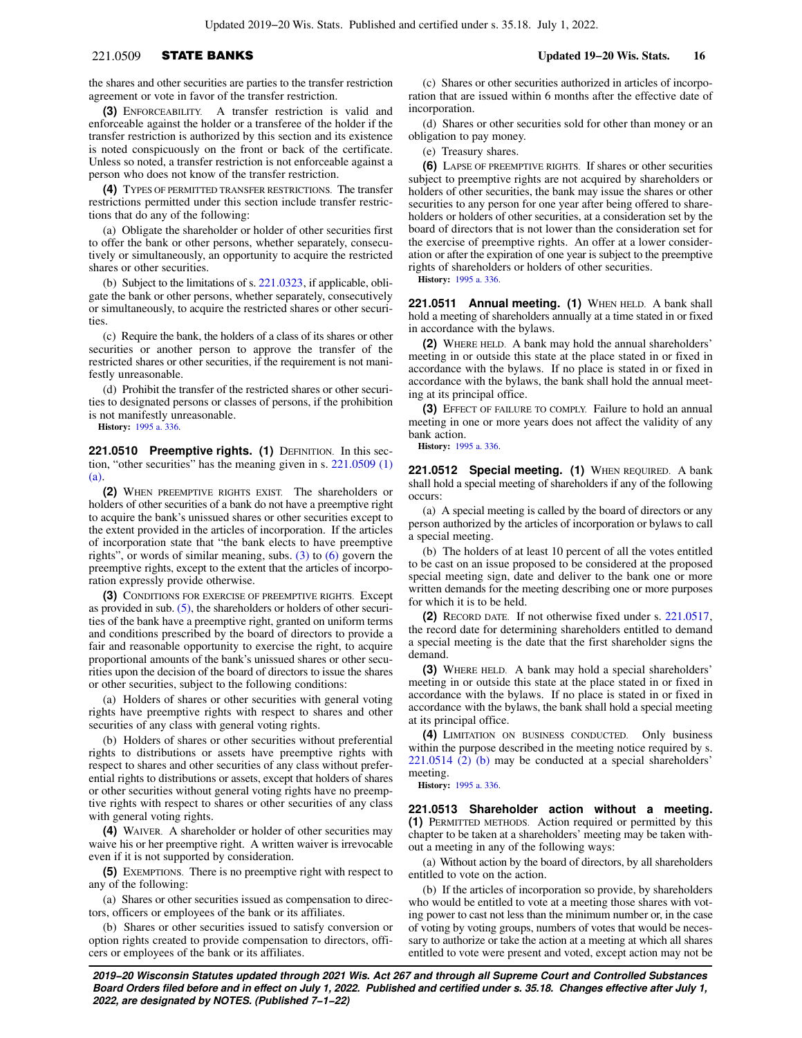the shares and other securities are parties to the transfer restriction agreement or vote in favor of the transfer restriction.

**(3)** ENFORCEABILITY. A transfer restriction is valid and enforceable against the holder or a transferee of the holder if the transfer restriction is authorized by this section and its existence is noted conspicuously on the front or back of the certificate. Unless so noted, a transfer restriction is not enforceable against a person who does not know of the transfer restriction.

**(4)** TYPES OF PERMITTED TRANSFER RESTRICTIONS. The transfer restrictions permitted under this section include transfer restrictions that do any of the following:

(a) Obligate the shareholder or holder of other securities first to offer the bank or other persons, whether separately, consecutively or simultaneously, an opportunity to acquire the restricted shares or other securities.

(b) Subject to the limitations of s. 221.0323, if applicable, obligate the bank or other persons, whether separately, consecutively or simultaneously, to acquire the restricted shares or other securities.

(c) Require the bank, the holders of a class of its shares or other securities or another person to approve the transfer of the restricted shares or other securities, if the requirement is not manifestly unreasonable.

(d) Prohibit the transfer of the restricted shares or other securities to designated persons or classes of persons, if the prohibition is not manifestly unreasonable.

**History:** 1995 a. 336.

**221.0510 Preemptive rights. (1)** DEFINITION. In this section, "other securities" has the meaning given in s. 221.0509 (1) (a).

**(2)** WHEN PREEMPTIVE RIGHTS EXIST. The shareholders or holders of other securities of a bank do not have a preemptive right to acquire the bank's unissued shares or other securities except to the extent provided in the articles of incorporation. If the articles of incorporation state that "the bank elects to have preemptive rights", or words of similar meaning, subs. (3) to (6) govern the preemptive rights, except to the extent that the articles of incorporation expressly provide otherwise.

**(3)** CONDITIONS FOR EXERCISE OF PREEMPTIVE RIGHTS. Except as provided in sub. (5), the shareholders or holders of other securities of the bank have a preemptive right, granted on uniform terms and conditions prescribed by the board of directors to provide a fair and reasonable opportunity to exercise the right, to acquire proportional amounts of the bank's unissued shares or other securities upon the decision of the board of directors to issue the shares or other securities, subject to the following conditions:

(a) Holders of shares or other securities with general voting rights have preemptive rights with respect to shares and other securities of any class with general voting rights.

(b) Holders of shares or other securities without preferential rights to distributions or assets have preemptive rights with respect to shares and other securities of any class without preferential rights to distributions or assets, except that holders of shares or other securities without general voting rights have no preemptive rights with respect to shares or other securities of any class with general voting rights.

**(4)** WAIVER. A shareholder or holder of other securities may waive his or her preemptive right. A written waiver is irrevocable even if it is not supported by consideration.

**(5)** EXEMPTIONS. There is no preemptive right with respect to any of the following:

(a) Shares or other securities issued as compensation to directors, officers or employees of the bank or its affiliates.

(b) Shares or other securities issued to satisfy conversion or option rights created to provide compensation to directors, officers or employees of the bank or its affiliates.

(c) Shares or other securities authorized in articles of incorporation that are issued within 6 months after the effective date of incorporation.

(d) Shares or other securities sold for other than money or an obligation to pay money.

(e) Treasury shares.

**(6)** LAPSE OF PREEMPTIVE RIGHTS. If shares or other securities subject to preemptive rights are not acquired by shareholders or holders of other securities, the bank may issue the shares or other securities to any person for one year after being offered to shareholders or holders of other securities, at a consideration set by the board of directors that is not lower than the consideration set for the exercise of preemptive rights. An offer at a lower consideration or after the expiration of one year is subject to the preemptive rights of shareholders or holders of other securities.

**History:** 1995 a. 336.

**221.0511 Annual meeting. (1)** WHEN HELD. A bank shall hold a meeting of shareholders annually at a time stated in or fixed in accordance with the bylaws.

**(2)** WHERE HELD. A bank may hold the annual shareholders' meeting in or outside this state at the place stated in or fixed in accordance with the bylaws. If no place is stated in or fixed in accordance with the bylaws, the bank shall hold the annual meeting at its principal office.

**(3)** EFFECT OF FAILURE TO COMPLY. Failure to hold an annual meeting in one or more years does not affect the validity of any bank action.

**History:** 1995 a. 336.

**221.0512 Special meeting. (1)** WHEN REQUIRED. A bank shall hold a special meeting of shareholders if any of the following occurs:

(a) A special meeting is called by the board of directors or any person authorized by the articles of incorporation or bylaws to call a special meeting.

(b) The holders of at least 10 percent of all the votes entitled to be cast on an issue proposed to be considered at the proposed special meeting sign, date and deliver to the bank one or more written demands for the meeting describing one or more purposes for which it is to be held.

**(2)** RECORD DATE. If not otherwise fixed under s. 221.0517, the record date for determining shareholders entitled to demand a special meeting is the date that the first shareholder signs the demand.

**(3)** WHERE HELD. A bank may hold a special shareholders' meeting in or outside this state at the place stated in or fixed in accordance with the bylaws. If no place is stated in or fixed in accordance with the bylaws, the bank shall hold a special meeting at its principal office.

**(4)** LIMITATION ON BUSINESS CONDUCTED. Only business within the purpose described in the meeting notice required by s. 221.0514 (2) (b) may be conducted at a special shareholders' meeting.

**History:** 1995 a. 336.

**221.0513 Shareholder action without a meeting. (1)** PERMITTED METHODS. Action required or permitted by this chapter to be taken at a shareholders' meeting may be taken without a meeting in any of the following ways:

(a) Without action by the board of directors, by all shareholders entitled to vote on the action.

(b) If the articles of incorporation so provide, by shareholders who would be entitled to vote at a meeting those shares with voting power to cast not less than the minimum number or, in the case of voting by voting groups, numbers of votes that would be necessary to authorize or take the action at a meeting at which all shares entitled to vote were present and voted, except action may not be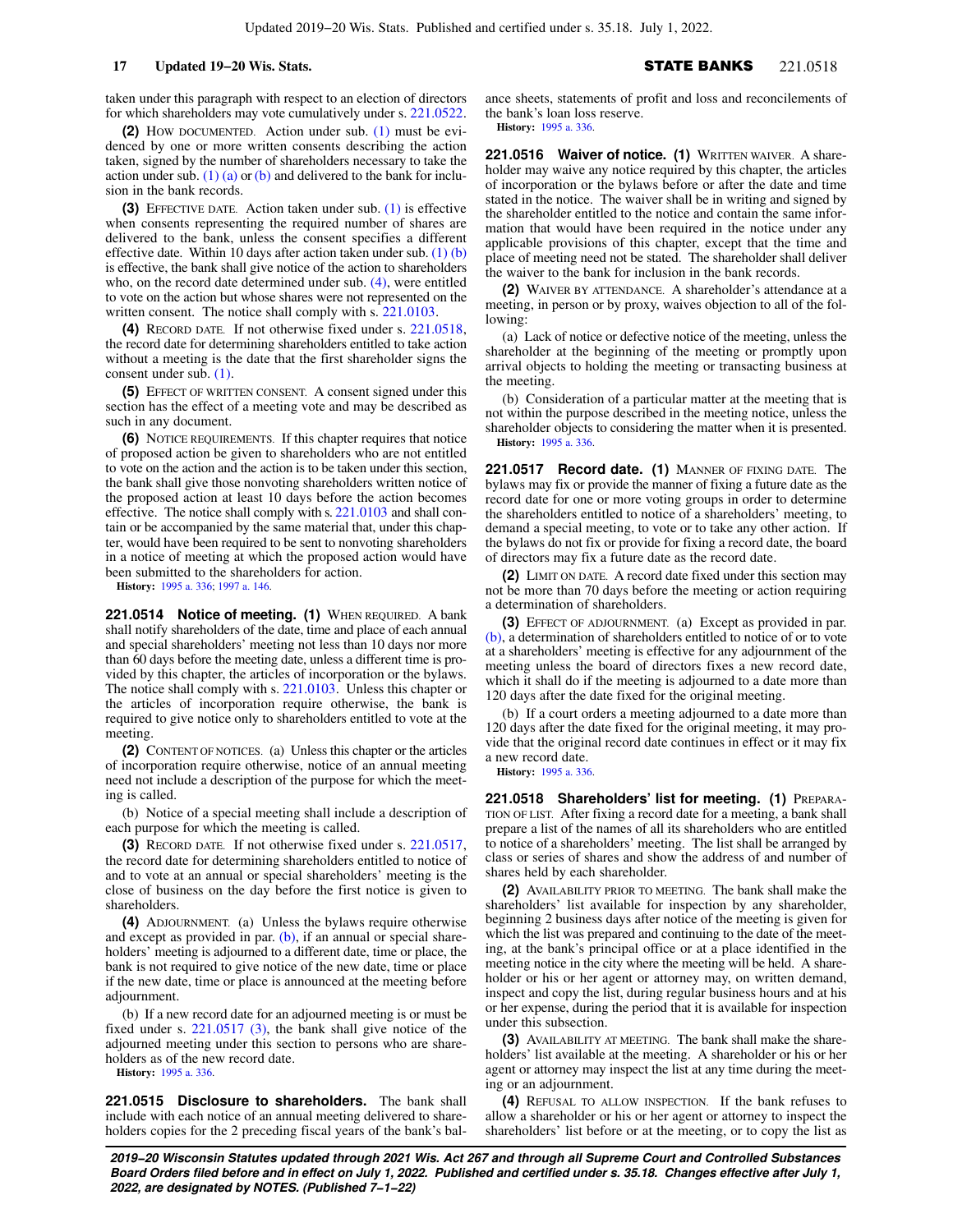taken under this paragraph with respect to an election of directors for which shareholders may vote cumulatively under s. 221.0522.

**(2)** HOW DOCUMENTED. Action under sub. (1) must be evidenced by one or more written consents describing the action taken, signed by the number of shareholders necessary to take the action under sub. (1) (a) or (b) and delivered to the bank for inclusion in the bank records.

**(3)** EFFECTIVE DATE. Action taken under sub. (1) is effective when consents representing the required number of shares are delivered to the bank, unless the consent specifies a different effective date. Within 10 days after action taken under sub. (1) (b) is effective, the bank shall give notice of the action to shareholders who, on the record date determined under sub. (4), were entitled to vote on the action but whose shares were not represented on the written consent. The notice shall comply with s. 221.0103.

**(4)** RECORD DATE. If not otherwise fixed under s. 221.0518, the record date for determining shareholders entitled to take action without a meeting is the date that the first shareholder signs the consent under sub. (1).

**(5)** EFFECT OF WRITTEN CONSENT. A consent signed under this section has the effect of a meeting vote and may be described as such in any document.

**(6)** NOTICE REQUIREMENTS. If this chapter requires that notice of proposed action be given to shareholders who are not entitled to vote on the action and the action is to be taken under this section, the bank shall give those nonvoting shareholders written notice of the proposed action at least 10 days before the action becomes effective. The notice shall comply with s. 221.0103 and shall contain or be accompanied by the same material that, under this chapter, would have been required to be sent to nonvoting shareholders in a notice of meeting at which the proposed action would have been submitted to the shareholders for action.

**History:** 1995 a. 336; 1997 a. 146.

**221.0514 Notice of meeting. (1)** WHEN REQUIRED. A bank shall notify shareholders of the date, time and place of each annual and special shareholders' meeting not less than 10 days nor more than 60 days before the meeting date, unless a different time is provided by this chapter, the articles of incorporation or the bylaws. The notice shall comply with s. 221.0103. Unless this chapter or the articles of incorporation require otherwise, the bank is required to give notice only to shareholders entitled to vote at the meeting.

**(2)** CONTENT OF NOTICES. (a) Unless this chapter or the articles of incorporation require otherwise, notice of an annual meeting need not include a description of the purpose for which the meeting is called.

(b) Notice of a special meeting shall include a description of each purpose for which the meeting is called.

**(3)** RECORD DATE. If not otherwise fixed under s. 221.0517, the record date for determining shareholders entitled to notice of and to vote at an annual or special shareholders' meeting is the close of business on the day before the first notice is given to shareholders.

**(4)** ADJOURNMENT. (a) Unless the bylaws require otherwise and except as provided in par. (b), if an annual or special shareholders' meeting is adjourned to a different date, time or place, the bank is not required to give notice of the new date, time or place if the new date, time or place is announced at the meeting before adjournment.

(b) If a new record date for an adjourned meeting is or must be fixed under s. 221.0517 (3), the bank shall give notice of the adjourned meeting under this section to persons who are shareholders as of the new record date.

**History:** 1995 a. 336.

**221.0515 Disclosure to shareholders.** The bank shall include with each notice of an annual meeting delivered to shareholders copies for the 2 preceding fiscal years of the bank's balance sheets, statements of profit and loss and reconcilements of the bank's loan loss reserve.

**History:** 1995 a. 336.

**221.0516 Waiver of notice. (1)** WRITTEN WAIVER. A shareholder may waive any notice required by this chapter, the articles of incorporation or the bylaws before or after the date and time stated in the notice. The waiver shall be in writing and signed by the shareholder entitled to the notice and contain the same information that would have been required in the notice under any applicable provisions of this chapter, except that the time and place of meeting need not be stated. The shareholder shall deliver the waiver to the bank for inclusion in the bank records.

**(2)** WAIVER BY ATTENDANCE. A shareholder's attendance at a meeting, in person or by proxy, waives objection to all of the following:

(a) Lack of notice or defective notice of the meeting, unless the shareholder at the beginning of the meeting or promptly upon arrival objects to holding the meeting or transacting business at the meeting.

(b) Consideration of a particular matter at the meeting that is not within the purpose described in the meeting notice, unless the shareholder objects to considering the matter when it is presented.

**History:** 1995 a. 336.

**221.0517 Record date. (1)** MANNER OF FIXING DATE. The bylaws may fix or provide the manner of fixing a future date as the record date for one or more voting groups in order to determine the shareholders entitled to notice of a shareholders' meeting, to demand a special meeting, to vote or to take any other action. If the bylaws do not fix or provide for fixing a record date, the board of directors may fix a future date as the record date.

**(2)** LIMIT ON DATE. A record date fixed under this section may not be more than 70 days before the meeting or action requiring a determination of shareholders.

**(3)** EFFECT OF ADJOURNMENT. (a) Except as provided in par. (b), a determination of shareholders entitled to notice of or to vote at a shareholders' meeting is effective for any adjournment of the meeting unless the board of directors fixes a new record date, which it shall do if the meeting is adjourned to a date more than 120 days after the date fixed for the original meeting.

(b) If a court orders a meeting adjourned to a date more than 120 days after the date fixed for the original meeting, it may provide that the original record date continues in effect or it may fix a new record date.

**History:** 1995 a. 336.

**221.0518 Shareholders' list for meeting. (1)** PREPARATION OF LIST. After fixing a record date for a meeting, a bank shall prepare a list of the names of all its shareholders who are entitled to notice of a shareholders' meeting. The list shall be arranged by class or series of shares and show the address of and number of shares held by each shareholder.

**(2)** AVAILABILITY PRIOR TO MEETING. The bank shall make the shareholders' list available for inspection by any shareholder, beginning 2 business days after notice of the meeting is given for which the list was prepared and continuing to the date of the meeting, at the bank's principal office or at a place identified in the meeting notice in the city where the meeting will be held. A shareholder or his or her agent or attorney may, on written demand, inspect and copy the list, during regular business hours and at his or her expense, during the period that it is available for inspection under this subsection.

**(3)** AVAILABILITY AT MEETING. The bank shall make the shareholders' list available at the meeting. A shareholder or his or her agent or attorney may inspect the list at any time during the meeting or an adjournment.

**(4)** REFUSAL TO ALLOW INSPECTION. If the bank refuses to allow a shareholder or his or her agent or attorney to inspect the shareholders' list before or at the meeting, or to copy the list as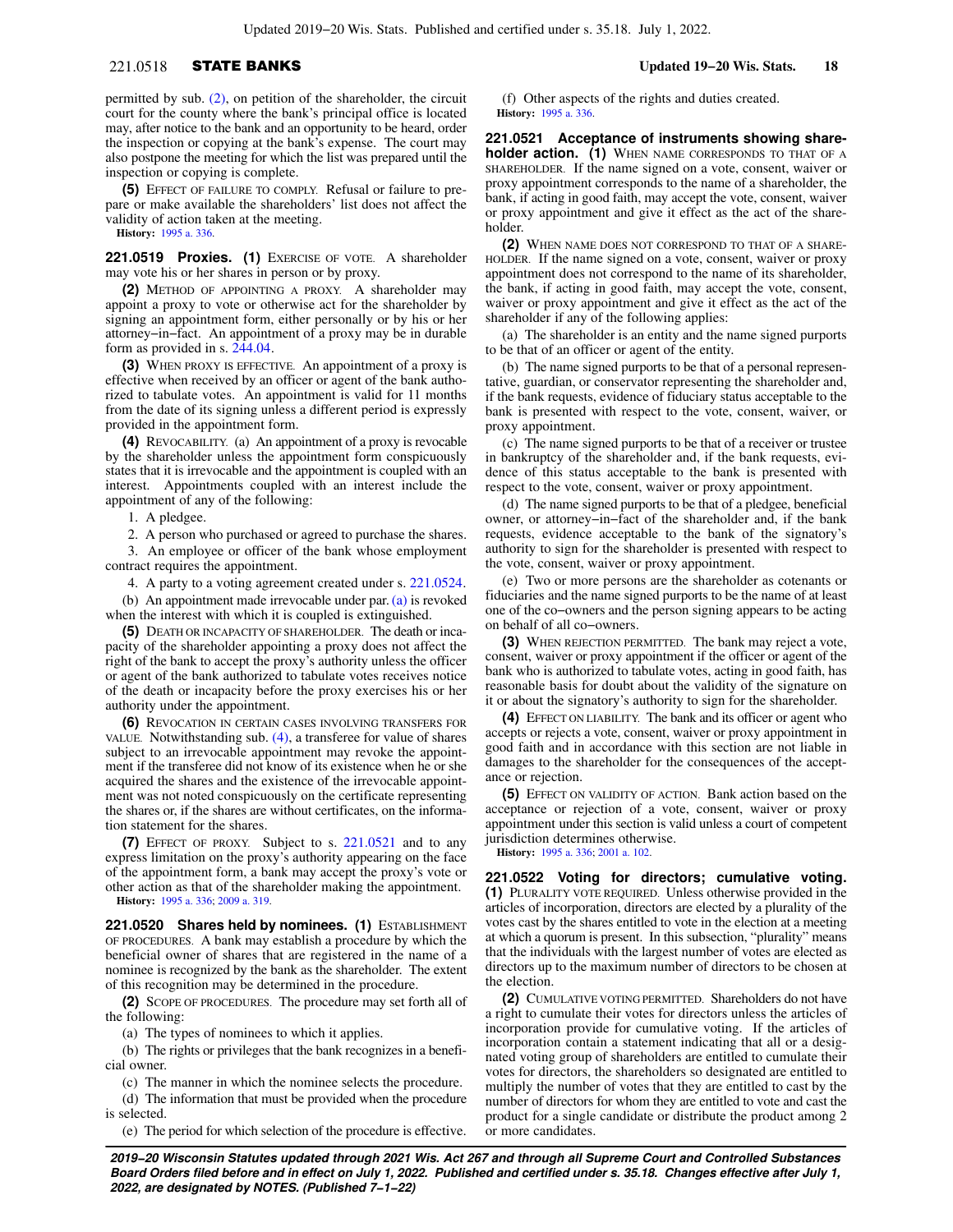permitted by sub. (2), on petition of the shareholder, the circuit court for the county where the bank's principal office is located may, after notice to the bank and an opportunity to be heard, order the inspection or copying at the bank's expense. The court may also postpone the meeting for which the list was prepared until the inspection or copying is complete.

**(5)** EFFECT OF FAILURE TO COMPLY. Refusal or failure to prepare or make available the shareholders' list does not affect the validity of action taken at the meeting.

**History:** 1995 a. 336.

**221.0519 Proxies. (1)** EXERCISE OF VOTE. A shareholder may vote his or her shares in person or by proxy.

**(2)** METHOD OF APPOINTING A PROXY. A shareholder may appoint a proxy to vote or otherwise act for the shareholder by signing an appointment form, either personally or by his or her attorney−in−fact. An appointment of a proxy may be in durable form as provided in s. 244.04.

**(3)** WHEN PROXY IS EFFECTIVE. An appointment of a proxy is effective when received by an officer or agent of the bank authorized to tabulate votes. An appointment is valid for 11 months from the date of its signing unless a different period is expressly provided in the appointment form.

**(4)** REVOCABILITY. (a) An appointment of a proxy is revocable by the shareholder unless the appointment form conspicuously states that it is irrevocable and the appointment is coupled with an interest. Appointments coupled with an interest include the appointment of any of the following:

1. A pledgee.

2. A person who purchased or agreed to purchase the shares.

3. An employee or officer of the bank whose employment contract requires the appointment.

4. A party to a voting agreement created under s. 221.0524.

(b) An appointment made irrevocable under par. (a) is revoked when the interest with which it is coupled is extinguished.

**(5)** DEATH OR INCAPACITY OF SHAREHOLDER. The death or incapacity of the shareholder appointing a proxy does not affect the right of the bank to accept the proxy's authority unless the officer or agent of the bank authorized to tabulate votes receives notice of the death or incapacity before the proxy exercises his or her authority under the appointment.

**(6)** REVOCATION IN CERTAIN CASES INVOLVING TRANSFERS FOR VALUE. Notwithstanding sub. (4), a transferee for value of shares subject to an irrevocable appointment may revoke the appointment if the transferee did not know of its existence when he or she acquired the shares and the existence of the irrevocable appointment was not noted conspicuously on the certificate representing the shares or, if the shares are without certificates, on the information statement for the shares.

**(7)** EFFECT OF PROXY. Subject to s. 221.0521 and to any express limitation on the proxy's authority appearing on the face of the appointment form, a bank may accept the proxy's vote or other action as that of the shareholder making the appointment.

**History:** 1995 a. 336; 2009 a. 319.

**221.0520 Shares held by nominees. (1)** ESTABLISHMENT OF PROCEDURES. A bank may establish a procedure by which the beneficial owner of shares that are registered in the name of a nominee is recognized by the bank as the shareholder. The extent of this recognition may be determined in the procedure.

**(2)** SCOPE OF PROCEDURES. The procedure may set forth all of the following:

(a) The types of nominees to which it applies.

(b) The rights or privileges that the bank recognizes in a beneficial owner.

(c) The manner in which the nominee selects the procedure.

(d) The information that must be provided when the procedure is selected.

(e) The period for which selection of the procedure is effective.

(f) Other aspects of the rights and duties created.

**History:** 1995 a. 336.

**221.0521 Acceptance of instruments showing shareholder action. (1)** WHEN NAME CORRESPONDS TO THAT OF A SHAREHOLDER. If the name signed on a vote, consent, waiver or proxy appointment corresponds to the name of a shareholder, the bank, if acting in good faith, may accept the vote, consent, waiver or proxy appointment and give it effect as the act of the shareholder.

**(2)** WHEN NAME DOES NOT CORRESPOND TO THAT OF A SHAREHOLDER. If the name signed on a vote, consent, waiver or proxy appointment does not correspond to the name of its shareholder, the bank, if acting in good faith, may accept the vote, consent, waiver or proxy appointment and give it effect as the act of the shareholder if any of the following applies:

(a) The shareholder is an entity and the name signed purports to be that of an officer or agent of the entity.

(b) The name signed purports to be that of a personal representative, guardian, or conservator representing the shareholder and, if the bank requests, evidence of fiduciary status acceptable to the bank is presented with respect to the vote, consent, waiver, or proxy appointment.

(c) The name signed purports to be that of a receiver or trustee in bankruptcy of the shareholder and, if the bank requests, evidence of this status acceptable to the bank is presented with respect to the vote, consent, waiver or proxy appointment.

(d) The name signed purports to be that of a pledgee, beneficial owner, or attorney−in−fact of the shareholder and, if the bank requests, evidence acceptable to the bank of the signatory's authority to sign for the shareholder is presented with respect to the vote, consent, waiver or proxy appointment.

(e) Two or more persons are the shareholder as cotenants or fiduciaries and the name signed purports to be the name of at least one of the co−owners and the person signing appears to be acting on behalf of all co−owners.

**(3)** WHEN REJECTION PERMITTED. The bank may reject a vote, consent, waiver or proxy appointment if the officer or agent of the bank who is authorized to tabulate votes, acting in good faith, has reasonable basis for doubt about the validity of the signature on it or about the signatory's authority to sign for the shareholder.

**(4)** EFFECT ON LIABILITY. The bank and its officer or agent who accepts or rejects a vote, consent, waiver or proxy appointment in good faith and in accordance with this section are not liable in damages to the shareholder for the consequences of the acceptance or rejection.

**(5)** EFFECT ON VALIDITY OF ACTION. Bank action based on the acceptance or rejection of a vote, consent, waiver or proxy appointment under this section is valid unless a court of competent jurisdiction determines otherwise.

**History:** 1995 a. 336; 2001 a. 102.

**221.0522 Voting for directors; cumulative voting. (1)** PLURALITY VOTE REQUIRED. Unless otherwise provided in the articles of incorporation, directors are elected by a plurality of the votes cast by the shares entitled to vote in the election at a meeting at which a quorum is present. In this subsection, "plurality" means that the individuals with the largest number of votes are elected as directors up to the maximum number of directors to be chosen at the election.

**(2)** CUMULATIVE VOTING PERMITTED. Shareholders do not have a right to cumulate their votes for directors unless the articles of incorporation provide for cumulative voting. If the articles of incorporation contain a statement indicating that all or a designated voting group of shareholders are entitled to cumulate their votes for directors, the shareholders so designated are entitled to multiply the number of votes that they are entitled to cast by the number of directors for whom they are entitled to vote and cast the product for a single candidate or distribute the product among 2 or more candidates.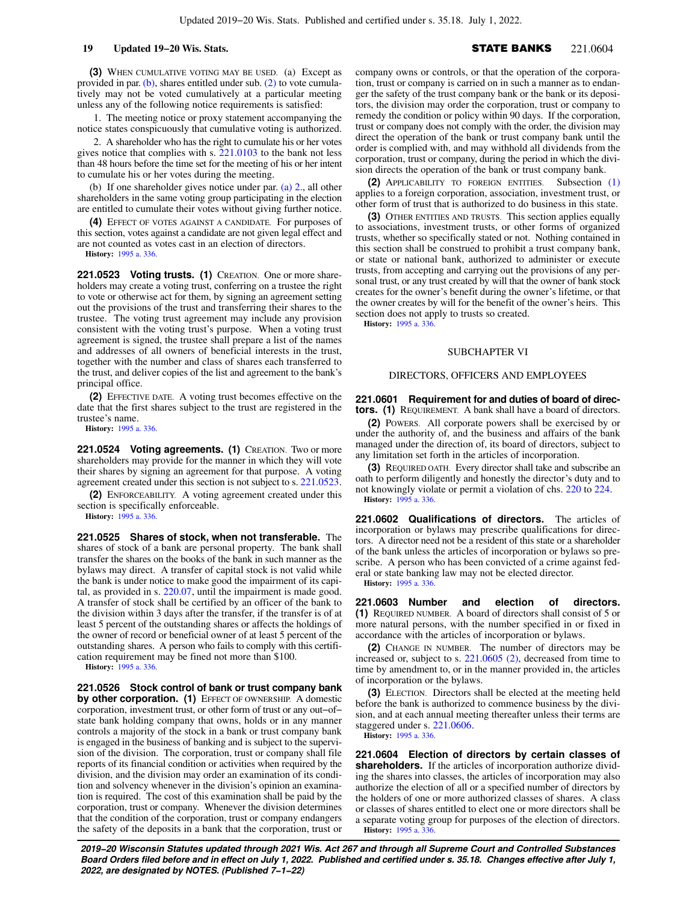**(3)** WHEN CUMULATIVE VOTING MAY BE USED. (a) Except as provided in par. (b), shares entitled under sub. (2) to vote cumulatively may not be voted cumulatively at a particular meeting unless any of the following notice requirements is satisfied:

1. The meeting notice or proxy statement accompanying the notice states conspicuously that cumulative voting is authorized.

2. A shareholder who has the right to cumulate his or her votes gives notice that complies with s. 221.0103 to the bank not less than 48 hours before the time set for the meeting of his or her intent to cumulate his or her votes during the meeting.

(b) If one shareholder gives notice under par. (a) 2., all other shareholders in the same voting group participating in the election are entitled to cumulate their votes without giving further notice.

**(4)** EFFECT OF VOTES AGAINST A CANDIDATE. For purposes of this section, votes against a candidate are not given legal effect and are not counted as votes cast in an election of directors.

**History:** 1995 a. 336.

**221.0523 Voting trusts. (1)** CREATION. One or more shareholders may create a voting trust, conferring on a trustee the right to vote or otherwise act for them, by signing an agreement setting out the provisions of the trust and transferring their shares to the trustee. The voting trust agreement may include any provision consistent with the voting trust's purpose. When a voting trust agreement is signed, the trustee shall prepare a list of the names and addresses of all owners of beneficial interests in the trust, together with the number and class of shares each transferred to the trust, and deliver copies of the list and agreement to the bank's principal office.

**(2)** EFFECTIVE DATE. A voting trust becomes effective on the date that the first shares subject to the trust are registered in the trustee's name.

**History:** 1995 a. 336.

**221.0524 Voting agreements. (1)** CREATION. Two or more shareholders may provide for the manner in which they will vote their shares by signing an agreement for that purpose. A voting agreement created under this section is not subject to s. 221.0523.

**(2)** ENFORCEABILITY. A voting agreement created under this section is specifically enforceable.

**History:** 1995 a. 336.

**221.0525 Shares of stock, when not transferable.** The shares of stock of a bank are personal property. The bank shall transfer the shares on the books of the bank in such manner as the bylaws may direct. A transfer of capital stock is not valid while the bank is under notice to make good the impairment of its capital, as provided in s. 220.07, until the impairment is made good. A transfer of stock shall be certified by an officer of the bank to the division within 3 days after the transfer, if the transfer is of at least 5 percent of the outstanding shares or affects the holdings of the owner of record or beneficial owner of at least 5 percent of the outstanding shares. A person who fails to comply with this certification requirement may be fined not more than $100.

**History:** 1995 a. 336.

**221.0526 Stock control of bank or trust company bank by other corporation. (1)** EFFECT OF OWNERSHIP. A domestic corporation, investment trust, or other form of trust or any out–of–state bank holding company that owns, holds or in any manner controls a majority of the stock in a bank or trust company bank is engaged in the business of banking and is subject to the supervision of the division. The corporation, trust or company shall file reports of its financial condition or activities when required by the division, and the division may order an examination of its condition and solvency whenever in the division's opinion an examination is required. The cost of this examination shall be paid by the corporation, trust or company. Whenever the division determines that the condition of the corporation, trust or company endangers the safety of the deposits in a bank that the corporation, trust or company owns or controls, or that the operation of the corporation, trust or company is carried on in such a manner as to endanger the safety of the trust company bank or the bank or its depositors, the division may order the corporation, trust or company to remedy the condition or policy within 90 days. If the corporation, trust or company does not comply with the order, the division may direct the operation of the bank or trust company bank until the order is complied with, and may withhold all dividends from the corporation, trust or company, during the period in which the division directs the operation of the bank or trust company bank.

**(2)** APPLICABILITY TO FOREIGN ENTITIES. Subsection (1) applies to a foreign corporation, association, investment trust, or other form of trust that is authorized to do business in this state.

**(3)** OTHER ENTITIES AND TRUSTS. This section applies equally to associations, investment trusts, or other forms of organized trusts, whether so specifically stated or not. Nothing contained in this section shall be construed to prohibit a trust company bank, or state or national bank, authorized to administer or execute trusts, from accepting and carrying out the provisions of any personal trust, or any trust created by will that the owner of bank stock creates for the owner's benefit during the owner's lifetime, or that the owner creates by will for the benefit of the owner's heirs. This section does not apply to trusts so created.

**History:** 1995 a. 336.

## SUBCHAPTER VI

## DIRECTORS, OFFICERS AND EMPLOYEES

**221.0601 Requirement for and duties of board of directors. (1)** REQUIREMENT. A bank shall have a board of directors.

**(2)** POWERS. All corporate powers shall be exercised by or under the authority of, and the business and affairs of the bank managed under the direction of, its board of directors, subject to any limitation set forth in the articles of incorporation.

**(3)** REQUIRED OATH. Every director shall take and subscribe an oath to perform diligently and honestly the director's duty and to not knowingly violate or permit a violation of chs. 220 to 224.

**History:** 1995 a. 336.

**221.0602 Qualifications of directors.** The articles of incorporation or bylaws may prescribe qualifications for directors. A director need not be a resident of this state or a shareholder of the bank unless the articles of incorporation or bylaws so prescribe. A person who has been convicted of a crime against federal or state banking law may not be elected director.

**History:** 1995 a. 336.

**221.0603 Number and election of directors. (1)** REQUIRED NUMBER. A board of directors shall consist of 5 or more natural persons, with the number specified in or fixed in accordance with the articles of incorporation or bylaws.

**(2)** CHANGE IN NUMBER. The number of directors may be increased or, subject to s. 221.0605 (2), decreased from time to time by amendment to, or in the manner provided in, the articles of incorporation or the bylaws.

**(3)** ELECTION. Directors shall be elected at the meeting held before the bank is authorized to commence business by the division, and at each annual meeting thereafter unless their terms are staggered under s. 221.0606.

**History:** 1995 a. 336.

**221.0604 Election of directors by certain classes of shareholders.** If the articles of incorporation authorize dividing the shares into classes, the articles of incorporation may also authorize the election of all or a specified number of directors by the holders of one or more authorized classes of shares. A class or classes of shares entitled to elect one or more directors shall be a separate voting group for purposes of the election of directors.

**History:** 1995 a. 336.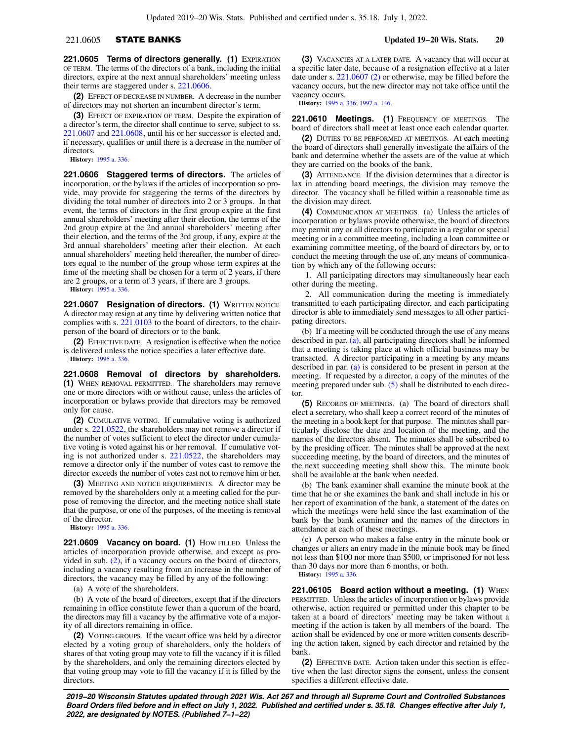**221.0605 Terms of directors generally.** **(1)** EXPIRATION OF TERM. The terms of the directors of a bank, including the initial directors, expire at the next annual shareholders' meeting unless their terms are staggered under s. 221.0606.

**(2)** EFFECT OF DECREASE IN NUMBER. A decrease in the number of directors may not shorten an incumbent director's term.

**(3)** EFFECT OF EXPIRATION OF TERM. Despite the expiration of a director's term, the director shall continue to serve, subject to ss. 221.0607 and 221.0608, until his or her successor is elected and, if necessary, qualifies or until there is a decrease in the number of directors.

**History:** 1995 a. 336.

**221.0606 Staggered terms of directors.** The articles of incorporation, or the bylaws if the articles of incorporation so provide, may provide for staggering the terms of the directors by dividing the total number of directors into 2 or 3 groups. In that event, the terms of directors in the first group expire at the first annual shareholders' meeting after their election, the terms of the 2nd group expire at the 2nd annual shareholders' meeting after their election, and the terms of the 3rd group, if any, expire at the 3rd annual shareholders' meeting after their election. At each annual shareholders' meeting held thereafter, the number of directors equal to the number of the group whose term expires at the time of the meeting shall be chosen for a term of 2 years, if there are 2 groups, or a term of 3 years, if there are 3 groups.

**History:** 1995 a. 336.

**221.0607 Resignation of directors.** **(1)** WRITTEN NOTICE. A director may resign at any time by delivering written notice that complies with s. 221.0103 to the board of directors, to the chairperson of the board of directors or to the bank.

**(2)** EFFECTIVE DATE. A resignation is effective when the notice is delivered unless the notice specifies a later effective date.

**History:** 1995 a. 336.

**221.0608 Removal of directors by shareholders.** **(1)** WHEN REMOVAL PERMITTED. The shareholders may remove one or more directors with or without cause, unless the articles of incorporation or bylaws provide that directors may be removed only for cause.

**(2)** CUMULATIVE VOTING. If cumulative voting is authorized under s. 221.0522, the shareholders may not remove a director if the number of votes sufficient to elect the director under cumulative voting is voted against his or her removal. If cumulative voting is not authorized under s. 221.0522, the shareholders may remove a director only if the number of votes cast to remove the director exceeds the number of votes cast not to remove him or her.

**(3)** MEETING AND NOTICE REQUIREMENTS. A director may be removed by the shareholders only at a meeting called for the purpose of removing the director, and the meeting notice shall state that the purpose, or one of the purposes, of the meeting is removal of the director.

**History:** 1995 a. 336.

**221.0609 Vacancy on board.** **(1)** HOW FILLED. Unless the articles of incorporation provide otherwise, and except as provided in sub. (2), if a vacancy occurs on the board of directors, including a vacancy resulting from an increase in the number of directors, the vacancy may be filled by any of the following:

(a) A vote of the shareholders.

(b) A vote of the board of directors, except that if the directors remaining in office constitute fewer than a quorum of the board, the directors may fill a vacancy by the affirmative vote of a majority of all directors remaining in office.

**(2)** VOTING GROUPS. If the vacant office was held by a director elected by a voting group of shareholders, only the holders of shares of that voting group may vote to fill the vacancy if it is filled by the shareholders, and only the remaining directors elected by that voting group may vote to fill the vacancy if it is filled by the directors.

**(3)** VACANCIES AT A LATER DATE. A vacancy that will occur at a specific later date, because of a resignation effective at a later date under s. 221.0607 (2) or otherwise, may be filled before the vacancy occurs, but the new director may not take office until the vacancy occurs.

**History:** 1995 a. 336; 1997 a. 146.

**221.0610 Meetings.** **(1)** FREQUENCY OF MEETINGS. The board of directors shall meet at least once each calendar quarter.

**(2)** DUTIES TO BE PERFORMED AT MEETINGS. At each meeting the board of directors shall generally investigate the affairs of the bank and determine whether the assets are of the value at which they are carried on the books of the bank.

**(3)** ATTENDANCE. If the division determines that a director is lax in attending board meetings, the division may remove the director. The vacancy shall be filled within a reasonable time as the division may direct.

**(4)** COMMUNICATION AT MEETINGS. (a) Unless the articles of incorporation or bylaws provide otherwise, the board of directors may permit any or all directors to participate in a regular or special meeting or in a committee meeting, including a loan committee or examining committee meeting, of the board of directors by, or to conduct the meeting through the use of, any means of communication by which any of the following occurs:

1. All participating directors may simultaneously hear each other during the meeting.

2. All communication during the meeting is immediately transmitted to each participating director, and each participating director is able to immediately send messages to all other participating directors.

(b) If a meeting will be conducted through the use of any means described in par. (a), all participating directors shall be informed that a meeting is taking place at which official business may be transacted. A director participating in a meeting by any means described in par. (a) is considered to be present in person at the meeting. If requested by a director, a copy of the minutes of the meeting prepared under sub. (5) shall be distributed to each director.

**(5)** RECORDS OF MEETINGS. (a) The board of directors shall elect a secretary, who shall keep a correct record of the minutes of the meeting in a book kept for that purpose. The minutes shall particularly disclose the date and location of the meeting, and the names of the directors absent. The minutes shall be subscribed to by the presiding officer. The minutes shall be approved at the next succeeding meeting, by the board of directors, and the minutes of the next succeeding meeting shall show this. The minute book shall be available at the bank when needed.

(b) The bank examiner shall examine the minute book at the time that he or she examines the bank and shall include in his or her report of examination of the bank, a statement of the dates on which the meetings were held since the last examination of the bank by the bank examiner and the names of the directors in attendance at each of these meetings.

(c) A person who makes a false entry in the minute book or changes or alters an entry made in the minute book may be fined not less than $100 nor more than $500, or imprisoned for not less than 30 days nor more than 6 months, or both.

**History:** 1995 a. 336.

**221.06105 Board action without a meeting.** **(1)** WHEN PERMITTED. Unless the articles of incorporation or bylaws provide otherwise, action required or permitted under this chapter to be taken at a board of directors' meeting may be taken without a meeting if the action is taken by all members of the board. The action shall be evidenced by one or more written consents describing the action taken, signed by each director and retained by the bank.

**(2)** EFFECTIVE DATE. Action taken under this section is effective when the last director signs the consent, unless the consent specifies a different effective date.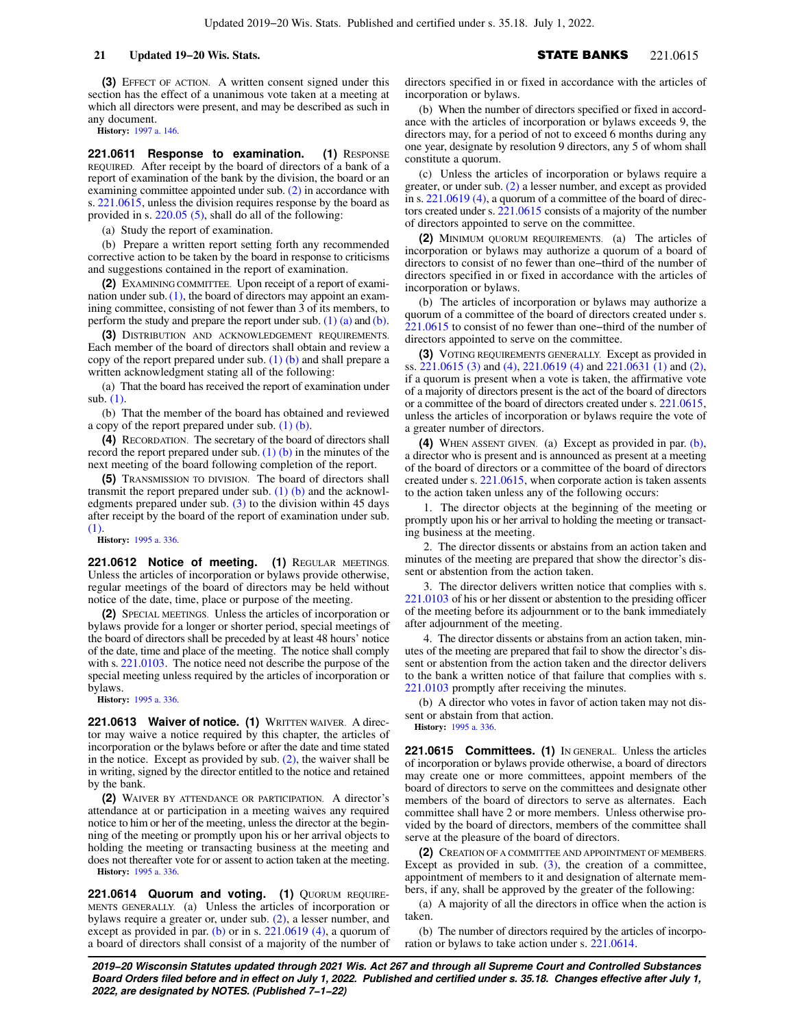**(3)** EFFECT OF ACTION. A written consent signed under this section has the effect of a unanimous vote taken at a meeting at which all directors were present, and may be described as such in any document.

**History:** 1997 a. 146.

**221.0611 Response to examination.** **(1)** RESPONSE REQUIRED. After receipt by the board of directors of a bank of a report of examination of the bank by the division, the board or an examining committee appointed under sub. (2) in accordance with s. 221.0615, unless the division requires response by the board as provided in s. 220.05 (5), shall do all of the following:

(a) Study the report of examination.

(b) Prepare a written report setting forth any recommended corrective action to be taken by the board in response to criticisms and suggestions contained in the report of examination.

**(2)** EXAMINING COMMITTEE. Upon receipt of a report of examination under sub. (1), the board of directors may appoint an examining committee, consisting of not fewer than 3 of its members, to perform the study and prepare the report under sub. (1) (a) and (b).

**(3)** DISTRIBUTION AND ACKNOWLEDGEMENT REQUIREMENTS. Each member of the board of directors shall obtain and review a copy of the report prepared under sub. (1) (b) and shall prepare a written acknowledgment stating all of the following:

(a) That the board has received the report of examination under sub. (1).

(b) That the member of the board has obtained and reviewed a copy of the report prepared under sub. (1) (b).

**(4)** RECORDATION. The secretary of the board of directors shall record the report prepared under sub. (1) (b) in the minutes of the next meeting of the board following completion of the report.

**(5)** TRANSMISSION TO DIVISION. The board of directors shall transmit the report prepared under sub. (1) (b) and the acknowledgments prepared under sub. (3) to the division within 45 days after receipt by the board of the report of examination under sub. (1).

**History:** 1995 a. 336.

**221.0612 Notice of meeting.** **(1)** REGULAR MEETINGS. Unless the articles of incorporation or bylaws provide otherwise, regular meetings of the board of directors may be held without notice of the date, time, place or purpose of the meeting.

**(2)** SPECIAL MEETINGS. Unless the articles of incorporation or bylaws provide for a longer or shorter period, special meetings of the board of directors shall be preceded by at least 48 hours' notice of the date, time and place of the meeting. The notice shall comply with s. 221.0103. The notice need not describe the purpose of the special meeting unless required by the articles of incorporation or bylaws.

**History:** 1995 a. 336.

**221.0613 Waiver of notice.** **(1)** WRITTEN WAIVER. A director may waive a notice required by this chapter, the articles of incorporation or the bylaws before or after the date and time stated in the notice. Except as provided by sub. (2), the waiver shall be in writing, signed by the director entitled to the notice and retained by the bank.

**(2)** WAIVER BY ATTENDANCE OR PARTICIPATION. A director's attendance at or participation in a meeting waives any required notice to him or her of the meeting, unless the director at the beginning of the meeting or promptly upon his or her arrival objects to holding the meeting or transacting business at the meeting and does not thereafter vote for or assent to action taken at the meeting.

**History:** 1995 a. 336.

**221.0614 Quorum and voting.** **(1)** QUORUM REQUIREMENTS GENERALLY. (a) Unless the articles of incorporation or bylaws require a greater or, under sub. (2), a lesser number, and except as provided in par. (b) or in s. 221.0619 (4), a quorum of a board of directors shall consist of a majority of the number of directors specified in or fixed in accordance with the articles of incorporation or bylaws.

(b) When the number of directors specified or fixed in accordance with the articles of incorporation or bylaws exceeds 9, the directors may, for a period of not to exceed 6 months during any one year, designate by resolution 9 directors, any 5 of whom shall constitute a quorum.

(c) Unless the articles of incorporation or bylaws require a greater, or under sub. (2) a lesser number, and except as provided in s. 221.0619 (4), a quorum of a committee of the board of directors created under s. 221.0615 consists of a majority of the number of directors appointed to serve on the committee.

**(2)** MINIMUM QUORUM REQUIREMENTS. (a) The articles of incorporation or bylaws may authorize a quorum of a board of directors to consist of no fewer than one−third of the number of directors specified in or fixed in accordance with the articles of incorporation or bylaws.

(b) The articles of incorporation or bylaws may authorize a quorum of a committee of the board of directors created under s. 221.0615 to consist of no fewer than one−third of the number of directors appointed to serve on the committee.

**(3)** VOTING REQUIREMENTS GENERALLY. Except as provided in ss. 221.0615 (3) and (4), 221.0619 (4) and 221.0631 (1) and (2), if a quorum is present when a vote is taken, the affirmative vote of a majority of directors present is the act of the board of directors or a committee of the board of directors created under s. 221.0615, unless the articles of incorporation or bylaws require the vote of a greater number of directors.

**(4)** WHEN ASSENT GIVEN. (a) Except as provided in par. (b), a director who is present and is announced as present at a meeting of the board of directors or a committee of the board of directors created under s. 221.0615, when corporate action is taken assents to the action taken unless any of the following occurs:

1. The director objects at the beginning of the meeting or promptly upon his or her arrival to holding the meeting or transacting business at the meeting.

2. The director dissents or abstains from an action taken and minutes of the meeting are prepared that show the director's dissent or abstention from the action taken.

3. The director delivers written notice that complies with s. 221.0103 of his or her dissent or abstention to the presiding officer of the meeting before its adjournment or to the bank immediately after adjournment of the meeting.

4. The director dissents or abstains from an action taken, minutes of the meeting are prepared that fail to show the director's dissent or abstention from the action taken and the director delivers to the bank a written notice of that failure that complies with s. 221.0103 promptly after receiving the minutes.

(b) A director who votes in favor of action taken may not dissent or abstain from that action.

**History:** 1995 a. 336.

**221.0615 Committees.** **(1)** IN GENERAL. Unless the articles of incorporation or bylaws provide otherwise, a board of directors may create one or more committees, appoint members of the board of directors to serve on the committees and designate other members of the board of directors to serve as alternates. Each committee shall have 2 or more members. Unless otherwise provided by the board of directors, members of the committee shall serve at the pleasure of the board of directors.

**(2)** CREATION OF A COMMITTEE AND APPOINTMENT OF MEMBERS. Except as provided in sub. (3), the creation of a committee, appointment of members to it and designation of alternate members, if any, shall be approved by the greater of the following:

(a) A majority of all the directors in office when the action is taken.

(b) The number of directors required by the articles of incorporation or bylaws to take action under s. 221.0614.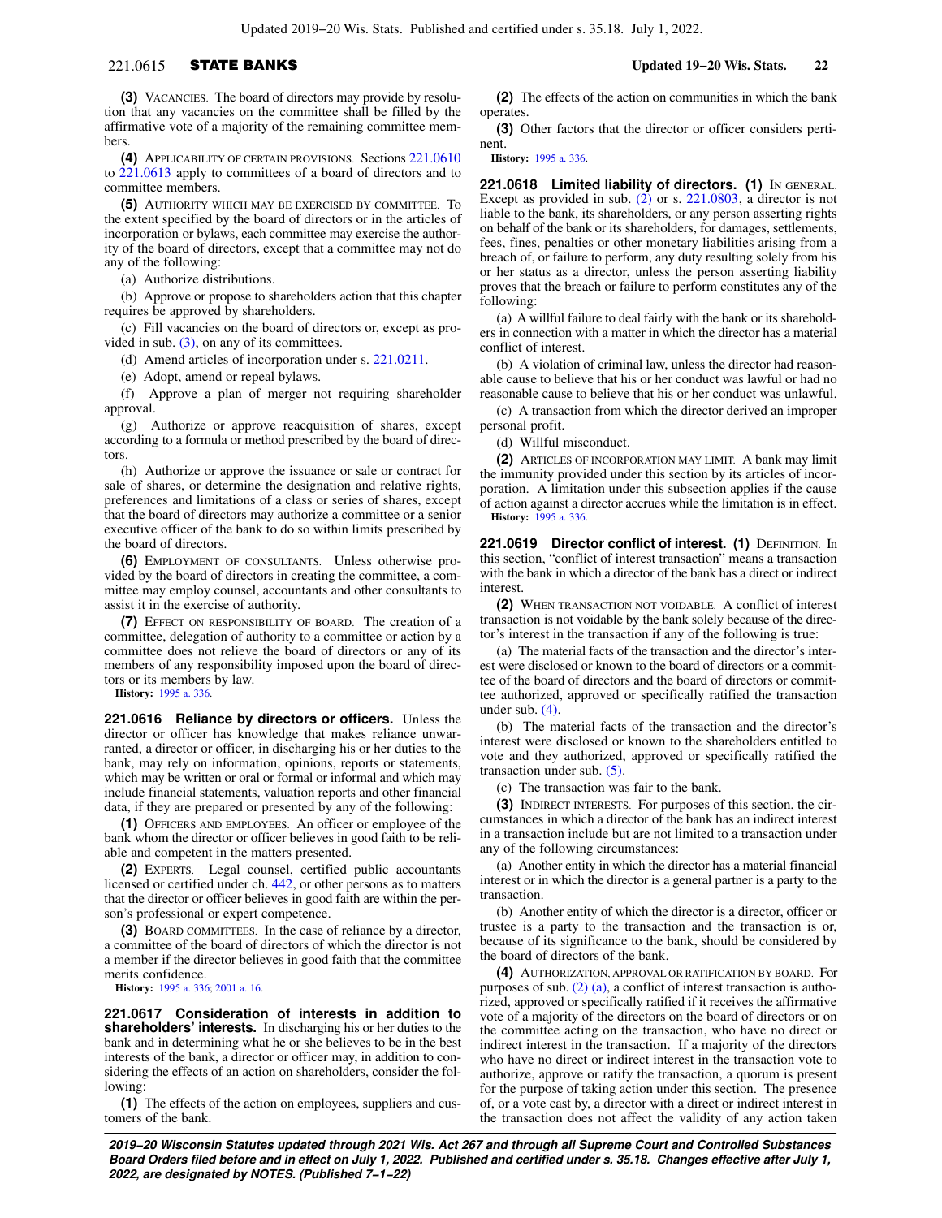**(3)** VACANCIES. The board of directors may provide by resolution that any vacancies on the committee shall be filled by the affirmative vote of a majority of the remaining committee members.

**(4)** APPLICABILITY OF CERTAIN PROVISIONS. Sections 221.0610 to 221.0613 apply to committees of a board of directors and to committee members.

**(5)** AUTHORITY WHICH MAY BE EXERCISED BY COMMITTEE. To the extent specified by the board of directors or in the articles of incorporation or bylaws, each committee may exercise the authority of the board of directors, except that a committee may not do any of the following:

(a) Authorize distributions.

(b) Approve or propose to shareholders action that this chapter requires be approved by shareholders.

(c) Fill vacancies on the board of directors or, except as provided in sub. (3), on any of its committees.

(d) Amend articles of incorporation under s. 221.0211.

(e) Adopt, amend or repeal bylaws.

(f) Approve a plan of merger not requiring shareholder approval.

(g) Authorize or approve reacquisition of shares, except according to a formula or method prescribed by the board of directors.

(h) Authorize or approve the issuance or sale or contract for sale of shares, or determine the designation and relative rights, preferences and limitations of a class or series of shares, except that the board of directors may authorize a committee or a senior executive officer of the bank to do so within limits prescribed by the board of directors.

**(6)** EMPLOYMENT OF CONSULTANTS. Unless otherwise provided by the board of directors in creating the committee, a committee may employ counsel, accountants and other consultants to assist it in the exercise of authority.

**(7)** EFFECT ON RESPONSIBILITY OF BOARD. The creation of a committee, delegation of authority to a committee or action by a committee does not relieve the board of directors or any of its members of any responsibility imposed upon the board of directors or its members by law.

**History:** 1995 a. 336.

**221.0616 Reliance by directors or officers.** Unless the director or officer has knowledge that makes reliance unwarranted, a director or officer, in discharging his or her duties to the bank, may rely on information, opinions, reports or statements, which may be written or oral or formal or informal and which may include financial statements, valuation reports and other financial data, if they are prepared or presented by any of the following:

**(1)** OFFICERS AND EMPLOYEES. An officer or employee of the bank whom the director or officer believes in good faith to be reliable and competent in the matters presented.

**(2)** EXPERTS. Legal counsel, certified public accountants licensed or certified under ch. 442, or other persons as to matters that the director or officer believes in good faith are within the person's professional or expert competence.

**(3)** BOARD COMMITTEES. In the case of reliance by a director, a committee of the board of directors of which the director is not a member if the director believes in good faith that the committee merits confidence.

**History:** 1995 a. 336; 2001 a. 16.

**221.0617 Consideration of interests in addition to shareholders' interests.** In discharging his or her duties to the bank and in determining what he or she believes to be in the best interests of the bank, a director or officer may, in addition to considering the effects of an action on shareholders, consider the following:

**(1)** The effects of the action on employees, suppliers and customers of the bank.

**(2)** The effects of the action on communities in which the bank operates.

**(3)** Other factors that the director or officer considers pertinent.

**History:** 1995 a. 336.

**221.0618 Limited liability of directors. (1)** IN GENERAL. Except as provided in sub. (2) or s. 221.0803, a director is not liable to the bank, its shareholders, or any person asserting rights on behalf of the bank or its shareholders, for damages, settlements, fees, fines, penalties or other monetary liabilities arising from a breach of, or failure to perform, any duty resulting solely from his or her status as a director, unless the person asserting liability proves that the breach or failure to perform constitutes any of the following:

(a) A willful failure to deal fairly with the bank or its shareholders in connection with a matter in which the director has a material conflict of interest.

(b) A violation of criminal law, unless the director had reasonable cause to believe that his or her conduct was lawful or had no reasonable cause to believe that his or her conduct was unlawful.

(c) A transaction from which the director derived an improper personal profit.

(d) Willful misconduct.

**(2)** ARTICLES OF INCORPORATION MAY LIMIT. A bank may limit the immunity provided under this section by its articles of incorporation. A limitation under this subsection applies if the cause of action against a director accrues while the limitation is in effect.

**History:** 1995 a. 336.

**221.0619 Director conflict of interest. (1)** DEFINITION. In this section, "conflict of interest transaction" means a transaction with the bank in which a director of the bank has a direct or indirect interest.

**(2)** WHEN TRANSACTION NOT VOIDABLE. A conflict of interest transaction is not voidable by the bank solely because of the director's interest in the transaction if any of the following is true:

(a) The material facts of the transaction and the director's interest were disclosed or known to the board of directors or a committee of the board of directors and the board of directors or committee authorized, approved or specifically ratified the transaction under sub. (4).

(b) The material facts of the transaction and the director's interest were disclosed or known to the shareholders entitled to vote and they authorized, approved or specifically ratified the transaction under sub. (5).

(c) The transaction was fair to the bank.

**(3)** INDIRECT INTERESTS. For purposes of this section, the circumstances in which a director of the bank has an indirect interest in a transaction include but are not limited to a transaction under any of the following circumstances:

(a) Another entity in which the director has a material financial interest or in which the director is a general partner is a party to the transaction.

(b) Another entity of which the director is a director, officer or trustee is a party to the transaction and the transaction is or, because of its significance to the bank, should be considered by the board of directors of the bank.

**(4)** AUTHORIZATION, APPROVAL OR RATIFICATION BY BOARD. For purposes of sub. (2) (a), a conflict of interest transaction is authorized, approved or specifically ratified if it receives the affirmative vote of a majority of the directors on the board of directors or on the committee acting on the transaction, who have no direct or indirect interest in the transaction. If a majority of the directors who have no direct or indirect interest in the transaction vote to authorize, approve or ratify the transaction, a quorum is present for the purpose of taking action under this section. The presence of, or a vote cast by, a director with a direct or indirect interest in the transaction does not affect the validity of any action taken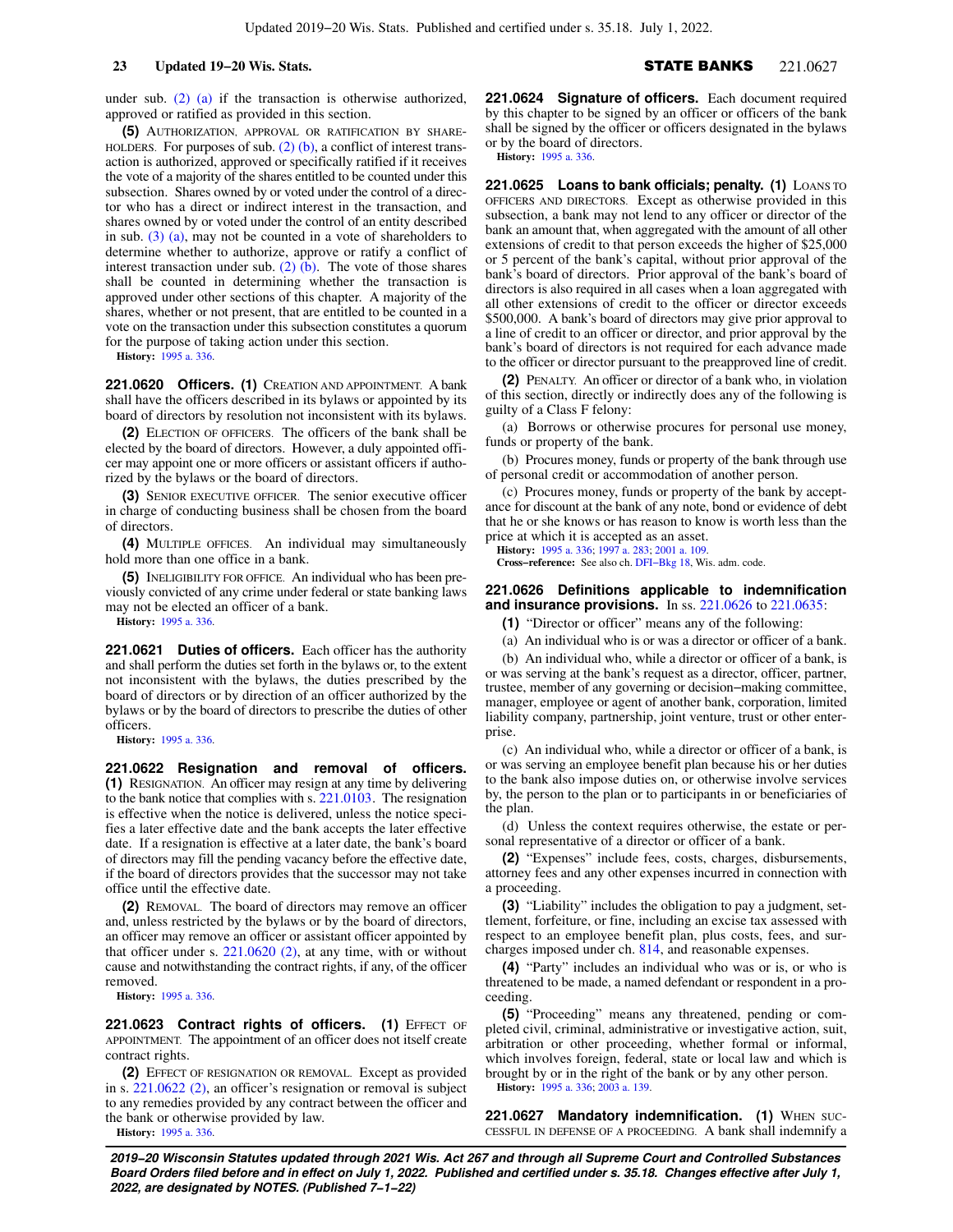under sub. (2) (a) if the transaction is otherwise authorized, approved or ratified as provided in this section.

**(5)** AUTHORIZATION, APPROVAL OR RATIFICATION BY SHAREHOLDERS. For purposes of sub. (2) (b), a conflict of interest transaction is authorized, approved or specifically ratified if it receives the vote of a majority of the shares entitled to be counted under this subsection. Shares owned by or voted under the control of a director who has a direct or indirect interest in the transaction, and shares owned by or voted under the control of an entity described in sub. (3) (a), may not be counted in a vote of shareholders to determine whether to authorize, approve or ratify a conflict of interest transaction under sub. (2) (b). The vote of those shares shall be counted in determining whether the transaction is approved under other sections of this chapter. A majority of the shares, whether or not present, that are entitled to be counted in a vote on the transaction under this subsection constitutes a quorum for the purpose of taking action under this section.

**History:** 1995 a. 336.

**221.0620 Officers. (1)** CREATION AND APPOINTMENT. A bank shall have the officers described in its bylaws or appointed by its board of directors by resolution not inconsistent with its bylaws.

**(2)** ELECTION OF OFFICERS. The officers of the bank shall be elected by the board of directors. However, a duly appointed officer may appoint one or more officers or assistant officers if authorized by the bylaws or the board of directors.

**(3)** SENIOR EXECUTIVE OFFICER. The senior executive officer in charge of conducting business shall be chosen from the board of directors.

**(4)** MULTIPLE OFFICES. An individual may simultaneously hold more than one office in a bank.

**(5)** INELIGIBILITY FOR OFFICE. An individual who has been previously convicted of any crime under federal or state banking laws may not be elected an officer of a bank.

**History:** 1995 a. 336.

**221.0621 Duties of officers.** Each officer has the authority and shall perform the duties set forth in the bylaws or, to the extent not inconsistent with the bylaws, the duties prescribed by the board of directors or by direction of an officer authorized by the bylaws or by the board of directors to prescribe the duties of other officers.

**History:** 1995 a. 336.

**221.0622 Resignation and removal of officers. (1)** RESIGNATION. An officer may resign at any time by delivering to the bank notice that complies with s. 221.0103. The resignation is effective when the notice is delivered, unless the notice specifies a later effective date and the bank accepts the later effective date. If a resignation is effective at a later date, the bank's board of directors may fill the pending vacancy before the effective date, if the board of directors provides that the successor may not take office until the effective date.

**(2)** REMOVAL. The board of directors may remove an officer and, unless restricted by the bylaws or by the board of directors, an officer may remove an officer or assistant officer appointed by that officer under s. 221.0620 (2), at any time, with or without cause and notwithstanding the contract rights, if any, of the officer removed.

**History:** 1995 a. 336.

**221.0623 Contract rights of officers. (1)** EFFECT OF APPOINTMENT. The appointment of an officer does not itself create contract rights.

**(2)** EFFECT OF RESIGNATION OR REMOVAL. Except as provided in s. 221.0622 (2), an officer's resignation or removal is subject to any remedies provided by any contract between the officer and the bank or otherwise provided by law.

**History:** 1995 a. 336.

**221.0624 Signature of officers.** Each document required by this chapter to be signed by an officer or officers of the bank shall be signed by the officer or officers designated in the bylaws or by the board of directors.

**History:** 1995 a. 336.

**221.0625 Loans to bank officials; penalty. (1)** LOANS TO OFFICERS AND DIRECTORS. Except as otherwise provided in this subsection, a bank may not lend to any officer or director of the bank an amount that, when aggregated with the amount of all other extensions of credit to that person exceeds the higher of $25,000 or 5 percent of the bank's capital, without prior approval of the bank's board of directors. Prior approval of the bank's board of directors is also required in all cases when a loan aggregated with all other extensions of credit to the officer or director exceeds $500,000. A bank's board of directors may give prior approval to a line of credit to an officer or director, and prior approval by the bank's board of directors is not required for each advance made to the officer or director pursuant to the preapproved line of credit.

**(2)** PENALTY. An officer or director of a bank who, in violation of this section, directly or indirectly does any of the following is guilty of a Class F felony:

(a) Borrows or otherwise procures for personal use money, funds or property of the bank.

(b) Procures money, funds or property of the bank through use of personal credit or accommodation of another person.

(c) Procures money, funds or property of the bank by acceptance for discount at the bank of any note, bond or evidence of debt that he or she knows or has reason to know is worth less than the price at which it is accepted as an asset.

**History:** 1995 a. 336; 1997 a. 283; 2001 a. 109.

**Cross-reference:** See also ch. DFI-Bkg 18, Wis. adm. code.

**221.0626 Definitions applicable to indemnification and insurance provisions.** In ss. 221.0626 to 221.0635:

**(1)** "Director or officer" means any of the following:

(a) An individual who is or was a director or officer of a bank.

(b) An individual who, while a director or officer of a bank, is or was serving at the bank's request as a director, officer, partner, trustee, member of any governing or decision-making committee, manager, employee or agent of another bank, corporation, limited liability company, partnership, joint venture, trust or other enterprise.

(c) An individual who, while a director or officer of a bank, is or was serving an employee benefit plan because his or her duties to the bank also impose duties on, or otherwise involve services by, the person to the plan or to participants in or beneficiaries of the plan.

(d) Unless the context requires otherwise, the estate or personal representative of a director or officer of a bank.

**(2)** "Expenses" include fees, costs, charges, disbursements, attorney fees and any other expenses incurred in connection with a proceeding.

**(3)** "Liability" includes the obligation to pay a judgment, settlement, forfeiture, or fine, including an excise tax assessed with respect to an employee benefit plan, plus costs, fees, and surcharges imposed under ch. 814, and reasonable expenses.

**(4)** "Party" includes an individual who was or is, or who is threatened to be made, a named defendant or respondent in a proceeding.

**(5)** "Proceeding" means any threatened, pending or completed civil, criminal, administrative or investigative action, suit, arbitration or other proceeding, whether formal or informal, which involves foreign, federal, state or local law and which is brought by or in the right of the bank or by any other person.

**History:** 1995 a. 336; 2003 a. 139.

**221.0627 Mandatory indemnification. (1)** WHEN SUCCESSFUL IN DEFENSE OF A PROCEEDING. A bank shall indemnify a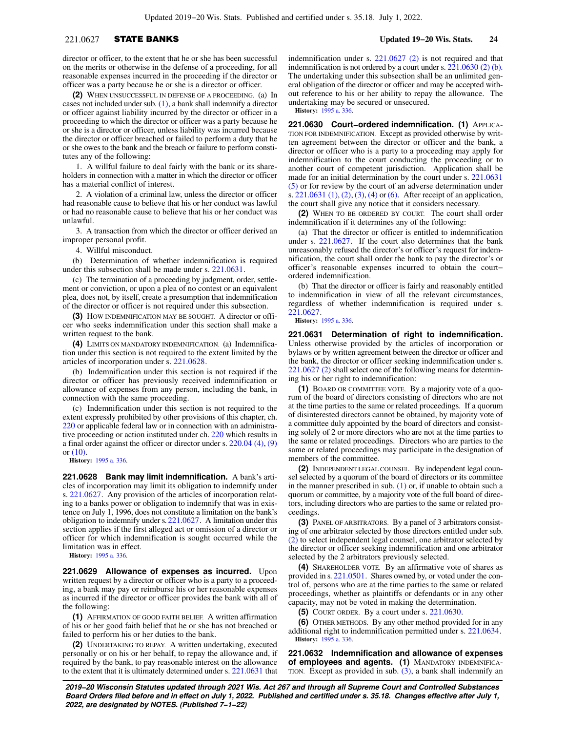director or officer, to the extent that he or she has been successful on the merits or otherwise in the defense of a proceeding, for all reasonable expenses incurred in the proceeding if the director or officer was a party because he or she is a director or officer.

**(2)** WHEN UNSUCCESSFUL IN DEFENSE OF A PROCEEDING. (a) In cases not included under sub. (1), a bank shall indemnify a director or officer against liability incurred by the director or officer in a proceeding to which the director or officer was a party because he or she is a director or officer, unless liability was incurred because the director or officer breached or failed to perform a duty that he or she owes to the bank and the breach or failure to perform constitutes any of the following:

1. A willful failure to deal fairly with the bank or its shareholders in connection with a matter in which the director or officer has a material conflict of interest.

2. A violation of a criminal law, unless the director or officer had reasonable cause to believe that his or her conduct was lawful or had no reasonable cause to believe that his or her conduct was unlawful.

3. A transaction from which the director or officer derived an improper personal profit.

4. Willful misconduct.

(b) Determination of whether indemnification is required under this subsection shall be made under s. 221.0631.

(c) The termination of a proceeding by judgment, order, settlement or conviction, or upon a plea of no contest or an equivalent plea, does not, by itself, create a presumption that indemnification of the director or officer is not required under this subsection.

**(3)** HOW INDEMNIFICATION MAY BE SOUGHT. A director or officer who seeks indemnification under this section shall make a written request to the bank.

**(4)** LIMITS ON MANDATORY INDEMNIFICATION. (a) Indemnification under this section is not required to the extent limited by the articles of incorporation under s. 221.0628.

(b) Indemnification under this section is not required if the director or officer has previously received indemnification or allowance of expenses from any person, including the bank, in connection with the same proceeding.

(c) Indemnification under this section is not required to the extent expressly prohibited by other provisions of this chapter, ch. 220 or applicable federal law or in connection with an administrative proceeding or action instituted under ch. 220 which results in a final order against the officer or director under s. 220.04 (4), (9) or (10).

**History:** 1995 a. 336.

**221.0628 Bank may limit indemnification.** A bank's articles of incorporation may limit its obligation to indemnify under s. 221.0627. Any provision of the articles of incorporation relating to a banks power or obligation to indemnify that was in existence on July 1, 1996, does not constitute a limitation on the bank's obligation to indemnify under s. 221.0627. A limitation under this section applies if the first alleged act or omission of a director or officer for which indemnification is sought occurred while the limitation was in effect.

**History:** 1995 a. 336.

**221.0629 Allowance of expenses as incurred.** Upon written request by a director or officer who is a party to a proceeding, a bank may pay or reimburse his or her reasonable expenses as incurred if the director or officer provides the bank with all of the following:

**(1)** AFFIRMATION OF GOOD FAITH BELIEF. A written affirmation of his or her good faith belief that he or she has not breached or failed to perform his or her duties to the bank.

**(2)** UNDERTAKING TO REPAY. A written undertaking, executed personally or on his or her behalf, to repay the allowance and, if required by the bank, to pay reasonable interest on the allowance to the extent that it is ultimately determined under s. 221.0631 that indemnification under s. 221.0627 (2) is not required and that indemnification is not ordered by a court under s. 221.0630 (2) (b). The undertaking under this subsection shall be an unlimited general obligation of the director or officer and may be accepted without reference to his or her ability to repay the allowance. The undertaking may be secured or unsecured.

**History:** 1995 a. 336.

**221.0630 Court-ordered indemnification. (1)** APPLICATION FOR INDEMNIFICATION. Except as provided otherwise by written agreement between the director or officer and the bank, a director or officer who is a party to a proceeding may apply for indemnification to the court conducting the proceeding or to another court of competent jurisdiction. Application shall be made for an initial determination by the court under s. 221.0631 (5) or for review by the court of an adverse determination under s. 221.0631 (1), (2), (3), (4) or (6). After receipt of an application, the court shall give any notice that it considers necessary.

**(2)** WHEN TO BE ORDERED BY COURT. The court shall order indemnification if it determines any of the following:

(a) That the director or officer is entitled to indemnification under s. 221.0627. If the court also determines that the bank unreasonably refused the director's or officer's request for indemnification, the court shall order the bank to pay the director's or officer's reasonable expenses incurred to obtain the court-ordered indemnification.

(b) That the director or officer is fairly and reasonably entitled to indemnification in view of all the relevant circumstances, regardless of whether indemnification is required under s. 221.0627.

**History:** 1995 a. 336.

**221.0631 Determination of right to indemnification.** Unless otherwise provided by the articles of incorporation or bylaws or by written agreement between the director or officer and the bank, the director or officer seeking indemnification under s. 221.0627 (2) shall select one of the following means for determining his or her right to indemnification:

**(1)** BOARD OR COMMITTEE VOTE. By a majority vote of a quorum of the board of directors consisting of directors who are not at the time parties to the same or related proceedings. If a quorum of disinterested directors cannot be obtained, by majority vote of a committee duly appointed by the board of directors and consisting solely of 2 or more directors who are not at the time parties to the same or related proceedings. Directors who are parties to the same or related proceedings may participate in the designation of members of the committee.

**(2)** INDEPENDENT LEGAL COUNSEL. By independent legal counsel selected by a quorum of the board of directors or its committee in the manner prescribed in sub. (1) or, if unable to obtain such a quorum or committee, by a majority vote of the full board of directors, including directors who are parties to the same or related proceedings.

**(3)** PANEL OF ARBITRATORS. By a panel of 3 arbitrators consisting of one arbitrator selected by those directors entitled under sub. (2) to select independent legal counsel, one arbitrator selected by the director or officer seeking indemnification and one arbitrator selected by the 2 arbitrators previously selected.

**(4)** SHAREHOLDER VOTE. By an affirmative vote of shares as provided in s. 221.0501. Shares owned by, or voted under the control of, persons who are at the time parties to the same or related proceedings, whether as plaintiffs or defendants or in any other capacity, may not be voted in making the determination.

**(5)** COURT ORDER. By a court under s. 221.0630.

**(6)** OTHER METHODS. By any other method provided for in any additional right to indemnification permitted under s. 221.0634.

**History:** 1995 a. 336.

**221.0632 Indemnification and allowance of expenses of employees and agents. (1)** MANDATORY INDEMNIFICATION. Except as provided in sub. (3), a bank shall indemnify an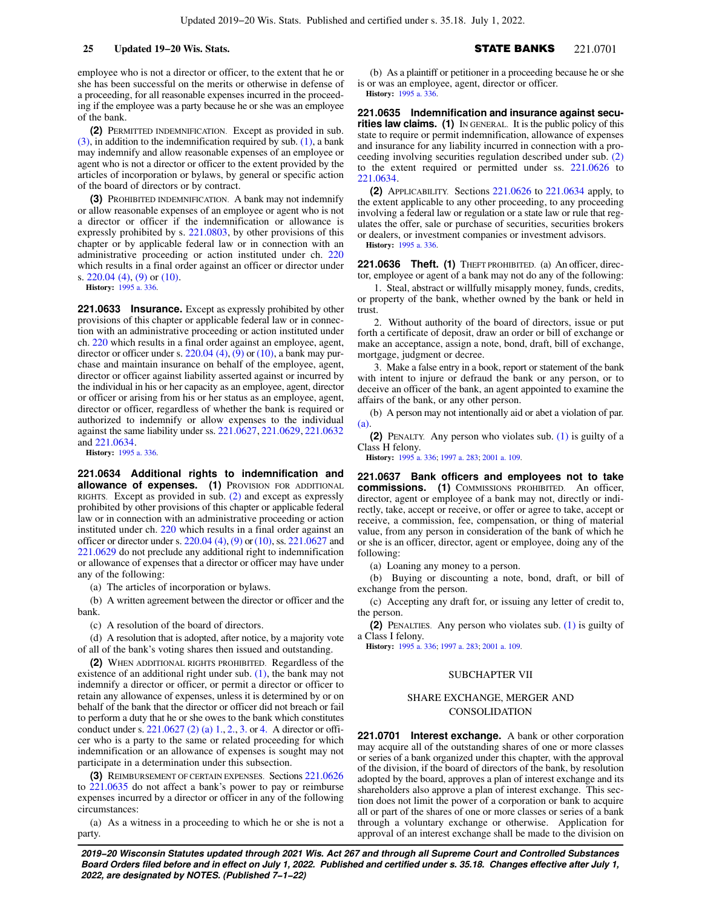employee who is not a director or officer, to the extent that he or she has been successful on the merits or otherwise in defense of a proceeding, for all reasonable expenses incurred in the proceeding if the employee was a party because he or she was an employee of the bank.

**(2)** PERMITTED INDEMNIFICATION. Except as provided in sub. (3), in addition to the indemnification required by sub. (1), a bank may indemnify and allow reasonable expenses of an employee or agent who is not a director or officer to the extent provided by the articles of incorporation or bylaws, by general or specific action of the board of directors or by contract.

**(3)** PROHIBITED INDEMNIFICATION. A bank may not indemnify or allow reasonable expenses of an employee or agent who is not a director or officer if the indemnification or allowance is expressly prohibited by s. 221.0803, by other provisions of this chapter or by applicable federal law or in connection with an administrative proceeding or action instituted under ch. 220 which results in a final order against an officer or director under s. 220.04 (4), (9) or (10).

**History:** 1995 a. 336.

**221.0633 Insurance.** Except as expressly prohibited by other provisions of this chapter or applicable federal law or in connection with an administrative proceeding or action instituted under ch. 220 which results in a final order against an employee, agent, director or officer under s. 220.04 (4), (9) or (10), a bank may purchase and maintain insurance on behalf of the employee, agent, director or officer against liability asserted against or incurred by the individual in his or her capacity as an employee, agent, director or officer or arising from his or her status as an employee, agent, director or officer, regardless of whether the bank is required or authorized to indemnify or allow expenses to the individual against the same liability under ss. 221.0627, 221.0629, 221.0632 and 221.0634.

**History:** 1995 a. 336.

**221.0634 Additional rights to indemnification and allowance of expenses. (1)** PROVISION FOR ADDITIONAL RIGHTS. Except as provided in sub. (2) and except as expressly prohibited by other provisions of this chapter or applicable federal law or in connection with an administrative proceeding or action instituted under ch. 220 which results in a final order against an officer or director under s. 220.04 (4), (9) or (10), ss. 221.0627 and 221.0629 do not preclude any additional right to indemnification or allowance of expenses that a director or officer may have under any of the following:

(a) The articles of incorporation or bylaws.

(b) A written agreement between the director or officer and the bank.

(c) A resolution of the board of directors.

(d) A resolution that is adopted, after notice, by a majority vote of all of the bank's voting shares then issued and outstanding.

**(2)** WHEN ADDITIONAL RIGHTS PROHIBITED. Regardless of the existence of an additional right under sub. (1), the bank may not indemnify a director or officer, or permit a director or officer to retain any allowance of expenses, unless it is determined by or on behalf of the bank that the director or officer did not breach or fail to perform a duty that he or she owes to the bank which constitutes conduct under s. 221.0627 (2) (a) 1., 2., 3. or 4. A director or officer who is a party to the same or related proceeding for which indemnification or an allowance of expenses is sought may not participate in a determination under this subsection.

**(3)** REIMBURSEMENT OF CERTAIN EXPENSES. Sections 221.0626 to 221.0635 do not affect a bank's power to pay or reimburse expenses incurred by a director or officer in any of the following circumstances:

(a) As a witness in a proceeding to which he or she is not a party.

(b) As a plaintiff or petitioner in a proceeding because he or she is or was an employee, agent, director or officer.

**History:** 1995 a. 336.

**221.0635 Indemnification and insurance against securities law claims. (1)** IN GENERAL. It is the public policy of this state to require or permit indemnification, allowance of expenses and insurance for any liability incurred in connection with a proceeding involving securities regulation described under sub. (2) to the extent required or permitted under ss. 221.0626 to 221.0634.

**(2)** APPLICABILITY. Sections 221.0626 to 221.0634 apply, to the extent applicable to any other proceeding, to any proceeding involving a federal law or regulation or a state law or rule that regulates the offer, sale or purchase of securities, securities brokers or dealers, or investment companies or investment advisors.

**History:** 1995 a. 336.

**221.0636 Theft. (1)** THEFT PROHIBITED. (a) An officer, director, employee or agent of a bank may not do any of the following:

1. Steal, abstract or willfully misapply any money, funds, credits, or property of the bank, whether owned by the bank or held in trust.

2. Without authority of the board of directors, issue or put forth a certificate of deposit, draw an order or bill of exchange or make an acceptance, assign a note, bond, draft, bill of exchange, mortgage, judgment or decree.

3. Make a false entry in a book, report or statement of the bank with intent to injure or defraud the bank or any person, or to deceive an officer of the bank, an agent appointed to examine the affairs of the bank, or any other person.

(b) A person may not intentionally aid or abet a violation of par. (a).

**(2)** PENALTY. Any person who violates sub. (1) is guilty of a Class H felony.

**History:** 1995 a. 336; 1997 a. 283; 2001 a. 109.

**221.0637 Bank officers and employees not to take commissions. (1)** COMMISSIONS PROHIBITED. An officer, director, agent or employee of a bank may not, directly or indirectly, take, accept or receive, or offer or agree to take, accept or receive, a commission, fee, compensation, or thing of material value, from any person in consideration of the bank of which he or she is an officer, director, agent or employee, doing any of the following:

(a) Loaning any money to a person.

(b) Buying or discounting a note, bond, draft, or bill of exchange from the person.

(c) Accepting any draft for, or issuing any letter of credit to, the person.

**(2)** PENALTIES. Any person who violates sub. (1) is guilty of a Class I felony.

**History:** 1995 a. 336; 1997 a. 283; 2001 a. 109.

## SUBCHAPTER VII

## SHARE EXCHANGE, MERGER AND CONSOLIDATION

**221.0701 Interest exchange.** A bank or other corporation may acquire all of the outstanding shares of one or more classes or series of a bank organized under this chapter, with the approval of the division, if the board of directors of the bank, by resolution adopted by the board, approves a plan of interest exchange and its shareholders also approve a plan of interest exchange. This section does not limit the power of a corporation or bank to acquire all or part of the shares of one or more classes or series of a bank through a voluntary exchange or otherwise. Application for approval of an interest exchange shall be made to the division on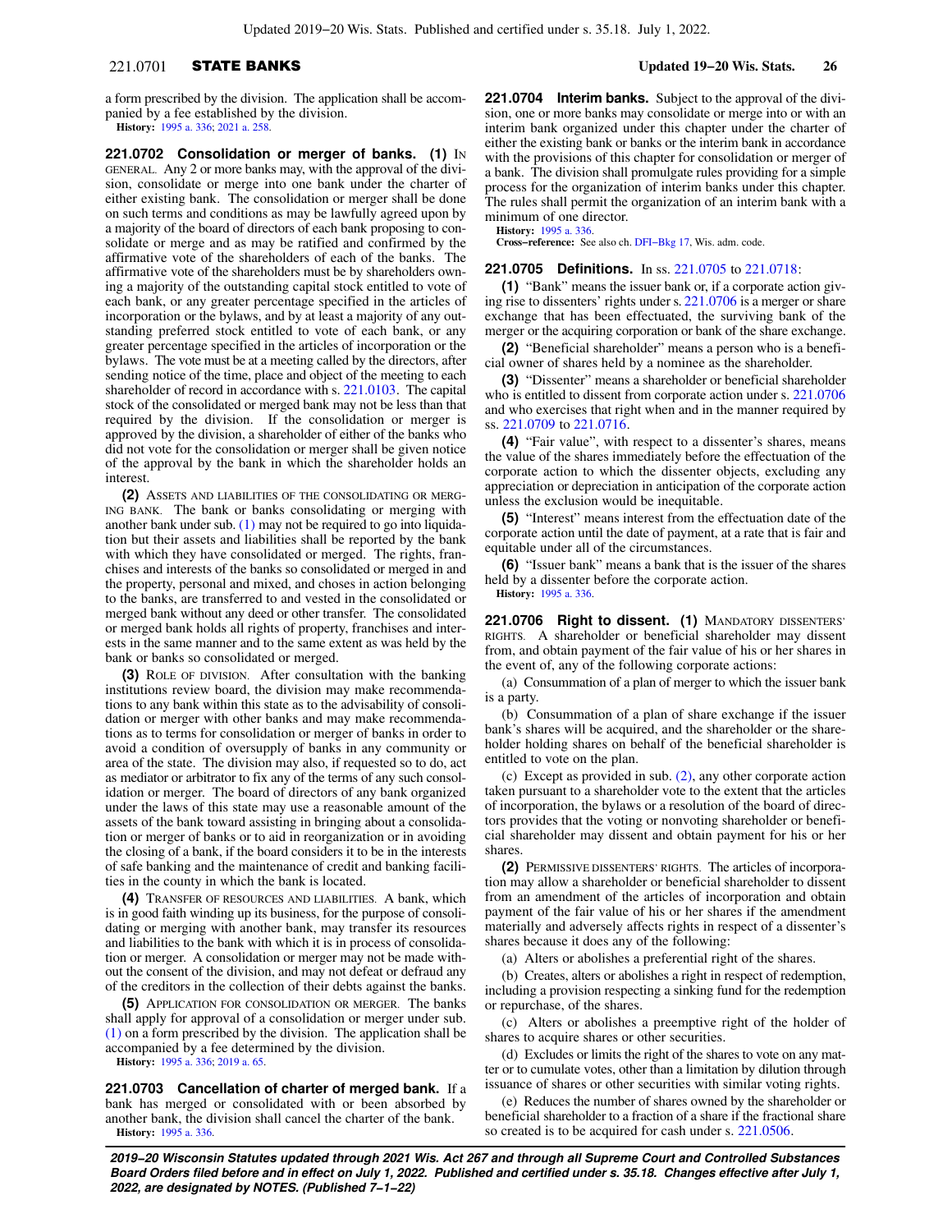a form prescribed by the division. The application shall be accompanied by a fee established by the division.

**History:** 1995 a. 336; 2021 a. 258.

**221.0702 Consolidation or merger of banks.** **(1)** IN GENERAL. Any 2 or more banks may, with the approval of the division, consolidate or merge into one bank under the charter of either existing bank. The consolidation or merger shall be done on such terms and conditions as may be lawfully agreed upon by a majority of the board of directors of each bank proposing to consolidate or merge and as may be ratified and confirmed by the affirmative vote of the shareholders of each of the banks. The affirmative vote of the shareholders must be by shareholders owning a majority of the outstanding capital stock entitled to vote of each bank, or any greater percentage specified in the articles of incorporation or the bylaws, and by at least a majority of any outstanding preferred stock entitled to vote of each bank, or any greater percentage specified in the articles of incorporation or the bylaws. The vote must be at a meeting called by the directors, after sending notice of the time, place and object of the meeting to each shareholder of record in accordance with s. 221.0103. The capital stock of the consolidated or merged bank may not be less than that required by the division. If the consolidation or merger is approved by the division, a shareholder of either of the banks who did not vote for the consolidation or merger shall be given notice of the approval by the bank in which the shareholder holds an interest.

**(2)** ASSETS AND LIABILITIES OF THE CONSOLIDATING OR MERGING BANK. The bank or banks consolidating or merging with another bank under sub. (1) may not be required to go into liquidation but their assets and liabilities shall be reported by the bank with which they have consolidated or merged. The rights, franchises and interests of the banks so consolidated or merged in and the property, personal and mixed, and choses in action belonging to the banks, are transferred to and vested in the consolidated or merged bank without any deed or other transfer. The consolidated or merged bank holds all rights of property, franchises and interests in the same manner and to the same extent as was held by the bank or banks so consolidated or merged.

**(3)** ROLE OF DIVISION. After consultation with the banking institutions review board, the division may make recommendations to any bank within this state as to the advisability of consolidation or merger with other banks and may make recommendations as to terms for consolidation or merger of banks in order to avoid a condition of oversupply of banks in any community or area of the state. The division may also, if requested so to do, act as mediator or arbitrator to fix any of the terms of any such consolidation or merger. The board of directors of any bank organized under the laws of this state may use a reasonable amount of the assets of the bank toward assisting in bringing about a consolidation or merger of banks or to aid in reorganization or in avoiding the closing of a bank, if the board considers it to be in the interests of safe banking and the maintenance of credit and banking facilities in the county in which the bank is located.

**(4)** TRANSFER OF RESOURCES AND LIABILITIES. A bank, which is in good faith winding up its business, for the purpose of consolidating or merging with another bank, may transfer its resources and liabilities to the bank with which it is in process of consolidation or merger. A consolidation or merger may not be made without the consent of the division, and may not defeat or defraud any of the creditors in the collection of their debts against the banks.

**(5)** APPLICATION FOR CONSOLIDATION OR MERGER. The banks shall apply for approval of a consolidation or merger under sub. (1) on a form prescribed by the division. The application shall be accompanied by a fee determined by the division.

**History:** 1995 a. 336; 2019 a. 65.

**221.0703 Cancellation of charter of merged bank.** If a bank has merged or consolidated with or been absorbed by another bank, the division shall cancel the charter of the bank.

**History:** 1995 a. 336.

**221.0704 Interim banks.** Subject to the approval of the division, one or more banks may consolidate or merge into or with an interim bank organized under this chapter under the charter of either the existing bank or banks or the interim bank in accordance with the provisions of this chapter for consolidation or merger of a bank. The division shall promulgate rules providing for a simple process for the organization of interim banks under this chapter. The rules shall permit the organization of an interim bank with a minimum of one director.

**History:** 1995 a. 336.

**Cross-reference:** See also ch. DFI-Bkg 17, Wis. adm. code.

**221.0705 Definitions.** In ss. 221.0705 to 221.0718:

**(1)** "Bank" means the issuer bank or, if a corporate action giving rise to dissenters' rights under s. 221.0706 is a merger or share exchange that has been effectuated, the surviving bank of the merger or the acquiring corporation or bank of the share exchange.

**(2)** "Beneficial shareholder" means a person who is a beneficial owner of shares held by a nominee as the shareholder.

**(3)** "Dissenter" means a shareholder or beneficial shareholder who is entitled to dissent from corporate action under s. 221.0706 and who exercises that right when and in the manner required by ss. 221.0709 to 221.0716.

**(4)** "Fair value", with respect to a dissenter's shares, means the value of the shares immediately before the effectuation of the corporate action to which the dissenter objects, excluding any appreciation or depreciation in anticipation of the corporate action unless the exclusion would be inequitable.

**(5)** "Interest" means interest from the effectuation date of the corporate action until the date of payment, at a rate that is fair and equitable under all of the circumstances.

**(6)** "Issuer bank" means a bank that is the issuer of the shares held by a dissenter before the corporate action.

**History:** 1995 a. 336.

**221.0706 Right to dissent.** **(1)** MANDATORY DISSENTERS' RIGHTS. A shareholder or beneficial shareholder may dissent from, and obtain payment of the fair value of his or her shares in the event of, any of the following corporate actions:

(a) Consummation of a plan of merger to which the issuer bank is a party.

(b) Consummation of a plan of share exchange if the issuer bank's shares will be acquired, and the shareholder or the shareholder holding shares on behalf of the beneficial shareholder is entitled to vote on the plan.

(c) Except as provided in sub. (2), any other corporate action taken pursuant to a shareholder vote to the extent that the articles of incorporation, the bylaws or a resolution of the board of directors provides that the voting or nonvoting shareholder or beneficial shareholder may dissent and obtain payment for his or her shares.

**(2)** PERMISSIVE DISSENTERS' RIGHTS. The articles of incorporation may allow a shareholder or beneficial shareholder to dissent from an amendment of the articles of incorporation and obtain payment of the fair value of his or her shares if the amendment materially and adversely affects rights in respect of a dissenter's shares because it does any of the following:

(a) Alters or abolishes a preferential right of the shares.

(b) Creates, alters or abolishes a right in respect of redemption, including a provision respecting a sinking fund for the redemption or repurchase, of the shares.

(c) Alters or abolishes a preemptive right of the holder of shares to acquire shares or other securities.

(d) Excludes or limits the right of the shares to vote on any matter or to cumulate votes, other than a limitation by dilution through issuance of shares or other securities with similar voting rights.

(e) Reduces the number of shares owned by the shareholder or beneficial shareholder to a fraction of a share if the fractional share so created is to be acquired for cash under s. 221.0506.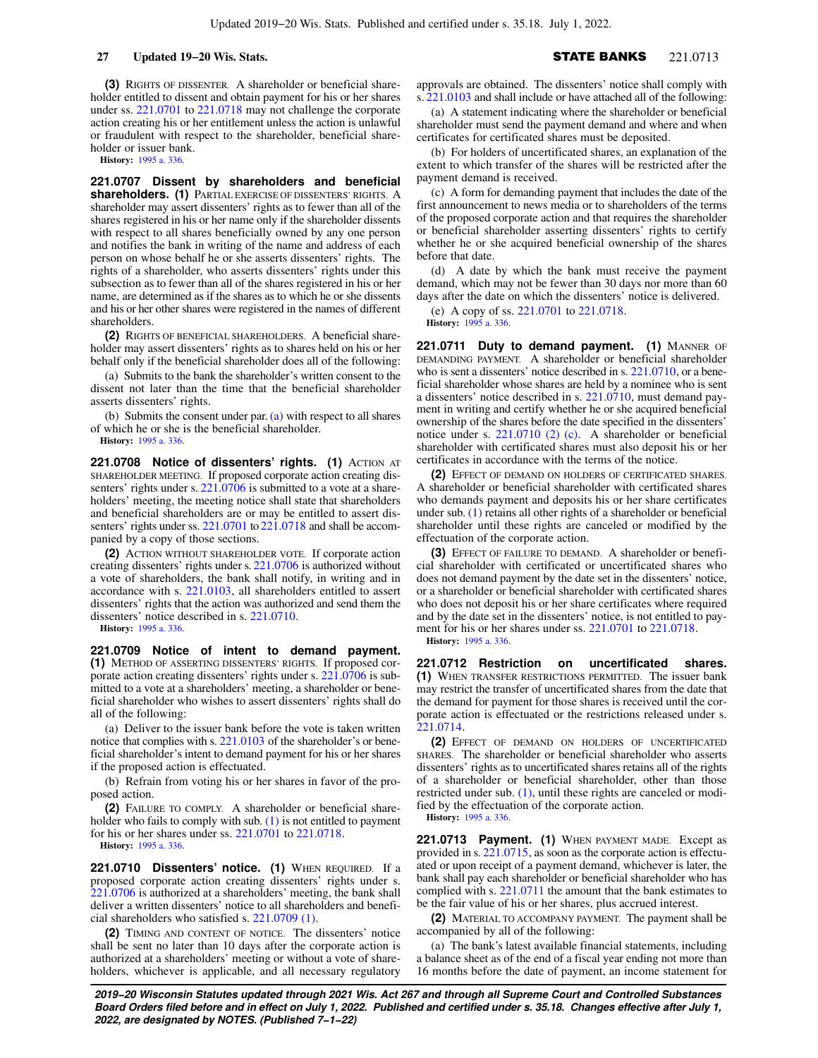**(3)** Rights of dissenter. A shareholder or beneficial shareholder entitled to dissent and obtain payment for his or her shares under ss. 221.0701 to 221.0718 may not challenge the corporate action creating his or her entitlement unless the action is unlawful or fraudulent with respect to the shareholder, beneficial shareholder or issuer bank.

**History:** 1995 a. 336.

**221.0707 Dissent by shareholders and beneficial shareholders. (1)** Partial exercise of dissenters' rights. A shareholder may assert dissenters' rights as to fewer than all of the shares registered in his or her name only if the shareholder dissents with respect to all shares beneficially owned by any one person and notifies the bank in writing of the name and address of each person on whose behalf he or she asserts dissenters' rights. The rights of a shareholder, who asserts dissenters' rights under this subsection as to fewer than all of the shares registered in his or her name, are determined as if the shares as to which he or she dissents and his or her other shares were registered in the names of different shareholders.

**(2)** Rights of beneficial shareholders. A beneficial shareholder may assert dissenters' rights as to shares held on his or her behalf only if the beneficial shareholder does all of the following:

(a) Submits to the bank the shareholder's written consent to the dissent not later than the time that the beneficial shareholder asserts dissenters' rights.

(b) Submits the consent under par. (a) with respect to all shares of which he or she is the beneficial shareholder.

**History:** 1995 a. 336.

**221.0708 Notice of dissenters' rights. (1)** Action at shareholder meeting. If proposed corporate action creating dissenters' rights under s. 221.0706 is submitted to a vote at a shareholders' meeting, the meeting notice shall state that shareholders and beneficial shareholders are or may be entitled to assert dissenters' rights under ss. 221.0701 to 221.0718 and shall be accompanied by a copy of those sections.

**(2)** Action without shareholder vote. If corporate action creating dissenters' rights under s. 221.0706 is authorized without a vote of shareholders, the bank shall notify, in writing and in accordance with s. 221.0103, all shareholders entitled to assert dissenters' rights that the action was authorized and send them the dissenters' notice described in s. 221.0710.

**History:** 1995 a. 336.

**221.0709 Notice of intent to demand payment. (1)** Method of asserting dissenters' rights. If proposed corporate action creating dissenters' rights under s. 221.0706 is submitted to a vote at a shareholders' meeting, a shareholder or beneficial shareholder who wishes to assert dissenters' rights shall do all of the following:

(a) Deliver to the issuer bank before the vote is taken written notice that complies with s. 221.0103 of the shareholder's or beneficial shareholder's intent to demand payment for his or her shares if the proposed action is effectuated.

(b) Refrain from voting his or her shares in favor of the proposed action.

**(2)** Failure to comply. A shareholder or beneficial shareholder who fails to comply with sub. (1) is not entitled to payment for his or her shares under ss. 221.0701 to 221.0718.

**History:** 1995 a. 336.

**221.0710 Dissenters' notice. (1)** When required. If a proposed corporate action creating dissenters' rights under s. 221.0706 is authorized at a shareholders' meeting, the bank shall deliver a written dissenters' notice to all shareholders and beneficial shareholders who satisfied s. 221.0709 (1).

**(2)** Timing and content of notice. The dissenters' notice shall be sent no later than 10 days after the corporate action is authorized at a shareholders' meeting or without a vote of shareholders, whichever is applicable, and all necessary regulatory approvals are obtained. The dissenters' notice shall comply with s. 221.0103 and shall include or have attached all of the following:

(a) A statement indicating where the shareholder or beneficial shareholder must send the payment demand and where and when certificates for certificated shares must be deposited.

(b) For holders of uncertificated shares, an explanation of the extent to which transfer of the shares will be restricted after the payment demand is received.

(c) A form for demanding payment that includes the date of the first announcement to news media or to shareholders of the terms of the proposed corporate action and that requires the shareholder or beneficial shareholder asserting dissenters' rights to certify whether he or she acquired beneficial ownership of the shares before that date.

(d) A date by which the bank must receive the payment demand, which may not be fewer than 30 days nor more than 60 days after the date on which the dissenters' notice is delivered.

(e) A copy of ss. 221.0701 to 221.0718.

**History:** 1995 a. 336.

**221.0711 Duty to demand payment. (1)** Manner of demanding payment. A shareholder or beneficial shareholder who is sent a dissenters' notice described in s. 221.0710, or a beneficial shareholder whose shares are held by a nominee who is sent a dissenters' notice described in s. 221.0710, must demand payment in writing and certify whether he or she acquired beneficial ownership of the shares before the date specified in the dissenters' notice under s. 221.0710 (2) (c). A shareholder or beneficial shareholder with certificated shares must also deposit his or her certificates in accordance with the terms of the notice.

**(2)** Effect of demand on holders of certificated shares. A shareholder or beneficial shareholder with certificated shares who demands payment and deposits his or her share certificates under sub. (1) retains all other rights of a shareholder or beneficial shareholder until these rights are canceled or modified by the effectuation of the corporate action.

**(3)** Effect of failure to demand. A shareholder or beneficial shareholder with certificated or uncertificated shares who does not demand payment by the date set in the dissenters' notice, or a shareholder or beneficial shareholder with certificated shares who does not deposit his or her share certificates where required and by the date set in the dissenters' notice, is not entitled to payment for his or her shares under ss. 221.0701 to 221.0718.

**History:** 1995 a. 336.

**221.0712 Restriction on uncertificated shares. (1)** When transfer restrictions permitted. The issuer bank may restrict the transfer of uncertificated shares from the date that the demand for payment for those shares is received until the corporate action is effectuated or the restrictions released under s. 221.0714.

**(2)** Effect of demand on holders of uncertificated shares. The shareholder or beneficial shareholder who asserts dissenters' rights as to uncertificated shares retains all of the rights of a shareholder or beneficial shareholder, other than those restricted under sub. (1), until these rights are canceled or modified by the effectuation of the corporate action.

**History:** 1995 a. 336.

**221.0713 Payment. (1)** When payment made. Except as provided in s. 221.0715, as soon as the corporate action is effectuated or upon receipt of a payment demand, whichever is later, the bank shall pay each shareholder or beneficial shareholder who has complied with s. 221.0711 the amount that the bank estimates to be the fair value of his or her shares, plus accrued interest.

**(2)** Material to accompany payment. The payment shall be accompanied by all of the following:

(a) The bank's latest available financial statements, including a balance sheet as of the end of a fiscal year ending not more than 16 months before the date of payment, an income statement for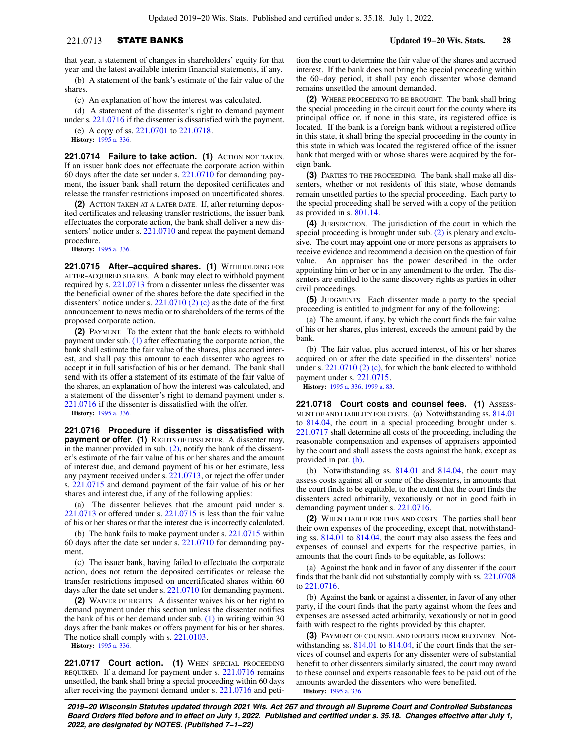that year, a statement of changes in shareholders' equity for that year and the latest available interim financial statements, if any.

(b) A statement of the bank's estimate of the fair value of the shares.

(c) An explanation of how the interest was calculated.

(d) A statement of the dissenter's right to demand payment under s. 221.0716 if the dissenter is dissatisfied with the payment.

(e) A copy of ss. 221.0701 to 221.0718.

**History:** 1995 a. 336.

**221.0714 Failure to take action. (1)** ACTION NOT TAKEN. If an issuer bank does not effectuate the corporate action within 60 days after the date set under s. 221.0710 for demanding payment, the issuer bank shall return the deposited certificates and release the transfer restrictions imposed on uncertificated shares.

**(2)** ACTION TAKEN AT A LATER DATE. If, after returning deposited certificates and releasing transfer restrictions, the issuer bank effectuates the corporate action, the bank shall deliver a new dissenters' notice under s. 221.0710 and repeat the payment demand procedure.

**History:** 1995 a. 336.

**221.0715 After-acquired shares. (1)** WITHHOLDING FOR AFTER-ACQUIRED SHARES. A bank may elect to withhold payment required by s. 221.0713 from a dissenter unless the dissenter was the beneficial owner of the shares before the date specified in the dissenters' notice under s. 221.0710 (2) (c) as the date of the first announcement to news media or to shareholders of the terms of the proposed corporate action.

**(2)** PAYMENT. To the extent that the bank elects to withhold payment under sub. (1) after effectuating the corporate action, the bank shall estimate the fair value of the shares, plus accrued interest, and shall pay this amount to each dissenter who agrees to accept it in full satisfaction of his or her demand. The bank shall send with its offer a statement of its estimate of the fair value of the shares, an explanation of how the interest was calculated, and a statement of the dissenter's right to demand payment under s. 221.0716 if the dissenter is dissatisfied with the offer.

**History:** 1995 a. 336.

**221.0716 Procedure if dissenter is dissatisfied with payment or offer. (1)** RIGHTS OF DISSENTER. A dissenter may, in the manner provided in sub. (2), notify the bank of the dissenter's estimate of the fair value of his or her shares and the amount of interest due, and demand payment of his or her estimate, less any payment received under s. 221.0713, or reject the offer under s. 221.0715 and demand payment of the fair value of his or her shares and interest due, if any of the following applies:

(a) The dissenter believes that the amount paid under s. 221.0713 or offered under s. 221.0715 is less than the fair value of his or her shares or that the interest due is incorrectly calculated.

(b) The bank fails to make payment under s. 221.0715 within 60 days after the date set under s. 221.0710 for demanding payment.

(c) The issuer bank, having failed to effectuate the corporate action, does not return the deposited certificates or release the transfer restrictions imposed on uncertificated shares within 60 days after the date set under s. 221.0710 for demanding payment.

**(2)** WAIVER OF RIGHTS. A dissenter waives his or her right to demand payment under this section unless the dissenter notifies the bank of his or her demand under sub. (1) in writing within 30 days after the bank makes or offers payment for his or her shares. The notice shall comply with s. 221.0103.

**History:** 1995 a. 336.

**221.0717 Court action. (1)** WHEN SPECIAL PROCEEDING REQUIRED. If a demand for payment under s. 221.0716 remains unsettled, the bank shall bring a special proceeding within 60 days after receiving the payment demand under s. 221.0716 and petition the court to determine the fair value of the shares and accrued interest. If the bank does not bring the special proceeding within the 60-day period, it shall pay each dissenter whose demand remains unsettled the amount demanded.

**(2)** WHERE PROCEEDING TO BE BROUGHT. The bank shall bring the special proceeding in the circuit court for the county where its principal office or, if none in this state, its registered office is located. If the bank is a foreign bank without a registered office in this state, it shall bring the special proceeding in the county in this state in which was located the registered office of the issuer bank that merged with or whose shares were acquired by the foreign bank.

**(3)** PARTIES TO THE PROCEEDING. The bank shall make all dissenters, whether or not residents of this state, whose demands remain unsettled parties to the special proceeding. Each party to the special proceeding shall be served with a copy of the petition as provided in s. 801.14.

**(4)** JURISDICTION. The jurisdiction of the court in which the special proceeding is brought under sub. (2) is plenary and exclusive. The court may appoint one or more persons as appraisers to receive evidence and recommend a decision on the question of fair value. An appraiser has the power described in the order appointing him or her or in any amendment to the order. The dissenters are entitled to the same discovery rights as parties in other civil proceedings.

**(5)** JUDGMENTS. Each dissenter made a party to the special proceeding is entitled to judgment for any of the following:

(a) The amount, if any, by which the court finds the fair value of his or her shares, plus interest, exceeds the amount paid by the bank.

(b) The fair value, plus accrued interest, of his or her shares acquired on or after the date specified in the dissenters' notice under s. 221.0710 (2) (c), for which the bank elected to withhold payment under s. 221.0715.

**History:** 1995 a. 336; 1999 a. 83.

**221.0718 Court costs and counsel fees. (1)** ASSESSMENT OF AND LIABILITY FOR COSTS. (a) Notwithstanding ss. 814.01 to 814.04, the court in a special proceeding brought under s. 221.0717 shall determine all costs of the proceeding, including the reasonable compensation and expenses of appraisers appointed by the court and shall assess the costs against the bank, except as provided in par. (b).

(b) Notwithstanding ss. 814.01 and 814.04, the court may assess costs against all or some of the dissenters, in amounts that the court finds to be equitable, to the extent that the court finds the dissenters acted arbitrarily, vexatiously or not in good faith in demanding payment under s. 221.0716.

**(2)** WHEN LIABLE FOR FEES AND COSTS. The parties shall bear their own expenses of the proceeding, except that, notwithstanding ss. 814.01 to 814.04, the court may also assess the fees and expenses of counsel and experts for the respective parties, in amounts that the court finds to be equitable, as follows:

(a) Against the bank and in favor of any dissenter if the court finds that the bank did not substantially comply with ss. 221.0708 to 221.0716.

(b) Against the bank or against a dissenter, in favor of any other party, if the court finds that the party against whom the fees and expenses are assessed acted arbitrarily, vexatiously or not in good faith with respect to the rights provided by this chapter.

**(3)** PAYMENT OF COUNSEL AND EXPERTS FROM RECOVERY. Notwithstanding ss. 814.01 to 814.04, if the court finds that the services of counsel and experts for any dissenter were of substantial benefit to other dissenters similarly situated, the court may award to these counsel and experts reasonable fees to be paid out of the amounts awarded the dissenters who were benefited.

**History:** 1995 a. 336.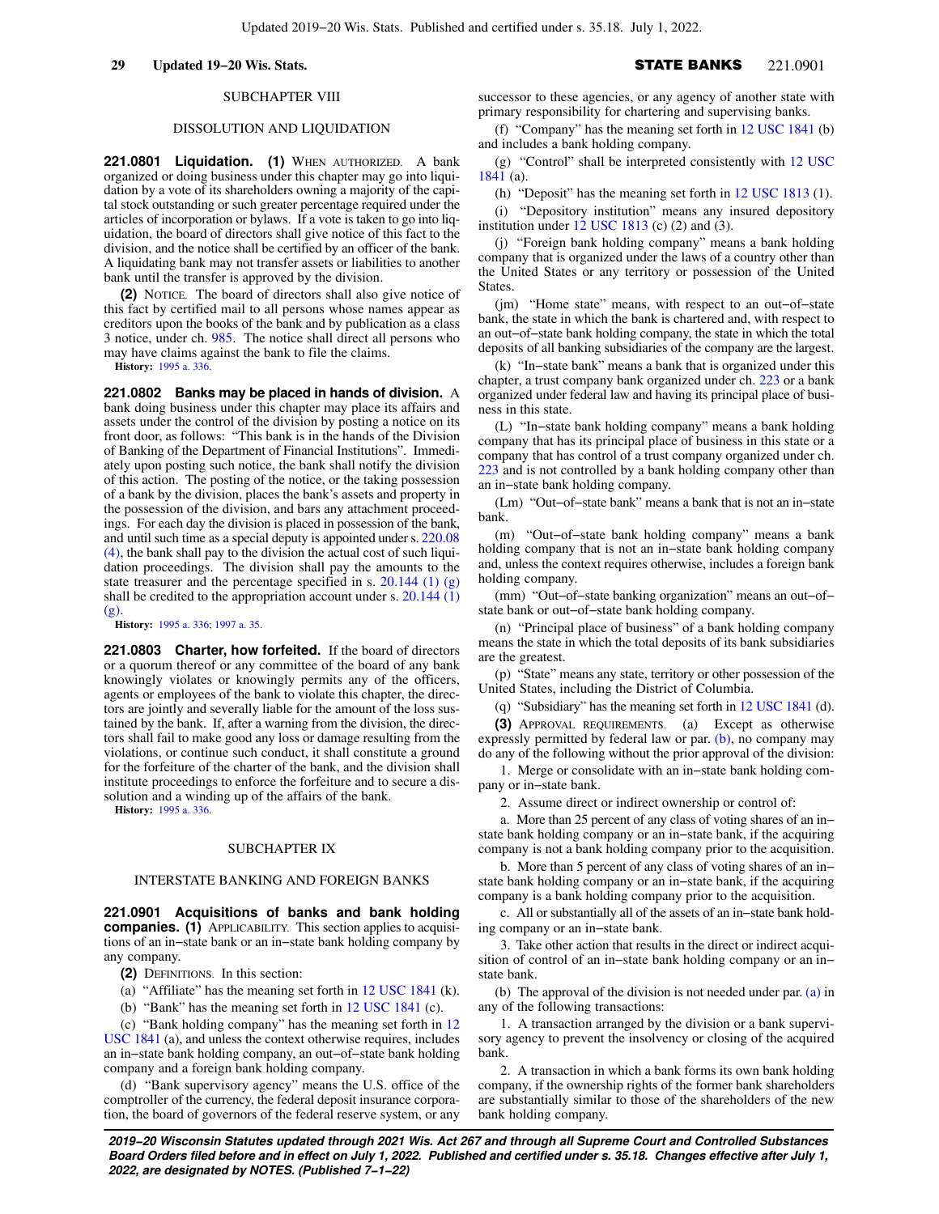## SUBCHAPTER VIII

## DISSOLUTION AND LIQUIDATION

**221.0801 Liquidation.** **(1)** WHEN AUTHORIZED. A bank organized or doing business under this chapter may go into liquidation by a vote of its shareholders owning a majority of the capital stock outstanding or such greater percentage required under the articles of incorporation or bylaws. If a vote is taken to go into liquidation, the board of directors shall give notice of this fact to the division, and the notice shall be certified by an officer of the bank. A liquidating bank may not transfer assets or liabilities to another bank until the transfer is approved by the division.

**(2)** NOTICE. The board of directors shall also give notice of this fact by certified mail to all persons whose names appear as creditors upon the books of the bank and by publication as a class 3 notice, under ch. 985. The notice shall direct all persons who may have claims against the bank to file the claims.

**History:** 1995 a. 336.

**221.0802 Banks may be placed in hands of division.** A bank doing business under this chapter may place its affairs and assets under the control of the division by posting a notice on its front door, as follows: "This bank is in the hands of the Division of Banking of the Department of Financial Institutions". Immediately upon posting such notice, the bank shall notify the division of this action. The posting of the notice, or the taking possession of a bank by the division, places the bank's assets and property in the possession of the division, and bars any attachment proceedings. For each day the division is placed in possession of the bank, and until such time as a special deputy is appointed under s. 220.08 (4), the bank shall pay to the division the actual cost of such liquidation proceedings. The division shall pay the amounts to the state treasurer and the percentage specified in s. 20.144 (1) (g) shall be credited to the appropriation account under s. 20.144 (1) (g).

**History:** 1995 a. 336; 1997 a. 35.

**221.0803 Charter, how forfeited.** If the board of directors or a quorum thereof or any committee of the board of any bank knowingly violates or knowingly permits any of the officers, agents or employees of the bank to violate this chapter, the directors are jointly and severally liable for the amount of the loss sustained by the bank. If, after a warning from the division, the directors shall fail to make good any loss or damage resulting from the violations, or continue such conduct, it shall constitute a ground for the forfeiture of the charter of the bank, and the division shall institute proceedings to enforce the forfeiture and to secure a dissolution and a winding up of the affairs of the bank.

**History:** 1995 a. 336.

## SUBCHAPTER IX

## INTERSTATE BANKING AND FOREIGN BANKS

**221.0901 Acquisitions of banks and bank holding companies.** **(1)** APPLICABILITY. This section applies to acquisitions of an in-state bank or an in-state bank holding company by any company.

**(2)** DEFINITIONS. In this section:

(a) "Affiliate" has the meaning set forth in 12 USC 1841 (k).

(b) "Bank" has the meaning set forth in 12 USC 1841 (c).

(c) "Bank holding company" has the meaning set forth in 12 USC 1841 (a), and unless the context otherwise requires, includes an in-state bank holding company, an out-of-state bank holding company and a foreign bank holding company.

(d) "Bank supervisory agency" means the U.S. office of the comptroller of the currency, the federal deposit insurance corporation, the board of governors of the federal reserve system, or any successor to these agencies, or any agency of another state with primary responsibility for chartering and supervising banks.

(f) "Company" has the meaning set forth in 12 USC 1841 (b) and includes a bank holding company.

(g) "Control" shall be interpreted consistently with 12 USC 1841 (a).

(h) "Deposit" has the meaning set forth in 12 USC 1813 (1).

(i) "Depository institution" means any insured depository institution under 12 USC 1813 (c) (2) and (3).

(j) "Foreign bank holding company" means a bank holding company that is organized under the laws of a country other than the United States or any territory or possession of the United States.

(jm) "Home state" means, with respect to an out-of-state bank, the state in which the bank is chartered and, with respect to an out-of-state bank holding company, the state in which the total deposits of all banking subsidiaries of the company are the largest.

(k) "In-state bank" means a bank that is organized under this chapter, a trust company bank organized under ch. 223 or a bank organized under federal law and having its principal place of business in this state.

(L) "In-state bank holding company" means a bank holding company that has its principal place of business in this state or a company that has control of a trust company organized under ch. 223 and is not controlled by a bank holding company other than an in-state bank holding company.

(Lm) "Out-of-state bank" means a bank that is not an in-state bank.

(m) "Out-of-state bank holding company" means a bank holding company that is not an in-state bank holding company and, unless the context requires otherwise, includes a foreign bank holding company.

(mm) "Out-of-state banking organization" means an out-of-state bank or out-of-state bank holding company.

(n) "Principal place of business" of a bank holding company means the state in which the total deposits of its bank subsidiaries are the greatest.

(p) "State" means any state, territory or other possession of the United States, including the District of Columbia.

(q) "Subsidiary" has the meaning set forth in 12 USC 1841 (d).

**(3)** APPROVAL REQUIREMENTS. (a) Except as otherwise expressly permitted by federal law or par. (b), no company may do any of the following without the prior approval of the division:

1. Merge or consolidate with an in-state bank holding company or in-state bank.

2. Assume direct or indirect ownership or control of:

a. More than 25 percent of any class of voting shares of an in-state bank holding company or an in-state bank, if the acquiring company is not a bank holding company prior to the acquisition.

b. More than 5 percent of any class of voting shares of an in-state bank holding company or an in-state bank, if the acquiring company is a bank holding company prior to the acquisition.

c. All or substantially all of the assets of an in-state bank holding company or an in-state bank.

3. Take other action that results in the direct or indirect acquisition of control of an in-state bank holding company or an in-state bank.

(b) The approval of the division is not needed under par. (a) in any of the following transactions:

1. A transaction arranged by the division or a bank supervisory agency to prevent the insolvency or closing of the acquired bank.

2. A transaction in which a bank forms its own bank holding company, if the ownership rights of the former bank shareholders are substantially similar to those of the shareholders of the new bank holding company.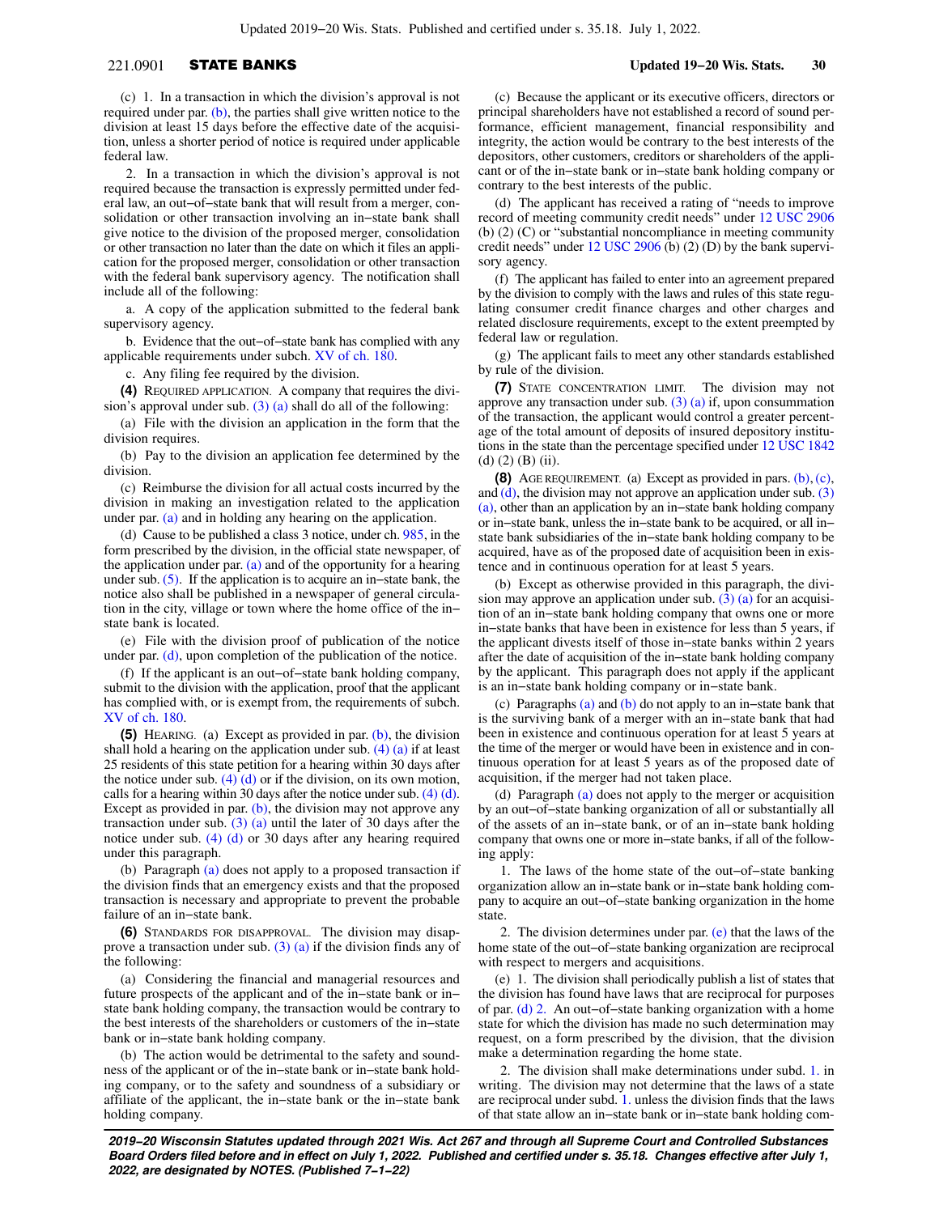(c) 1. In a transaction in which the division's approval is not required under par. (b), the parties shall give written notice to the division at least 15 days before the effective date of the acquisition, unless a shorter period of notice is required under applicable federal law.

2. In a transaction in which the division's approval is not required because the transaction is expressly permitted under federal law, an out-of-state bank that will result from a merger, consolidation or other transaction involving an in-state bank shall give notice to the division of the proposed merger, consolidation or other transaction no later than the date on which it files an application for the proposed merger, consolidation or other transaction with the federal bank supervisory agency. The notification shall include all of the following:

a. A copy of the application submitted to the federal bank supervisory agency.

b. Evidence that the out-of-state bank has complied with any applicable requirements under subch. XV of ch. 180.

c. Any filing fee required by the division.

**(4)** REQUIRED APPLICATION. A company that requires the division's approval under sub. (3) (a) shall do all of the following:

(a) File with the division an application in the form that the division requires.

(b) Pay to the division an application fee determined by the division.

(c) Reimburse the division for all actual costs incurred by the division in making an investigation related to the application under par. (a) and in holding any hearing on the application.

(d) Cause to be published a class 3 notice, under ch. 985, in the form prescribed by the division, in the official state newspaper, of the application under par. (a) and of the opportunity for a hearing under sub. (5). If the application is to acquire an in-state bank, the notice also shall be published in a newspaper of general circulation in the city, village or town where the home office of the in-state bank is located.

(e) File with the division proof of publication of the notice under par. (d), upon completion of the publication of the notice.

(f) If the applicant is an out-of-state bank holding company, submit to the division with the application, proof that the applicant has complied with, or is exempt from, the requirements of subch. XV of ch. 180.

**(5)** HEARING. (a) Except as provided in par. (b), the division shall hold a hearing on the application under sub. (4) (a) if at least 25 residents of this state petition for a hearing within 30 days after the notice under sub. (4) (d) or if the division, on its own motion, calls for a hearing within 30 days after the notice under sub. (4) (d). Except as provided in par. (b), the division may not approve any transaction under sub. (3) (a) until the later of 30 days after the notice under sub. (4) (d) or 30 days after any hearing required under this paragraph.

(b) Paragraph (a) does not apply to a proposed transaction if the division finds that an emergency exists and that the proposed transaction is necessary and appropriate to prevent the probable failure of an in-state bank.

**(6)** STANDARDS FOR DISAPPROVAL. The division may disapprove a transaction under sub. (3) (a) if the division finds any of the following:

(a) Considering the financial and managerial resources and future prospects of the applicant and of the in-state bank or in-state bank holding company, the transaction would be contrary to the best interests of the shareholders or customers of the in-state bank or in-state bank holding company.

(b) The action would be detrimental to the safety and soundness of the applicant or of the in-state bank or in-state bank holding company, or to the safety and soundness of a subsidiary or affiliate of the applicant, the in-state bank or the in-state bank holding company.

(c) Because the applicant or its executive officers, directors or principal shareholders have not established a record of sound performance, efficient management, financial responsibility and integrity, the action would be contrary to the best interests of the depositors, other customers, creditors or shareholders of the applicant or of the in-state bank or in-state bank holding company or contrary to the best interests of the public.

(d) The applicant has received a rating of "needs to improve record of meeting community credit needs" under 12 USC 2906 (b) (2) (C) or "substantial noncompliance in meeting community credit needs" under 12 USC 2906 (b) (2) (D) by the bank supervisory agency.

(f) The applicant has failed to enter into an agreement prepared by the division to comply with the laws and rules of this state regulating consumer credit finance charges and other charges and related disclosure requirements, except to the extent preempted by federal law or regulation.

(g) The applicant fails to meet any other standards established by rule of the division.

**(7)** STATE CONCENTRATION LIMIT. The division may not approve any transaction under sub. (3) (a) if, upon consummation of the transaction, the applicant would control a greater percentage of the total amount of deposits of insured depository institutions in the state than the percentage specified under 12 USC 1842 (d) (2) (B) (ii).

**(8)** AGE REQUIREMENT. (a) Except as provided in pars. (b), (c), and (d), the division may not approve an application under sub. (3) (a), other than an application by an in-state bank holding company or in-state bank, unless the in-state bank to be acquired, or all in-state bank subsidiaries of the in-state bank holding company to be acquired, have as of the proposed date of acquisition been in existence and in continuous operation for at least 5 years.

(b) Except as otherwise provided in this paragraph, the division may approve an application under sub. (3) (a) for an acquisition of an in-state bank holding company that owns one or more in-state banks that have been in existence for less than 5 years, if the applicant divests itself of those in-state banks within 2 years after the date of acquisition of the in-state bank holding company by the applicant. This paragraph does not apply if the applicant is an in-state bank holding company or in-state bank.

(c) Paragraphs (a) and (b) do not apply to an in-state bank that is the surviving bank of a merger with an in-state bank that had been in existence and continuous operation for at least 5 years at the time of the merger or would have been in existence and in continuous operation for at least 5 years as of the proposed date of acquisition, if the merger had not taken place.

(d) Paragraph (a) does not apply to the merger or acquisition by an out-of-state banking organization of all or substantially all of the assets of an in-state bank, or of an in-state bank holding company that owns one or more in-state banks, if all of the following apply:

1. The laws of the home state of the out-of-state banking organization allow an in-state bank or in-state bank holding company to acquire an out-of-state banking organization in the home state.

2. The division determines under par. (e) that the laws of the home state of the out-of-state banking organization are reciprocal with respect to mergers and acquisitions.

(e) 1. The division shall periodically publish a list of states that the division has found have laws that are reciprocal for purposes of par. (d) 2. An out-of-state banking organization with a home state for which the division has made no such determination may request, on a form prescribed by the division, that the division make a determination regarding the home state.

2. The division shall make determinations under subd. 1. in writing. The division may not determine that the laws of a state are reciprocal under subd. 1. unless the division finds that the laws of that state allow an in-state bank or in-state bank holding com-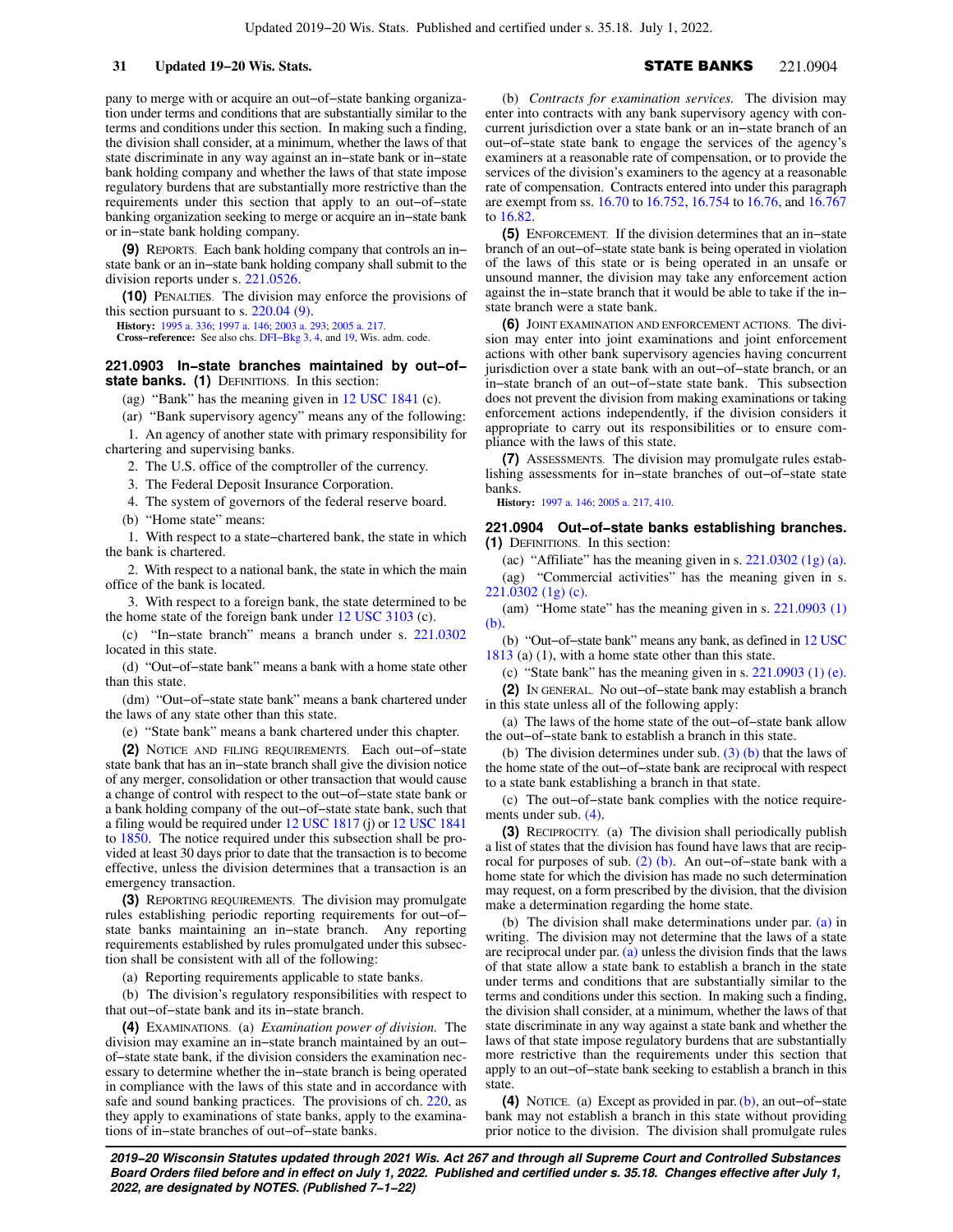pany to merge with or acquire an out-of-state banking organization under terms and conditions that are substantially similar to the terms and conditions under this section. In making such a finding, the division shall consider, at a minimum, whether the laws of that state discriminate in any way against an in-state bank or in-state bank holding company and whether the laws of that state impose regulatory burdens that are substantially more restrictive than the requirements under this section that apply to an out-of-state banking organization seeking to merge or acquire an in-state bank or in-state bank holding company.

**(9)** REPORTS. Each bank holding company that controls an in-state bank or an in-state bank holding company shall submit to the division reports under s. 221.0526.

**(10)** PENALTIES. The division may enforce the provisions of this section pursuant to s. 220.04 (9).

**History:** 1995 a. 336; 1997 a. 146; 2003 a. 293; 2005 a. 217.

**Cross-reference:** See also chs. DFI-Bkg 3, 4, and 19, Wis. adm. code.

## 221.0903 In-state branches maintained by out-of-state banks.

**(1)** DEFINITIONS. In this section:

(ag) "Bank" has the meaning given in 12 USC 1841 (c).

(ar) "Bank supervisory agency" means any of the following:

1. An agency of another state with primary responsibility for chartering and supervising banks.

2. The U.S. office of the comptroller of the currency.

3. The Federal Deposit Insurance Corporation.

4. The system of governors of the federal reserve board.

(b) "Home state" means:

1. With respect to a state-chartered bank, the state in which the bank is chartered.

2. With respect to a national bank, the state in which the main office of the bank is located.

3. With respect to a foreign bank, the state determined to be the home state of the foreign bank under 12 USC 3103 (c).

(c) "In-state branch" means a branch under s. 221.0302 located in this state.

(d) "Out-of-state bank" means a bank with a home state other than this state.

(dm) "Out-of-state state bank" means a bank chartered under the laws of any state other than this state.

(e) "State bank" means a bank chartered under this chapter.

**(2)** NOTICE AND FILING REQUIREMENTS. Each out-of-state state bank that has an in-state branch shall give the division notice of any merger, consolidation or other transaction that would cause a change of control with respect to the out-of-state state bank or a bank holding company of the out-of-state state bank, such that a filing would be required under 12 USC 1817 (j) or 12 USC 1841 to 1850. The notice required under this subsection shall be provided at least 30 days prior to date that the transaction is to become effective, unless the division determines that a transaction is an emergency transaction.

**(3)** REPORTING REQUIREMENTS. The division may promulgate rules establishing periodic reporting requirements for out-of-state banks maintaining an in-state branch. Any reporting requirements established by rules promulgated under this subsection shall be consistent with all of the following:

(a) Reporting requirements applicable to state banks.

(b) The division's regulatory responsibilities with respect to that out-of-state bank and its in-state branch.

**(4)** EXAMINATIONS. (a) *Examination power of division.* The division may examine an in-state branch maintained by an out-of-state state bank, if the division considers the examination necessary to determine whether the in-state branch is being operated in compliance with the laws of this state and in accordance with safe and sound banking practices. The provisions of ch. 220, as they apply to examinations of state banks, apply to the examinations of in-state branches of out-of-state banks.

(b) *Contracts for examination services.* The division may enter into contracts with any bank supervisory agency with concurrent jurisdiction over a state bank or an in-state branch of an out-of-state state bank to engage the services of the agency's examiners at a reasonable rate of compensation, or to provide the services of the division's examiners to the agency at a reasonable rate of compensation. Contracts entered into under this paragraph are exempt from ss. 16.70 to 16.752, 16.754 to 16.76, and 16.767 to 16.82.

**(5)** ENFORCEMENT. If the division determines that an in-state branch of an out-of-state state bank is being operated in violation of the laws of this state or is being operated in an unsafe or unsound manner, the division may take any enforcement action against the in-state branch that it would be able to take if the in-state branch were a state bank.

**(6)** JOINT EXAMINATION AND ENFORCEMENT ACTIONS. The division may enter into joint examinations and joint enforcement actions with other bank supervisory agencies having concurrent jurisdiction over a state bank with an out-of-state branch, or an in-state branch of an out-of-state state bank. This subsection does not prevent the division from making examinations or taking enforcement actions independently, if the division considers it appropriate to carry out its responsibilities or to ensure compliance with the laws of this state.

**(7)** ASSESSMENTS. The division may promulgate rules establishing assessments for in-state branches of out-of-state state banks.

**History:** 1997 a. 146; 2005 a. 217, 410.

## 221.0904 Out-of-state banks establishing branches.

**(1)** DEFINITIONS. In this section:

(ac) "Affiliate" has the meaning given in s. 221.0302 (1g) (a).

(ag) "Commercial activities" has the meaning given in s. 221.0302 (1g) (c).

(am) "Home state" has the meaning given in s. 221.0903 (1) (b).

(b) "Out-of-state bank" means any bank, as defined in 12 USC 1813 (a) (1), with a home state other than this state.

(c) "State bank" has the meaning given in s. 221.0903 (1) (e).

**(2)** IN GENERAL. No out-of-state bank may establish a branch in this state unless all of the following apply:

(a) The laws of the home state of the out-of-state bank allow the out-of-state bank to establish a branch in this state.

(b) The division determines under sub. (3) (b) that the laws of the home state of the out-of-state bank are reciprocal with respect to a state bank establishing a branch in that state.

(c) The out-of-state bank complies with the notice requirements under sub. (4).

**(3)** RECIPROCITY. (a) The division shall periodically publish a list of states that the division has found have laws that are reciprocal for purposes of sub. (2) (b). An out-of-state bank with a home state for which the division has made no such determination may request, on a form prescribed by the division, that the division make a determination regarding the home state.

(b) The division shall make determinations under par. (a) in writing. The division may not determine that the laws of a state are reciprocal under par. (a) unless the division finds that the laws of that state allow a state bank to establish a branch in the state under terms and conditions that are substantially similar to the terms and conditions under this section. In making such a finding, the division shall consider, at a minimum, whether the laws of that state discriminate in any way against a state bank and whether the laws of that state impose regulatory burdens that are substantially more restrictive than the requirements under this section that apply to an out-of-state bank seeking to establish a branch in this state.

**(4)** NOTICE. (a) Except as provided in par. (b), an out-of-state bank may not establish a branch in this state without providing prior notice to the division. The division shall promulgate rules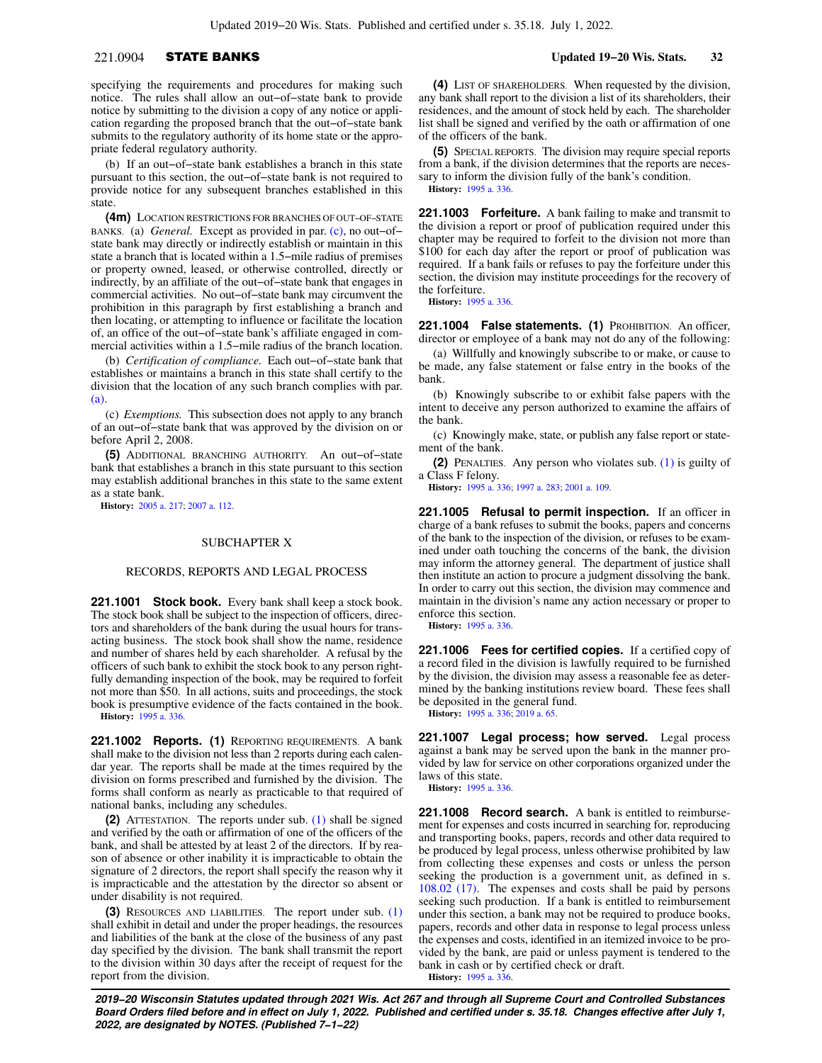specifying the requirements and procedures for making such notice. The rules shall allow an out–of–state bank to provide notice by submitting to the division a copy of any notice or application regarding the proposed branch that the out–of–state bank submits to the regulatory authority of its home state or the appropriate federal regulatory authority.

(b) If an out–of–state bank establishes a branch in this state pursuant to this section, the out–of–state bank is not required to provide notice for any subsequent branches established in this state.

**(4m)** LOCATION RESTRICTIONS FOR BRANCHES OF OUT–OF–STATE BANKS. (a) *General.* Except as provided in par. (c), no out–of–state bank may directly or indirectly establish or maintain in this state a branch that is located within a 1.5–mile radius of premises or property owned, leased, or otherwise controlled, directly or indirectly, by an affiliate of the out–of–state bank that engages in commercial activities. No out–of–state bank may circumvent the prohibition in this paragraph by first establishing a branch and then locating, or attempting to influence or facilitate the location of, an office of the out–of–state bank's affiliate engaged in commercial activities within a 1.5–mile radius of the branch location.

(b) *Certification of compliance.* Each out–of–state bank that establishes or maintains a branch in this state shall certify to the division that the location of any such branch complies with par. (a).

(c) *Exemptions.* This subsection does not apply to any branch of an out–of–state bank that was approved by the division on or before April 2, 2008.

**(5)** ADDITIONAL BRANCHING AUTHORITY. An out–of–state bank that establishes a branch in this state pursuant to this section may establish additional branches in this state to the same extent as a state bank.

**History:** 2005 a. 217; 2007 a. 112.

## SUBCHAPTER X

## RECORDS, REPORTS AND LEGAL PROCESS

**221.1001 Stock book.** Every bank shall keep a stock book. The stock book shall be subject to the inspection of officers, directors and shareholders of the bank during the usual hours for transacting business. The stock book shall show the name, residence and number of shares held by each shareholder. A refusal by the officers of such bank to exhibit the stock book to any person rightfully demanding inspection of the book, may be required to forfeit not more than $50. In all actions, suits and proceedings, the stock book is presumptive evidence of the facts contained in the book.

**History:** 1995 a. 336.

**221.1002 Reports. (1)** REPORTING REQUIREMENTS. A bank shall make to the division not less than 2 reports during each calendar year. The reports shall be made at the times required by the division on forms prescribed and furnished by the division. The forms shall conform as nearly as practicable to that required of national banks, including any schedules.

**(2)** ATTESTATION. The reports under sub. (1) shall be signed and verified by the oath or affirmation of one of the officers of the bank, and shall be attested by at least 2 of the directors. If by reason of absence or other inability it is impracticable to obtain the signature of 2 directors, the report shall specify the reason why it is impracticable and the attestation by the director so absent or under disability is not required.

**(3)** RESOURCES AND LIABILITIES. The report under sub. (1) shall exhibit in detail and under the proper headings, the resources and liabilities of the bank at the close of the business of any past day specified by the division. The bank shall transmit the report to the division within 30 days after the receipt of request for the report from the division.

**(4)** LIST OF SHAREHOLDERS. When requested by the division, any bank shall report to the division a list of its shareholders, their residences, and the amount of stock held by each. The shareholder list shall be signed and verified by the oath or affirmation of one of the officers of the bank.

**(5)** SPECIAL REPORTS. The division may require special reports from a bank, if the division determines that the reports are necessary to inform the division fully of the bank's condition.

**History:** 1995 a. 336.

**221.1003 Forfeiture.** A bank failing to make and transmit to the division a report or proof of publication required under this chapter may be required to forfeit to the division not more than $100 for each day after the report or proof of publication was required. If a bank fails or refuses to pay the forfeiture under this section, the division may institute proceedings for the recovery of the forfeiture.

**History:** 1995 a. 336.

**221.1004 False statements. (1)** PROHIBITION. An officer, director or employee of a bank may not do any of the following:

(a) Willfully and knowingly subscribe to or make, or cause to be made, any false statement or false entry in the books of the bank.

(b) Knowingly subscribe to or exhibit false papers with the intent to deceive any person authorized to examine the affairs of the bank.

(c) Knowingly make, state, or publish any false report or statement of the bank.

**(2)** PENALTIES. Any person who violates sub. (1) is guilty of a Class F felony.

**History:** 1995 a. 336; 1997 a. 283; 2001 a. 109.

**221.1005 Refusal to permit inspection.** If an officer in charge of a bank refuses to submit the books, papers and concerns of the bank to the inspection of the division, or refuses to be examined under oath touching the concerns of the bank, the division may inform the attorney general. The department of justice shall then institute an action to procure a judgment dissolving the bank. In order to carry out this section, the division may commence and maintain in the division's name any action necessary or proper to enforce this section.

**History:** 1995 a. 336.

**221.1006 Fees for certified copies.** If a certified copy of a record filed in the division is lawfully required to be furnished by the division, the division may assess a reasonable fee as determined by the banking institutions review board. These fees shall be deposited in the general fund.

**History:** 1995 a. 336; 2019 a. 65.

**221.1007 Legal process; how served.** Legal process against a bank may be served upon the bank in the manner provided by law for service on other corporations organized under the laws of this state.

**History:** 1995 a. 336.

**221.1008 Record search.** A bank is entitled to reimbursement for expenses and costs incurred in searching for, reproducing and transporting books, papers, records and other data required to be produced by legal process, unless otherwise prohibited by law from collecting these expenses and costs or unless the person seeking the production is a government unit, as defined in s. 108.02 (17). The expenses and costs shall be paid by persons seeking such production. If a bank is entitled to reimbursement under this section, a bank may not be required to produce books, papers, records and other data in response to legal process unless the expenses and costs, identified in an itemized invoice to be provided by the bank, are paid or unless payment is tendered to the bank in cash or by certified check or draft.

**History:** 1995 a. 336.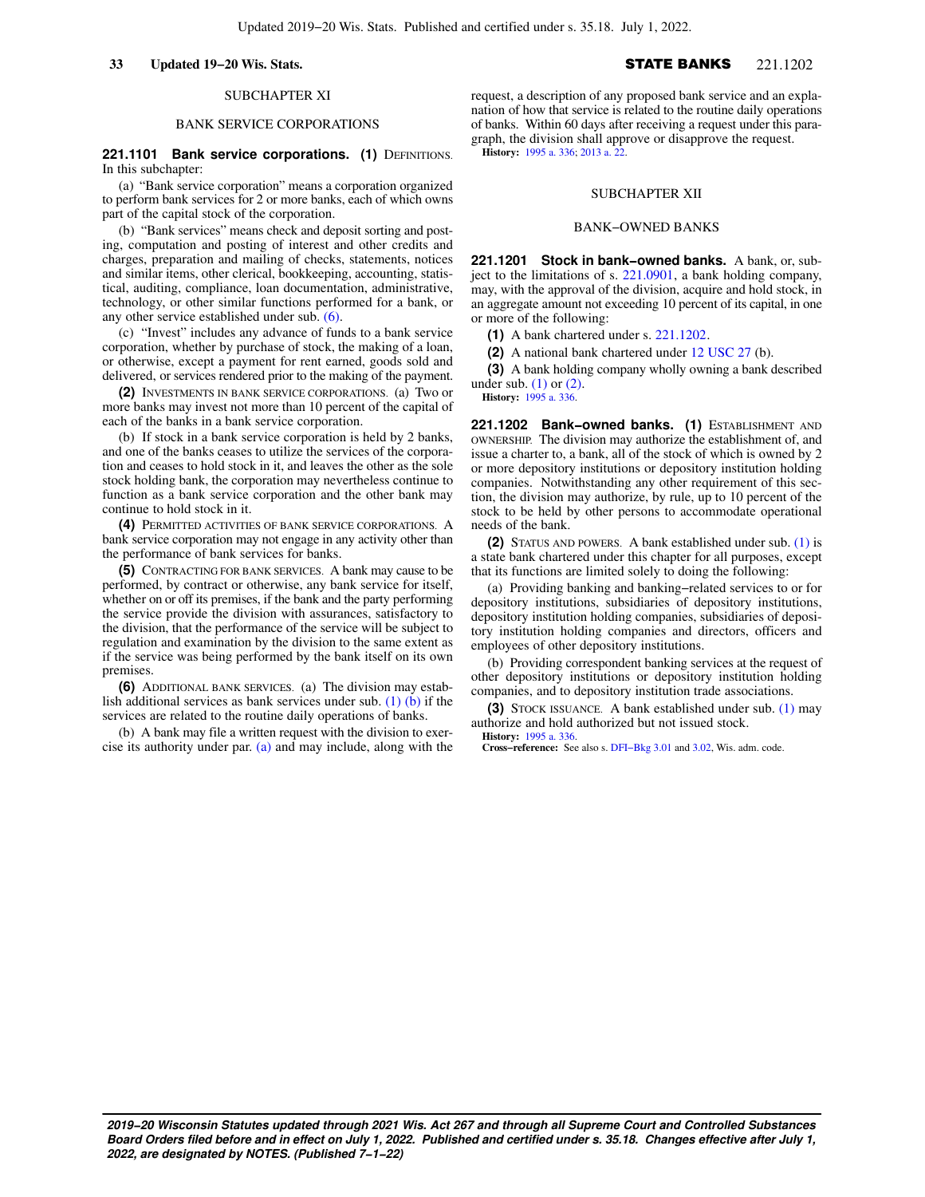## SUBCHAPTER XI

## BANK SERVICE CORPORATIONS

**221.1101 Bank service corporations. (1)** DEFINITIONS. In this subchapter:

(a) "Bank service corporation" means a corporation organized to perform bank services for 2 or more banks, each of which owns part of the capital stock of the corporation.

(b) "Bank services" means check and deposit sorting and posting, computation and posting of interest and other credits and charges, preparation and mailing of checks, statements, notices and similar items, other clerical, bookkeeping, accounting, statistical, auditing, compliance, loan documentation, administrative, technology, or other similar functions performed for a bank, or any other service established under sub. (6).

(c) "Invest" includes any advance of funds to a bank service corporation, whether by purchase of stock, the making of a loan, or otherwise, except a payment for rent earned, goods sold and delivered, or services rendered prior to the making of the payment.

**(2)** INVESTMENTS IN BANK SERVICE CORPORATIONS. (a) Two or more banks may invest not more than 10 percent of the capital of each of the banks in a bank service corporation.

(b) If stock in a bank service corporation is held by 2 banks, and one of the banks ceases to utilize the services of the corporation and ceases to hold stock in it, and leaves the other as the sole stock holding bank, the corporation may nevertheless continue to function as a bank service corporation and the other bank may continue to hold stock in it.

**(4)** PERMITTED ACTIVITIES OF BANK SERVICE CORPORATIONS. A bank service corporation may not engage in any activity other than the performance of bank services for banks.

**(5)** CONTRACTING FOR BANK SERVICES. A bank may cause to be performed, by contract or otherwise, any bank service for itself, whether on or off its premises, if the bank and the party performing the service provide the division with assurances, satisfactory to the division, that the performance of the service will be subject to regulation and examination by the division to the same extent as if the service was being performed by the bank itself on its own premises.

**(6)** ADDITIONAL BANK SERVICES. (a) The division may establish additional services as bank services under sub. (1) (b) if the services are related to the routine daily operations of banks.

(b) A bank may file a written request with the division to exercise its authority under par. (a) and may include, along with the request, a description of any proposed bank service and an explanation of how that service is related to the routine daily operations of banks. Within 60 days after receiving a request under this paragraph, the division shall approve or disapprove the request.

**History:** 1995 a. 336; 2013 a. 22.

## SUBCHAPTER XII

## BANK-OWNED BANKS

**221.1201 Stock in bank-owned banks.** A bank, or, subject to the limitations of s. 221.0901, a bank holding company, may, with the approval of the division, acquire and hold stock, in an aggregate amount not exceeding 10 percent of its capital, in one or more of the following:

**(1)** A bank chartered under s. 221.1202.

**(2)** A national bank chartered under 12 USC 27 (b).

**(3)** A bank holding company wholly owning a bank described under sub. (1) or (2).

**History:** 1995 a. 336.

**221.1202 Bank-owned banks. (1)** ESTABLISHMENT AND OWNERSHIP. The division may authorize the establishment of, and issue a charter to, a bank, all of the stock of which is owned by 2 or more depository institutions or depository institution holding companies. Notwithstanding any other requirement of this section, the division may authorize, by rule, up to 10 percent of the stock to be held by other persons to accommodate operational needs of the bank.

**(2)** STATUS AND POWERS. A bank established under sub. (1) is a state bank chartered under this chapter for all purposes, except that its functions are limited solely to doing the following:

(a) Providing banking and banking-related services to or for depository institutions, subsidiaries of depository institutions, depository institution holding companies, subsidiaries of depository institution holding companies and directors, officers and employees of other depository institutions.

(b) Providing correspondent banking services at the request of other depository institutions or depository institution holding companies, and to depository institution trade associations.

**(3)** STOCK ISSUANCE. A bank established under sub. (1) may authorize and hold authorized but not issued stock.

**History:** 1995 a. 336.

**Cross-reference:** See also s. DFI-Bkg 3.01 and 3.02, Wis. adm. code.